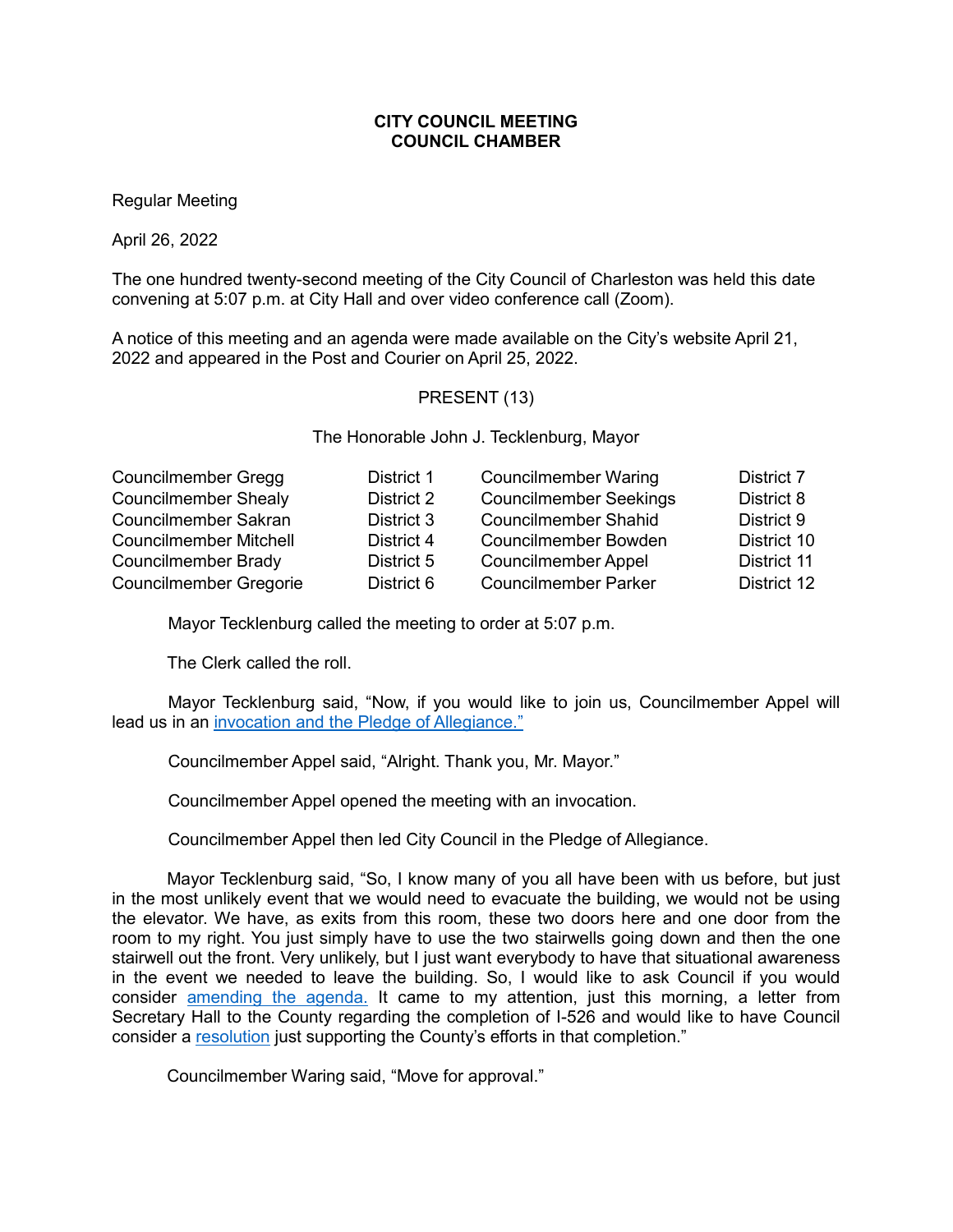**CITY COUNCIL MEETING**
**COUNCIL CHAMBER**

Regular Meeting

April 26, 2022

The one hundred twenty-second meeting of the City Council of Charleston was held this date convening at 5:07 p.m. at City Hall and over video conference call (Zoom).

A notice of this meeting and an agenda were made available on the City's website April 21, 2022 and appeared in the Post and Courier on April 25, 2022.

PRESENT (13)

The Honorable John J. Tecklenburg, Mayor

| | | | |
|---|---|---|---|
| Councilmember Gregg | District 1 | Councilmember Waring | District 7 |
| Councilmember Shealy | District 2 | Councilmember Seekings | District 8 |
| Councilmember Sakran | District 3 | Councilmember Shahid | District 9 |
| Councilmember Mitchell | District 4 | Councilmember Bowden | District 10 |
| Councilmember Brady | District 5 | Councilmember Appel | District 11 |
| Councilmember Gregorie | District 6 | Councilmember Parker | District 12 |

Mayor Tecklenburg called the meeting to order at 5:07 p.m.

The Clerk called the roll.

Mayor Tecklenburg said, "Now, if you would like to join us, Councilmember Appel will lead us in an invocation and the Pledge of Allegiance."

Councilmember Appel said, "Alright. Thank you, Mr. Mayor."

Councilmember Appel opened the meeting with an invocation.

Councilmember Appel then led City Council in the Pledge of Allegiance.

Mayor Tecklenburg said, "So, I know many of you all have been with us before, but just in the most unlikely event that we would need to evacuate the building, we would not be using the elevator. We have, as exits from this room, these two doors here and one door from the room to my right. You just simply have to use the two stairwells going down and then the one stairwell out the front. Very unlikely, but I just want everybody to have that situational awareness in the event we needed to leave the building. So, I would like to ask Council if you would consider amending the agenda. It came to my attention, just this morning, a letter from Secretary Hall to the County regarding the completion of I-526 and would like to have Council consider a resolution just supporting the County's efforts in that completion."

Councilmember Waring said, "Move for approval."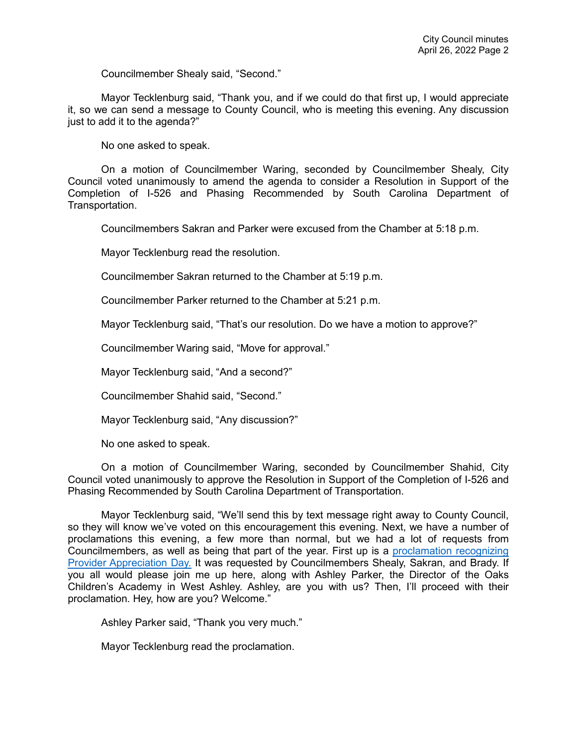Councilmember Shealy said, "Second."

Mayor Tecklenburg said, "Thank you, and if we could do that first up, I would appreciate it, so we can send a message to County Council, who is meeting this evening. Any discussion just to add it to the agenda?"

No one asked to speak.

On a motion of Councilmember Waring, seconded by Councilmember Shealy, City Council voted unanimously to amend the agenda to consider a Resolution in Support of the Completion of I-526 and Phasing Recommended by South Carolina Department of Transportation.

Councilmembers Sakran and Parker were excused from the Chamber at 5:18 p.m.

Mayor Tecklenburg read the resolution.

Councilmember Sakran returned to the Chamber at 5:19 p.m.

Councilmember Parker returned to the Chamber at 5:21 p.m.

Mayor Tecklenburg said, "That's our resolution. Do we have a motion to approve?"

Councilmember Waring said, "Move for approval."

Mayor Tecklenburg said, "And a second?"

Councilmember Shahid said, "Second."

Mayor Tecklenburg said, "Any discussion?"

No one asked to speak.

On a motion of Councilmember Waring, seconded by Councilmember Shahid, City Council voted unanimously to approve the Resolution in Support of the Completion of I-526 and Phasing Recommended by South Carolina Department of Transportation.

Mayor Tecklenburg said, "We'll send this by text message right away to County Council, so they will know we've voted on this encouragement this evening. Next, we have a number of proclamations this evening, a few more than normal, but we had a lot of requests from Councilmembers, as well as being that part of the year. First up is a proclamation recognizing Provider Appreciation Day. It was requested by Councilmembers Shealy, Sakran, and Brady. If you all would please join me up here, along with Ashley Parker, the Director of the Oaks Children's Academy in West Ashley. Ashley, are you with us? Then, I'll proceed with their proclamation. Hey, how are you? Welcome."

Ashley Parker said, "Thank you very much."

Mayor Tecklenburg read the proclamation.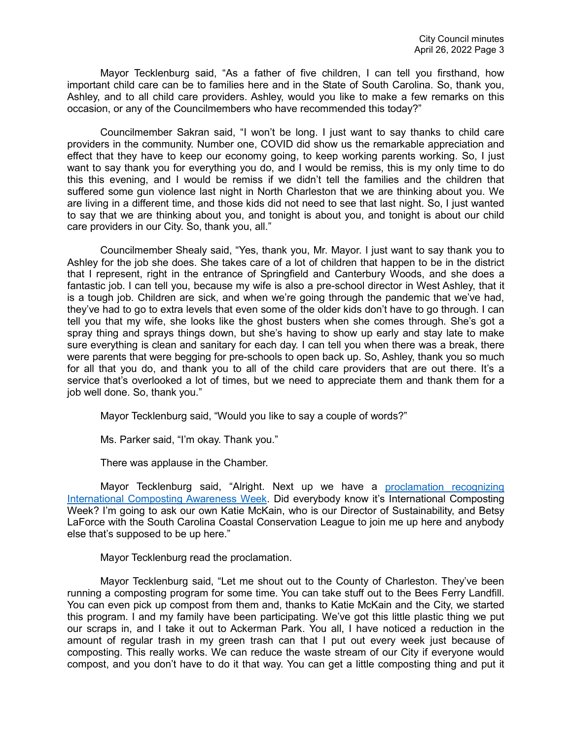Mayor Tecklenburg said, "As a father of five children, I can tell you firsthand, how important child care can be to families here and in the State of South Carolina. So, thank you, Ashley, and to all child care providers. Ashley, would you like to make a few remarks on this occasion, or any of the Councilmembers who have recommended this today?"

Councilmember Sakran said, "I won't be long. I just want to say thanks to child care providers in the community. Number one, COVID did show us the remarkable appreciation and effect that they have to keep our economy going, to keep working parents working. So, I just want to say thank you for everything you do, and I would be remiss, this is my only time to do this this evening, and I would be remiss if we didn't tell the families and the children that suffered some gun violence last night in North Charleston that we are thinking about you. We are living in a different time, and those kids did not need to see that last night. So, I just wanted to say that we are thinking about you, and tonight is about you, and tonight is about our child care providers in our City. So, thank you, all."

Councilmember Shealy said, "Yes, thank you, Mr. Mayor. I just want to say thank you to Ashley for the job she does. She takes care of a lot of children that happen to be in the district that I represent, right in the entrance of Springfield and Canterbury Woods, and she does a fantastic job. I can tell you, because my wife is also a pre-school director in West Ashley, that it is a tough job. Children are sick, and when we're going through the pandemic that we've had, they've had to go to extra levels that even some of the older kids don't have to go through. I can tell you that my wife, she looks like the ghost busters when she comes through. She's got a spray thing and sprays things down, but she's having to show up early and stay late to make sure everything is clean and sanitary for each day. I can tell you when there was a break, there were parents that were begging for pre-schools to open back up. So, Ashley, thank you so much for all that you do, and thank you to all of the child care providers that are out there. It's a service that's overlooked a lot of times, but we need to appreciate them and thank them for a job well done. So, thank you."

Mayor Tecklenburg said, "Would you like to say a couple of words?"

Ms. Parker said, "I'm okay. Thank you."

There was applause in the Chamber.

Mayor Tecklenburg said, "Alright. Next up we have a [proclamation recognizing International Composting Awareness Week](). Did everybody know it's International Composting Week? I'm going to ask our own Katie McKain, who is our Director of Sustainability, and Betsy LaForce with the South Carolina Coastal Conservation League to join me up here and anybody else that's supposed to be up here."

Mayor Tecklenburg read the proclamation.

Mayor Tecklenburg said, "Let me shout out to the County of Charleston. They've been running a composting program for some time. You can take stuff out to the Bees Ferry Landfill. You can even pick up compost from them and, thanks to Katie McKain and the City, we started this program. I and my family have been participating. We've got this little plastic thing we put our scraps in, and I take it out to Ackerman Park. You all, I have noticed a reduction in the amount of regular trash in my green trash can that I put out every week just because of composting. This really works. We can reduce the waste stream of our City if everyone would compost, and you don't have to do it that way. You can get a little composting thing and put it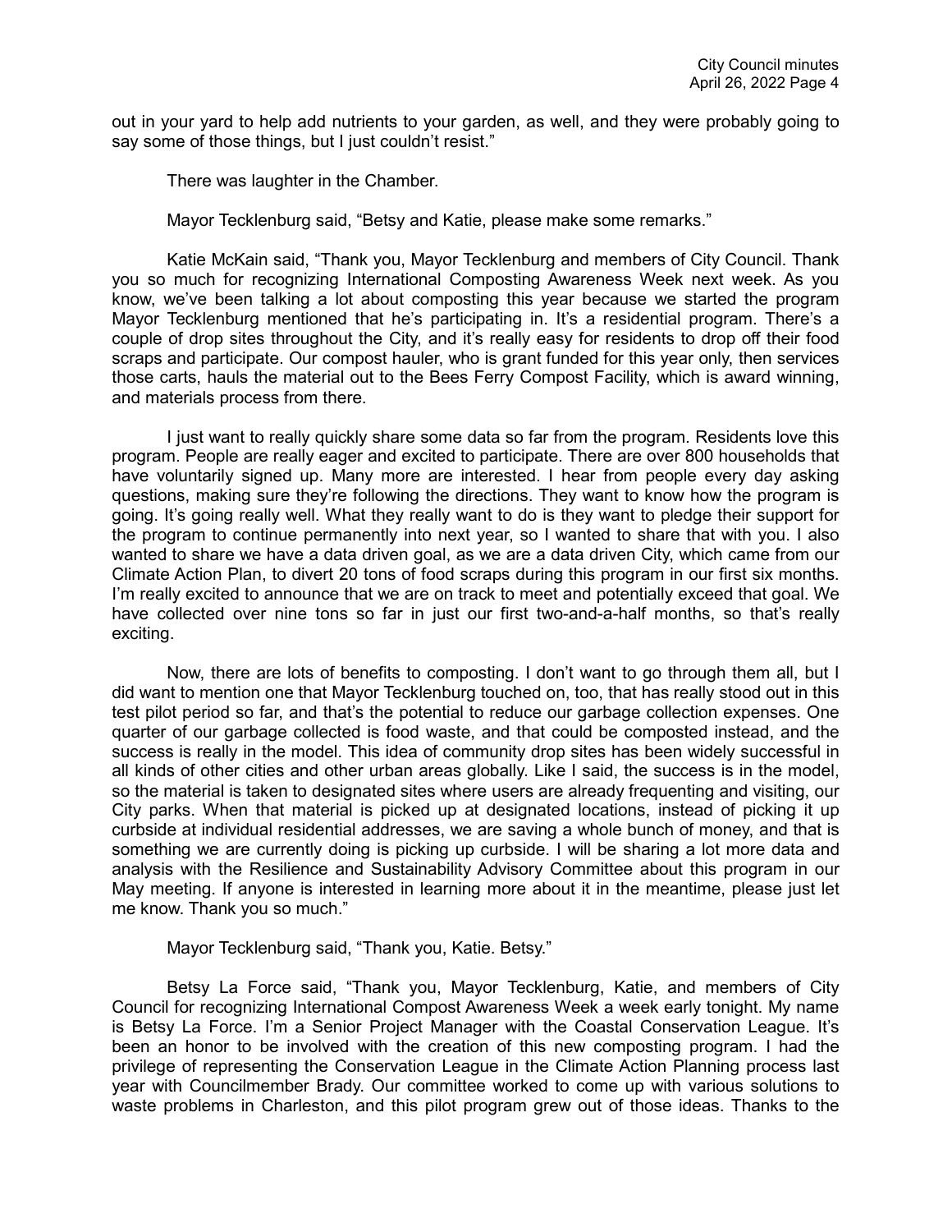out in your yard to help add nutrients to your garden, as well, and they were probably going to say some of those things, but I just couldn't resist."

There was laughter in the Chamber.

Mayor Tecklenburg said, "Betsy and Katie, please make some remarks."

Katie McKain said, "Thank you, Mayor Tecklenburg and members of City Council. Thank you so much for recognizing International Composting Awareness Week next week. As you know, we've been talking a lot about composting this year because we started the program Mayor Tecklenburg mentioned that he's participating in. It's a residential program. There's a couple of drop sites throughout the City, and it's really easy for residents to drop off their food scraps and participate. Our compost hauler, who is grant funded for this year only, then services those carts, hauls the material out to the Bees Ferry Compost Facility, which is award winning, and materials process from there.

I just want to really quickly share some data so far from the program. Residents love this program. People are really eager and excited to participate. There are over 800 households that have voluntarily signed up. Many more are interested. I hear from people every day asking questions, making sure they're following the directions. They want to know how the program is going. It's going really well. What they really want to do is they want to pledge their support for the program to continue permanently into next year, so I wanted to share that with you. I also wanted to share we have a data driven goal, as we are a data driven City, which came from our Climate Action Plan, to divert 20 tons of food scraps during this program in our first six months. I'm really excited to announce that we are on track to meet and potentially exceed that goal. We have collected over nine tons so far in just our first two-and-a-half months, so that's really exciting.

Now, there are lots of benefits to composting. I don't want to go through them all, but I did want to mention one that Mayor Tecklenburg touched on, too, that has really stood out in this test pilot period so far, and that's the potential to reduce our garbage collection expenses. One quarter of our garbage collected is food waste, and that could be composted instead, and the success is really in the model. This idea of community drop sites has been widely successful in all kinds of other cities and other urban areas globally. Like I said, the success is in the model, so the material is taken to designated sites where users are already frequenting and visiting, our City parks. When that material is picked up at designated locations, instead of picking it up curbside at individual residential addresses, we are saving a whole bunch of money, and that is something we are currently doing is picking up curbside. I will be sharing a lot more data and analysis with the Resilience and Sustainability Advisory Committee about this program in our May meeting. If anyone is interested in learning more about it in the meantime, please just let me know. Thank you so much."

Mayor Tecklenburg said, "Thank you, Katie. Betsy."

Betsy La Force said, "Thank you, Mayor Tecklenburg, Katie, and members of City Council for recognizing International Compost Awareness Week a week early tonight. My name is Betsy La Force. I'm a Senior Project Manager with the Coastal Conservation League. It's been an honor to be involved with the creation of this new composting program. I had the privilege of representing the Conservation League in the Climate Action Planning process last year with Councilmember Brady. Our committee worked to come up with various solutions to waste problems in Charleston, and this pilot program grew out of those ideas. Thanks to the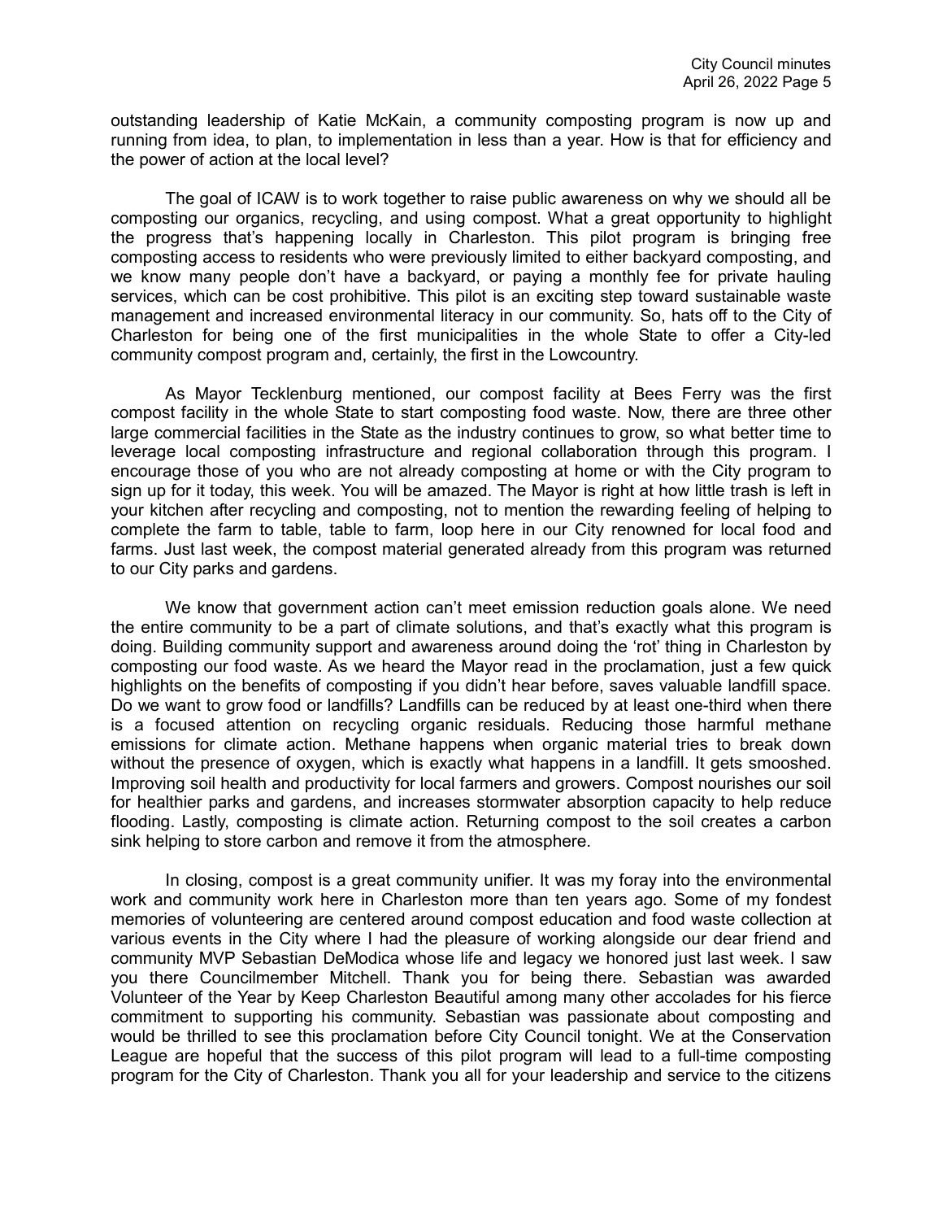outstanding leadership of Katie McKain, a community composting program is now up and running from idea, to plan, to implementation in less than a year. How is that for efficiency and the power of action at the local level?

The goal of ICAW is to work together to raise public awareness on why we should all be composting our organics, recycling, and using compost. What a great opportunity to highlight the progress that's happening locally in Charleston. This pilot program is bringing free composting access to residents who were previously limited to either backyard composting, and we know many people don't have a backyard, or paying a monthly fee for private hauling services, which can be cost prohibitive. This pilot is an exciting step toward sustainable waste management and increased environmental literacy in our community. So, hats off to the City of Charleston for being one of the first municipalities in the whole State to offer a City-led community compost program and, certainly, the first in the Lowcountry.

As Mayor Tecklenburg mentioned, our compost facility at Bees Ferry was the first compost facility in the whole State to start composting food waste. Now, there are three other large commercial facilities in the State as the industry continues to grow, so what better time to leverage local composting infrastructure and regional collaboration through this program. I encourage those of you who are not already composting at home or with the City program to sign up for it today, this week. You will be amazed. The Mayor is right at how little trash is left in your kitchen after recycling and composting, not to mention the rewarding feeling of helping to complete the farm to table, table to farm, loop here in our City renowned for local food and farms. Just last week, the compost material generated already from this program was returned to our City parks and gardens.

We know that government action can't meet emission reduction goals alone. We need the entire community to be a part of climate solutions, and that's exactly what this program is doing. Building community support and awareness around doing the 'rot' thing in Charleston by composting our food waste. As we heard the Mayor read in the proclamation, just a few quick highlights on the benefits of composting if you didn't hear before, saves valuable landfill space. Do we want to grow food or landfills? Landfills can be reduced by at least one-third when there is a focused attention on recycling organic residuals. Reducing those harmful methane emissions for climate action. Methane happens when organic material tries to break down without the presence of oxygen, which is exactly what happens in a landfill. It gets smooshed. Improving soil health and productivity for local farmers and growers. Compost nourishes our soil for healthier parks and gardens, and increases stormwater absorption capacity to help reduce flooding. Lastly, composting is climate action. Returning compost to the soil creates a carbon sink helping to store carbon and remove it from the atmosphere.

In closing, compost is a great community unifier. It was my foray into the environmental work and community work here in Charleston more than ten years ago. Some of my fondest memories of volunteering are centered around compost education and food waste collection at various events in the City where I had the pleasure of working alongside our dear friend and community MVP Sebastian DeModica whose life and legacy we honored just last week. I saw you there Councilmember Mitchell. Thank you for being there. Sebastian was awarded Volunteer of the Year by Keep Charleston Beautiful among many other accolades for his fierce commitment to supporting his community. Sebastian was passionate about composting and would be thrilled to see this proclamation before City Council tonight. We at the Conservation League are hopeful that the success of this pilot program will lead to a full-time composting program for the City of Charleston. Thank you all for your leadership and service to the citizens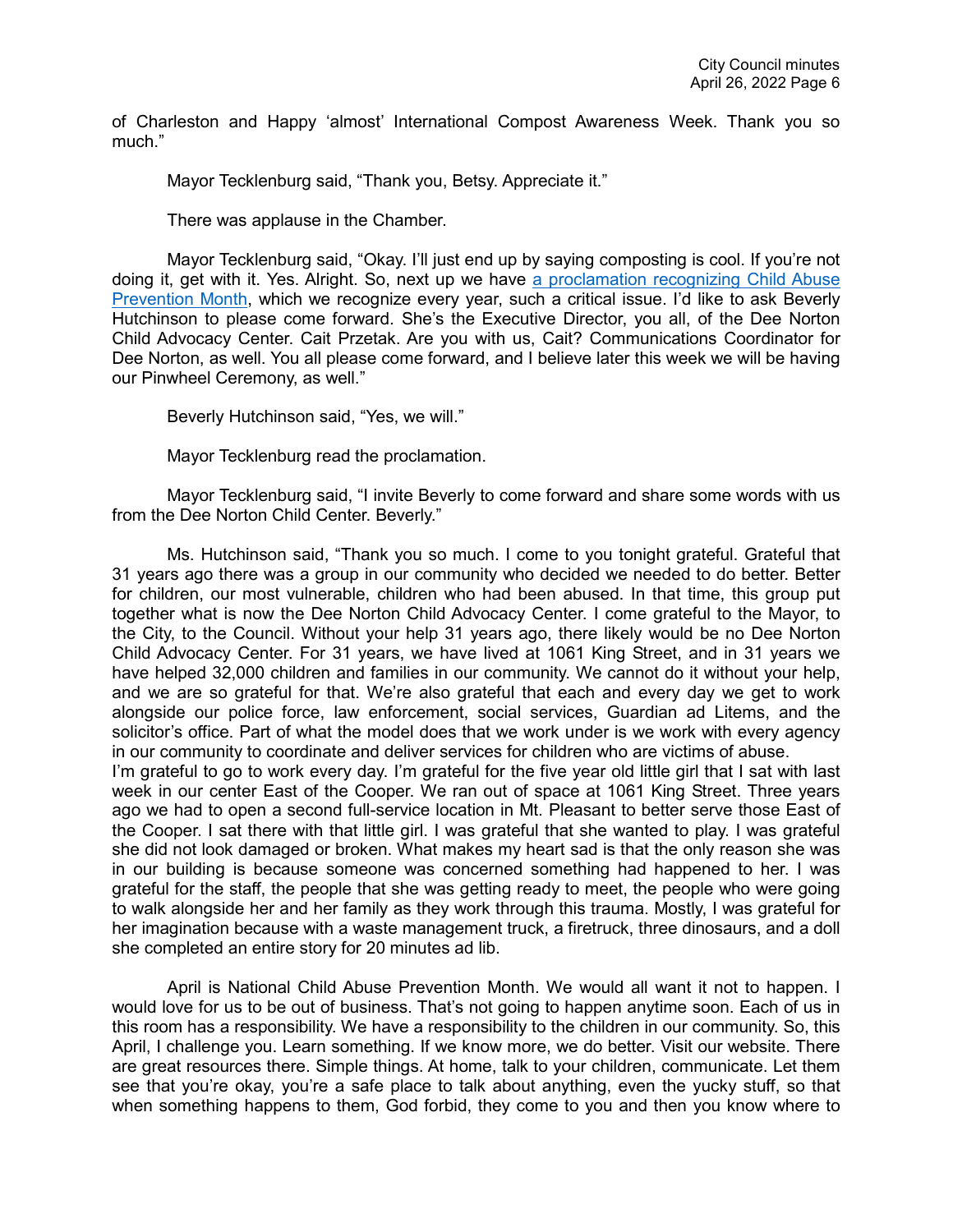of Charleston and Happy 'almost' International Compost Awareness Week. Thank you so much."

Mayor Tecklenburg said, "Thank you, Betsy. Appreciate it."

There was applause in the Chamber.

Mayor Tecklenburg said, "Okay. I'll just end up by saying composting is cool. If you're not doing it, get with it. Yes. Alright. So, next up we have a proclamation recognizing Child Abuse Prevention Month, which we recognize every year, such a critical issue. I'd like to ask Beverly Hutchinson to please come forward. She's the Executive Director, you all, of the Dee Norton Child Advocacy Center. Cait Przetak. Are you with us, Cait? Communications Coordinator for Dee Norton, as well. You all please come forward, and I believe later this week we will be having our Pinwheel Ceremony, as well."

Beverly Hutchinson said, "Yes, we will."

Mayor Tecklenburg read the proclamation.

Mayor Tecklenburg said, "I invite Beverly to come forward and share some words with us from the Dee Norton Child Center. Beverly."

Ms. Hutchinson said, "Thank you so much. I come to you tonight grateful. Grateful that 31 years ago there was a group in our community who decided we needed to do better. Better for children, our most vulnerable, children who had been abused. In that time, this group put together what is now the Dee Norton Child Advocacy Center. I come grateful to the Mayor, to the City, to the Council. Without your help 31 years ago, there likely would be no Dee Norton Child Advocacy Center. For 31 years, we have lived at 1061 King Street, and in 31 years we have helped 32,000 children and families in our community. We cannot do it without your help, and we are so grateful for that. We're also grateful that each and every day we get to work alongside our police force, law enforcement, social services, Guardian ad Litems, and the solicitor's office. Part of what the model does that we work under is we work with every agency in our community to coordinate and deliver services for children who are victims of abuse.
I'm grateful to go to work every day. I'm grateful for the five year old little girl that I sat with last week in our center East of the Cooper. We ran out of space at 1061 King Street. Three years ago we had to open a second full-service location in Mt. Pleasant to better serve those East of the Cooper. I sat there with that little girl. I was grateful that she wanted to play. I was grateful she did not look damaged or broken. What makes my heart sad is that the only reason she was in our building is because someone was concerned something had happened to her. I was grateful for the staff, the people that she was getting ready to meet, the people who were going to walk alongside her and her family as they work through this trauma. Mostly, I was grateful for her imagination because with a waste management truck, a firetruck, three dinosaurs, and a doll she completed an entire story for 20 minutes ad lib.

April is National Child Abuse Prevention Month. We would all want it not to happen. I would love for us to be out of business. That's not going to happen anytime soon. Each of us in this room has a responsibility. We have a responsibility to the children in our community. So, this April, I challenge you. Learn something. If we know more, we do better. Visit our website. There are great resources there. Simple things. At home, talk to your children, communicate. Let them see that you're okay, you're a safe place to talk about anything, even the yucky stuff, so that when something happens to them, God forbid, they come to you and then you know where to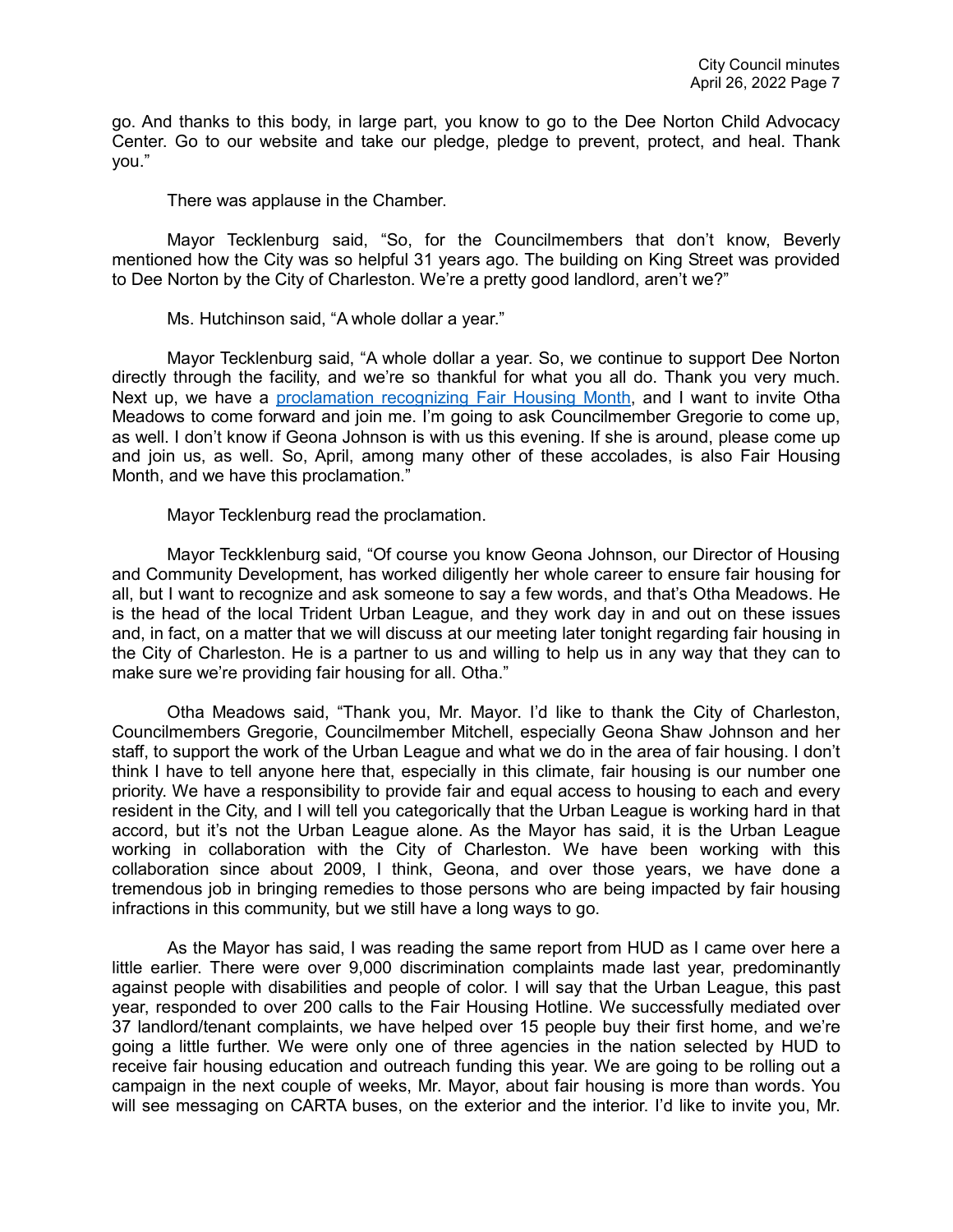go. And thanks to this body, in large part, you know to go to the Dee Norton Child Advocacy Center. Go to our website and take our pledge, pledge to prevent, protect, and heal. Thank you."

There was applause in the Chamber.

Mayor Tecklenburg said, "So, for the Councilmembers that don't know, Beverly mentioned how the City was so helpful 31 years ago. The building on King Street was provided to Dee Norton by the City of Charleston. We're a pretty good landlord, aren't we?"

Ms. Hutchinson said, "A whole dollar a year."

Mayor Tecklenburg said, "A whole dollar a year. So, we continue to support Dee Norton directly through the facility, and we're so thankful for what you all do. Thank you very much. Next up, we have a proclamation recognizing Fair Housing Month, and I want to invite Otha Meadows to come forward and join me. I'm going to ask Councilmember Gregorie to come up, as well. I don't know if Geona Johnson is with us this evening. If she is around, please come up and join us, as well. So, April, among many other of these accolades, is also Fair Housing Month, and we have this proclamation."

Mayor Tecklenburg read the proclamation.

Mayor Teckklenburg said, "Of course you know Geona Johnson, our Director of Housing and Community Development, has worked diligently her whole career to ensure fair housing for all, but I want to recognize and ask someone to say a few words, and that's Otha Meadows. He is the head of the local Trident Urban League, and they work day in and out on these issues and, in fact, on a matter that we will discuss at our meeting later tonight regarding fair housing in the City of Charleston. He is a partner to us and willing to help us in any way that they can to make sure we're providing fair housing for all. Otha."

Otha Meadows said, "Thank you, Mr. Mayor. I'd like to thank the City of Charleston, Councilmembers Gregorie, Councilmember Mitchell, especially Geona Shaw Johnson and her staff, to support the work of the Urban League and what we do in the area of fair housing. I don't think I have to tell anyone here that, especially in this climate, fair housing is our number one priority. We have a responsibility to provide fair and equal access to housing to each and every resident in the City, and I will tell you categorically that the Urban League is working hard in that accord, but it's not the Urban League alone. As the Mayor has said, it is the Urban League working in collaboration with the City of Charleston. We have been working with this collaboration since about 2009, I think, Geona, and over those years, we have done a tremendous job in bringing remedies to those persons who are being impacted by fair housing infractions in this community, but we still have a long ways to go.

As the Mayor has said, I was reading the same report from HUD as I came over here a little earlier. There were over 9,000 discrimination complaints made last year, predominantly against people with disabilities and people of color. I will say that the Urban League, this past year, responded to over 200 calls to the Fair Housing Hotline. We successfully mediated over 37 landlord/tenant complaints, we have helped over 15 people buy their first home, and we're going a little further. We were only one of three agencies in the nation selected by HUD to receive fair housing education and outreach funding this year. We are going to be rolling out a campaign in the next couple of weeks, Mr. Mayor, about fair housing is more than words. You will see messaging on CARTA buses, on the exterior and the interior. I'd like to invite you, Mr.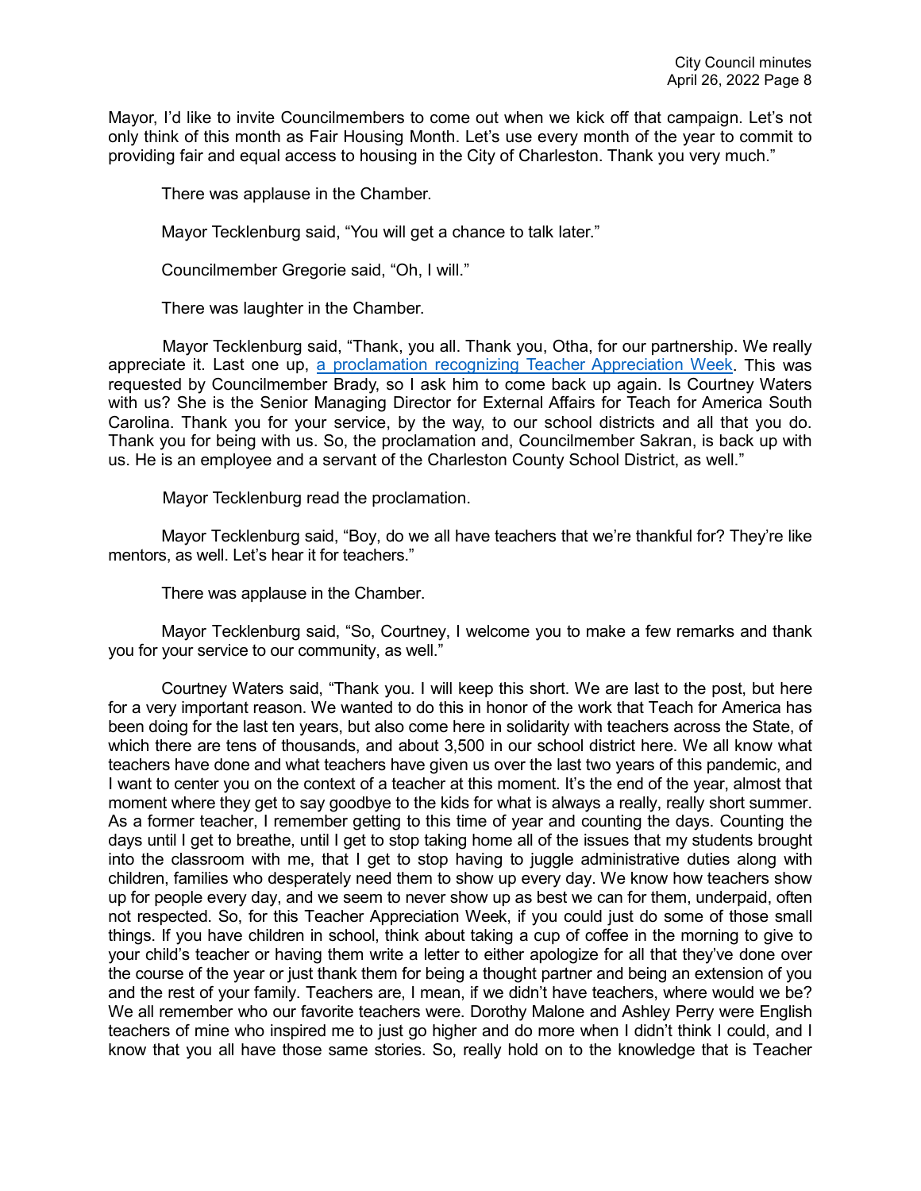Mayor, I'd like to invite Councilmembers to come out when we kick off that campaign. Let's not only think of this month as Fair Housing Month. Let's use every month of the year to commit to providing fair and equal access to housing in the City of Charleston. Thank you very much."

There was applause in the Chamber.

Mayor Tecklenburg said, "You will get a chance to talk later."

Councilmember Gregorie said, "Oh, I will."

There was laughter in the Chamber.

Mayor Tecklenburg said, "Thank, you all. Thank you, Otha, for our partnership. We really appreciate it. Last one up, a proclamation recognizing Teacher Appreciation Week. This was requested by Councilmember Brady, so I ask him to come back up again. Is Courtney Waters with us? She is the Senior Managing Director for External Affairs for Teach for America South Carolina. Thank you for your service, by the way, to our school districts and all that you do. Thank you for being with us. So, the proclamation and, Councilmember Sakran, is back up with us. He is an employee and a servant of the Charleston County School District, as well."

Mayor Tecklenburg read the proclamation.

Mayor Tecklenburg said, "Boy, do we all have teachers that we're thankful for? They're like mentors, as well. Let's hear it for teachers."

There was applause in the Chamber.

Mayor Tecklenburg said, "So, Courtney, I welcome you to make a few remarks and thank you for your service to our community, as well."

Courtney Waters said, "Thank you. I will keep this short. We are last to the post, but here for a very important reason. We wanted to do this in honor of the work that Teach for America has been doing for the last ten years, but also come here in solidarity with teachers across the State, of which there are tens of thousands, and about 3,500 in our school district here. We all know what teachers have done and what teachers have given us over the last two years of this pandemic, and I want to center you on the context of a teacher at this moment. It's the end of the year, almost that moment where they get to say goodbye to the kids for what is always a really, really short summer. As a former teacher, I remember getting to this time of year and counting the days. Counting the days until I get to breathe, until I get to stop taking home all of the issues that my students brought into the classroom with me, that I get to stop having to juggle administrative duties along with children, families who desperately need them to show up every day. We know how teachers show up for people every day, and we seem to never show up as best we can for them, underpaid, often not respected. So, for this Teacher Appreciation Week, if you could just do some of those small things. If you have children in school, think about taking a cup of coffee in the morning to give to your child's teacher or having them write a letter to either apologize for all that they've done over the course of the year or just thank them for being a thought partner and being an extension of you and the rest of your family. Teachers are, I mean, if we didn't have teachers, where would we be? We all remember who our favorite teachers were. Dorothy Malone and Ashley Perry were English teachers of mine who inspired me to just go higher and do more when I didn't think I could, and I know that you all have those same stories. So, really hold on to the knowledge that is Teacher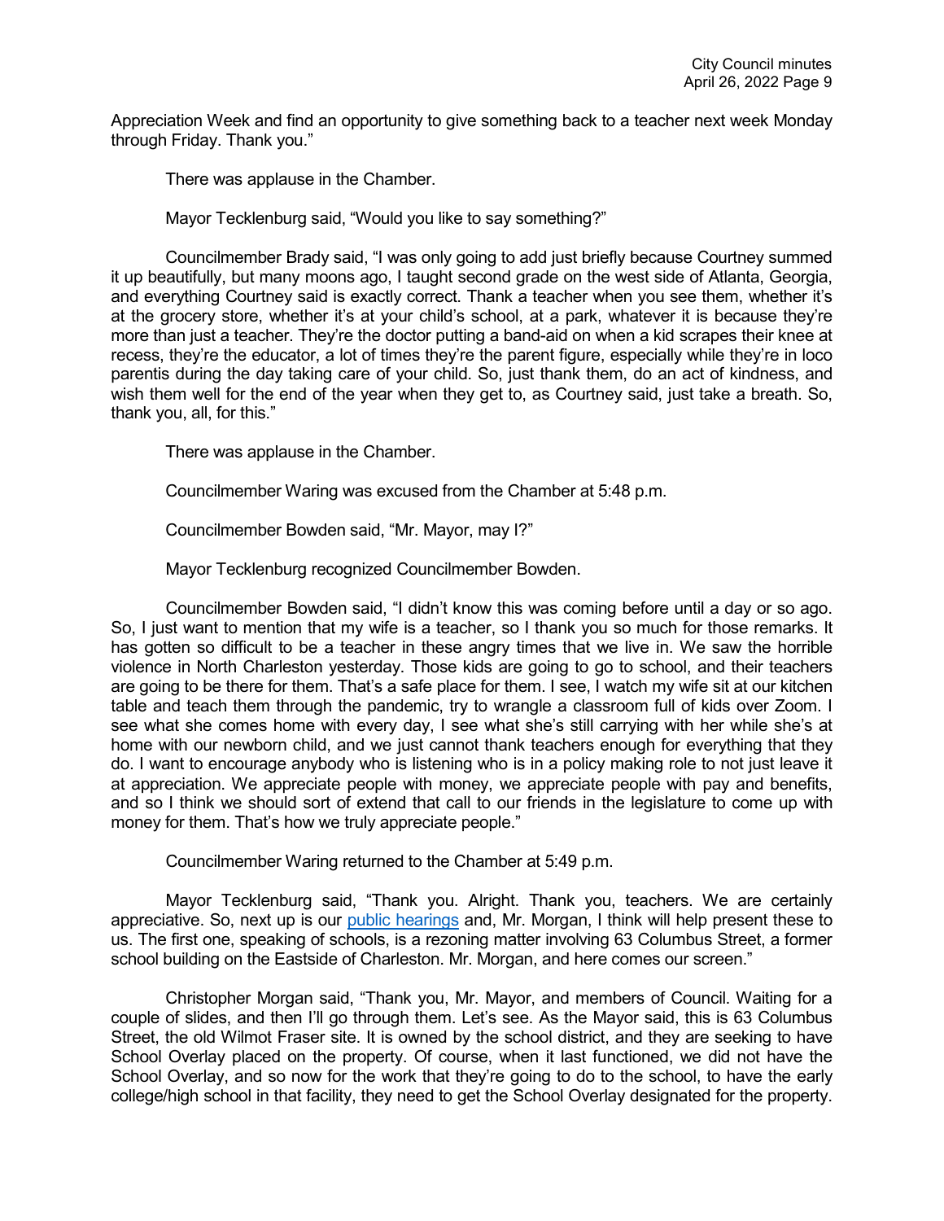Appreciation Week and find an opportunity to give something back to a teacher next week Monday through Friday. Thank you."

There was applause in the Chamber.

Mayor Tecklenburg said, "Would you like to say something?"

Councilmember Brady said, "I was only going to add just briefly because Courtney summed it up beautifully, but many moons ago, I taught second grade on the west side of Atlanta, Georgia, and everything Courtney said is exactly correct. Thank a teacher when you see them, whether it's at the grocery store, whether it's at your child's school, at a park, whatever it is because they're more than just a teacher. They're the doctor putting a band-aid on when a kid scrapes their knee at recess, they're the educator, a lot of times they're the parent figure, especially while they're in loco parentis during the day taking care of your child. So, just thank them, do an act of kindness, and wish them well for the end of the year when they get to, as Courtney said, just take a breath. So, thank you, all, for this."

There was applause in the Chamber.

Councilmember Waring was excused from the Chamber at 5:48 p.m.

Councilmember Bowden said, "Mr. Mayor, may I?"

Mayor Tecklenburg recognized Councilmember Bowden.

Councilmember Bowden said, "I didn't know this was coming before until a day or so ago. So, I just want to mention that my wife is a teacher, so I thank you so much for those remarks. It has gotten so difficult to be a teacher in these angry times that we live in. We saw the horrible violence in North Charleston yesterday. Those kids are going to go to school, and their teachers are going to be there for them. That's a safe place for them. I see, I watch my wife sit at our kitchen table and teach them through the pandemic, try to wrangle a classroom full of kids over Zoom. I see what she comes home with every day, I see what she's still carrying with her while she's at home with our newborn child, and we just cannot thank teachers enough for everything that they do. I want to encourage anybody who is listening who is in a policy making role to not just leave it at appreciation. We appreciate people with money, we appreciate people with pay and benefits, and so I think we should sort of extend that call to our friends in the legislature to come up with money for them. That's how we truly appreciate people."

Councilmember Waring returned to the Chamber at 5:49 p.m.

Mayor Tecklenburg said, "Thank you. Alright. Thank you, teachers. We are certainly appreciative. So, next up is our public hearings and, Mr. Morgan, I think will help present these to us. The first one, speaking of schools, is a rezoning matter involving 63 Columbus Street, a former school building on the Eastside of Charleston. Mr. Morgan, and here comes our screen."

Christopher Morgan said, "Thank you, Mr. Mayor, and members of Council. Waiting for a couple of slides, and then I'll go through them. Let's see. As the Mayor said, this is 63 Columbus Street, the old Wilmot Fraser site. It is owned by the school district, and they are seeking to have School Overlay placed on the property. Of course, when it last functioned, we did not have the School Overlay, and so now for the work that they're going to do to the school, to have the early college/high school in that facility, they need to get the School Overlay designated for the property.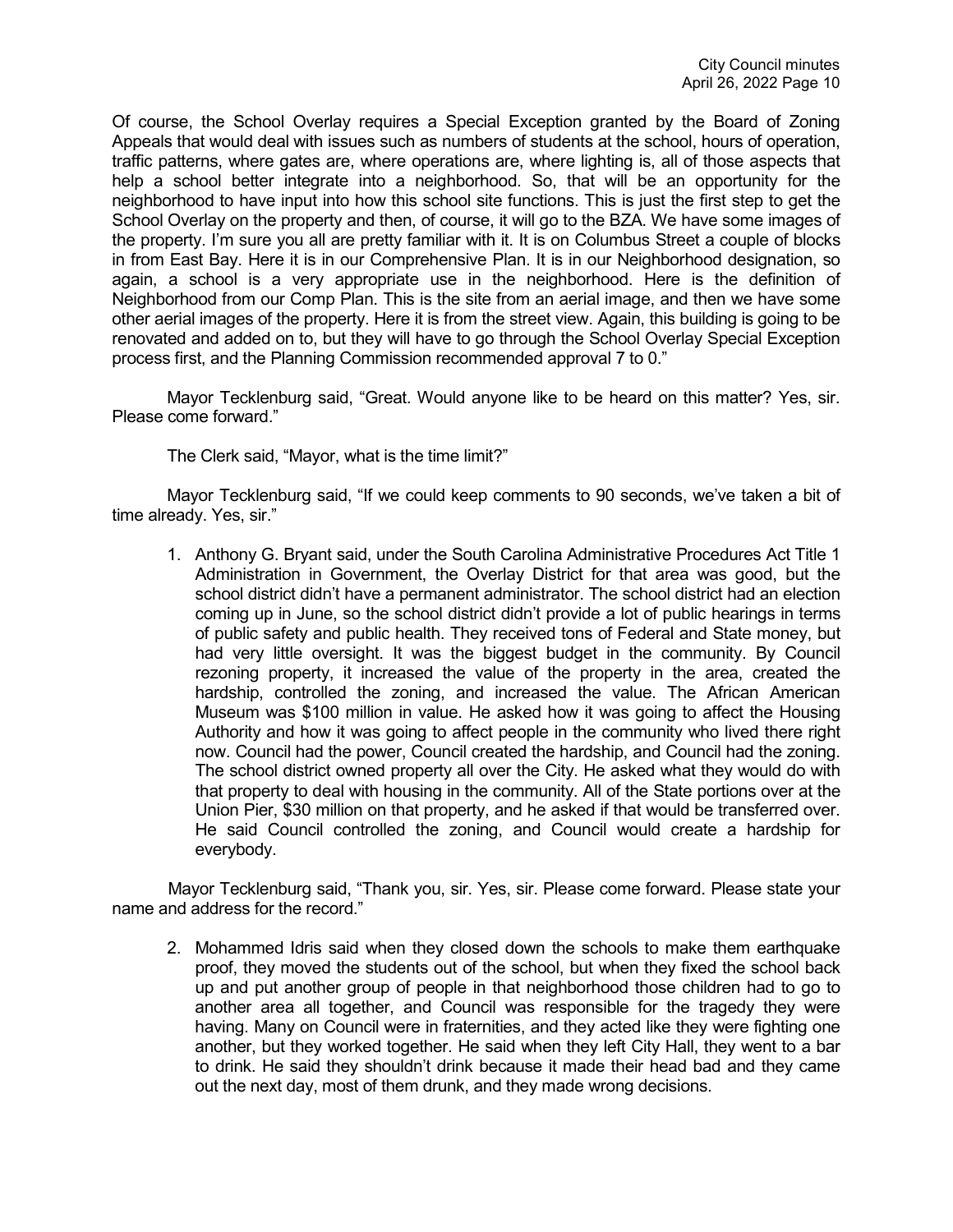Of course, the School Overlay requires a Special Exception granted by the Board of Zoning Appeals that would deal with issues such as numbers of students at the school, hours of operation, traffic patterns, where gates are, where operations are, where lighting is, all of those aspects that help a school better integrate into a neighborhood. So, that will be an opportunity for the neighborhood to have input into how this school site functions. This is just the first step to get the School Overlay on the property and then, of course, it will go to the BZA. We have some images of the property. I'm sure you all are pretty familiar with it. It is on Columbus Street a couple of blocks in from East Bay. Here it is in our Comprehensive Plan. It is in our Neighborhood designation, so again, a school is a very appropriate use in the neighborhood. Here is the definition of Neighborhood from our Comp Plan. This is the site from an aerial image, and then we have some other aerial images of the property. Here it is from the street view. Again, this building is going to be renovated and added on to, but they will have to go through the School Overlay Special Exception process first, and the Planning Commission recommended approval 7 to 0."

Mayor Tecklenburg said, "Great. Would anyone like to be heard on this matter? Yes, sir. Please come forward."

The Clerk said, "Mayor, what is the time limit?"

Mayor Tecklenburg said, "If we could keep comments to 90 seconds, we've taken a bit of time already. Yes, sir."

1. Anthony G. Bryant said, under the South Carolina Administrative Procedures Act Title 1 Administration in Government, the Overlay District for that area was good, but the school district didn't have a permanent administrator. The school district had an election coming up in June, so the school district didn't provide a lot of public hearings in terms of public safety and public health. They received tons of Federal and State money, but had very little oversight. It was the biggest budget in the community. By Council rezoning property, it increased the value of the property in the area, created the hardship, controlled the zoning, and increased the value. The African American Museum was $100 million in value. He asked how it was going to affect the Housing Authority and how it was going to affect people in the community who lived there right now. Council had the power, Council created the hardship, and Council had the zoning. The school district owned property all over the City. He asked what they would do with that property to deal with housing in the community. All of the State portions over at the Union Pier, $30 million on that property, and he asked if that would be transferred over. He said Council controlled the zoning, and Council would create a hardship for everybody.

Mayor Tecklenburg said, "Thank you, sir. Yes, sir. Please come forward. Please state your name and address for the record."

2. Mohammed Idris said when they closed down the schools to make them earthquake proof, they moved the students out of the school, but when they fixed the school back up and put another group of people in that neighborhood those children had to go to another area all together, and Council was responsible for the tragedy they were having. Many on Council were in fraternities, and they acted like they were fighting one another, but they worked together. He said when they left City Hall, they went to a bar to drink. He said they shouldn't drink because it made their head bad and they came out the next day, most of them drunk, and they made wrong decisions.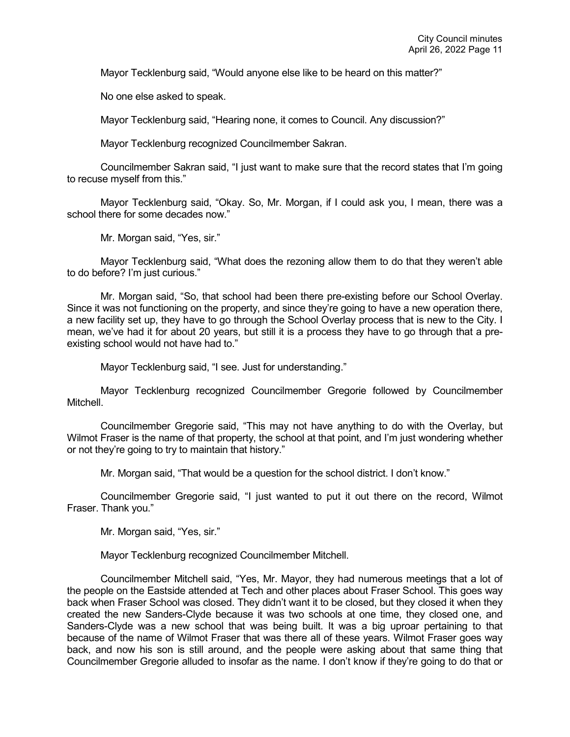Mayor Tecklenburg said, “Would anyone else like to be heard on this matter?”

No one else asked to speak.

Mayor Tecklenburg said, “Hearing none, it comes to Council. Any discussion?”

Mayor Tecklenburg recognized Councilmember Sakran.

Councilmember Sakran said, “I just want to make sure that the record states that I’m going to recuse myself from this.”

Mayor Tecklenburg said, “Okay. So, Mr. Morgan, if I could ask you, I mean, there was a school there for some decades now.”

Mr. Morgan said, “Yes, sir.”

Mayor Tecklenburg said, “What does the rezoning allow them to do that they weren’t able to do before? I’m just curious.”

Mr. Morgan said, “So, that school had been there pre-existing before our School Overlay. Since it was not functioning on the property, and since they’re going to have a new operation there, a new facility set up, they have to go through the School Overlay process that is new to the City. I mean, we’ve had it for about 20 years, but still it is a process they have to go through that a pre-existing school would not have had to.”

Mayor Tecklenburg said, “I see. Just for understanding.”

Mayor Tecklenburg recognized Councilmember Gregorie followed by Councilmember Mitchell.

Councilmember Gregorie said, “This may not have anything to do with the Overlay, but Wilmot Fraser is the name of that property, the school at that point, and I’m just wondering whether or not they’re going to try to maintain that history.”

Mr. Morgan said, “That would be a question for the school district. I don’t know.”

Councilmember Gregorie said, “I just wanted to put it out there on the record, Wilmot Fraser. Thank you.”

Mr. Morgan said, “Yes, sir.”

Mayor Tecklenburg recognized Councilmember Mitchell.

Councilmember Mitchell said, “Yes, Mr. Mayor, they had numerous meetings that a lot of the people on the Eastside attended at Tech and other places about Fraser School. This goes way back when Fraser School was closed. They didn’t want it to be closed, but they closed it when they created the new Sanders-Clyde because it was two schools at one time, they closed one, and Sanders-Clyde was a new school that was being built. It was a big uproar pertaining to that because of the name of Wilmot Fraser that was there all of these years. Wilmot Fraser goes way back, and now his son is still around, and the people were asking about that same thing that Councilmember Gregorie alluded to insofar as the name. I don’t know if they’re going to do that or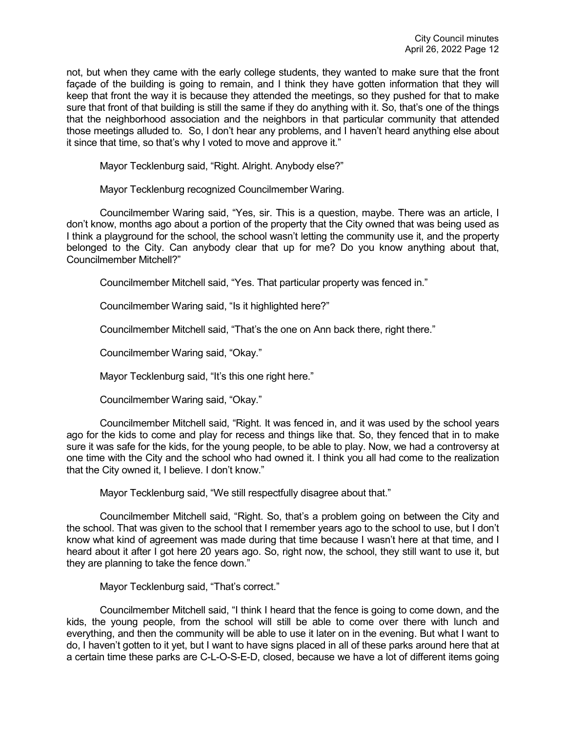not, but when they came with the early college students, they wanted to make sure that the front façade of the building is going to remain, and I think they have gotten information that they will keep that front the way it is because they attended the meetings, so they pushed for that to make sure that front of that building is still the same if they do anything with it. So, that's one of the things that the neighborhood association and the neighbors in that particular community that attended those meetings alluded to. So, I don't hear any problems, and I haven't heard anything else about it since that time, so that's why I voted to move and approve it."

Mayor Tecklenburg said, "Right. Alright. Anybody else?"

Mayor Tecklenburg recognized Councilmember Waring.

Councilmember Waring said, "Yes, sir. This is a question, maybe. There was an article, I don't know, months ago about a portion of the property that the City owned that was being used as I think a playground for the school, the school wasn't letting the community use it, and the property belonged to the City. Can anybody clear that up for me? Do you know anything about that, Councilmember Mitchell?"

Councilmember Mitchell said, "Yes. That particular property was fenced in."

Councilmember Waring said, "Is it highlighted here?"

Councilmember Mitchell said, "That's the one on Ann back there, right there."

Councilmember Waring said, "Okay."

Mayor Tecklenburg said, "It's this one right here."

Councilmember Waring said, "Okay."

Councilmember Mitchell said, "Right. It was fenced in, and it was used by the school years ago for the kids to come and play for recess and things like that. So, they fenced that in to make sure it was safe for the kids, for the young people, to be able to play. Now, we had a controversy at one time with the City and the school who had owned it. I think you all had come to the realization that the City owned it, I believe. I don't know."

Mayor Tecklenburg said, "We still respectfully disagree about that."

Councilmember Mitchell said, "Right. So, that's a problem going on between the City and the school. That was given to the school that I remember years ago to the school to use, but I don't know what kind of agreement was made during that time because I wasn't here at that time, and I heard about it after I got here 20 years ago. So, right now, the school, they still want to use it, but they are planning to take the fence down."

Mayor Tecklenburg said, "That's correct."

Councilmember Mitchell said, "I think I heard that the fence is going to come down, and the kids, the young people, from the school will still be able to come over there with lunch and everything, and then the community will be able to use it later on in the evening. But what I want to do, I haven't gotten to it yet, but I want to have signs placed in all of these parks around here that at a certain time these parks are C-L-O-S-E-D, closed, because we have a lot of different items going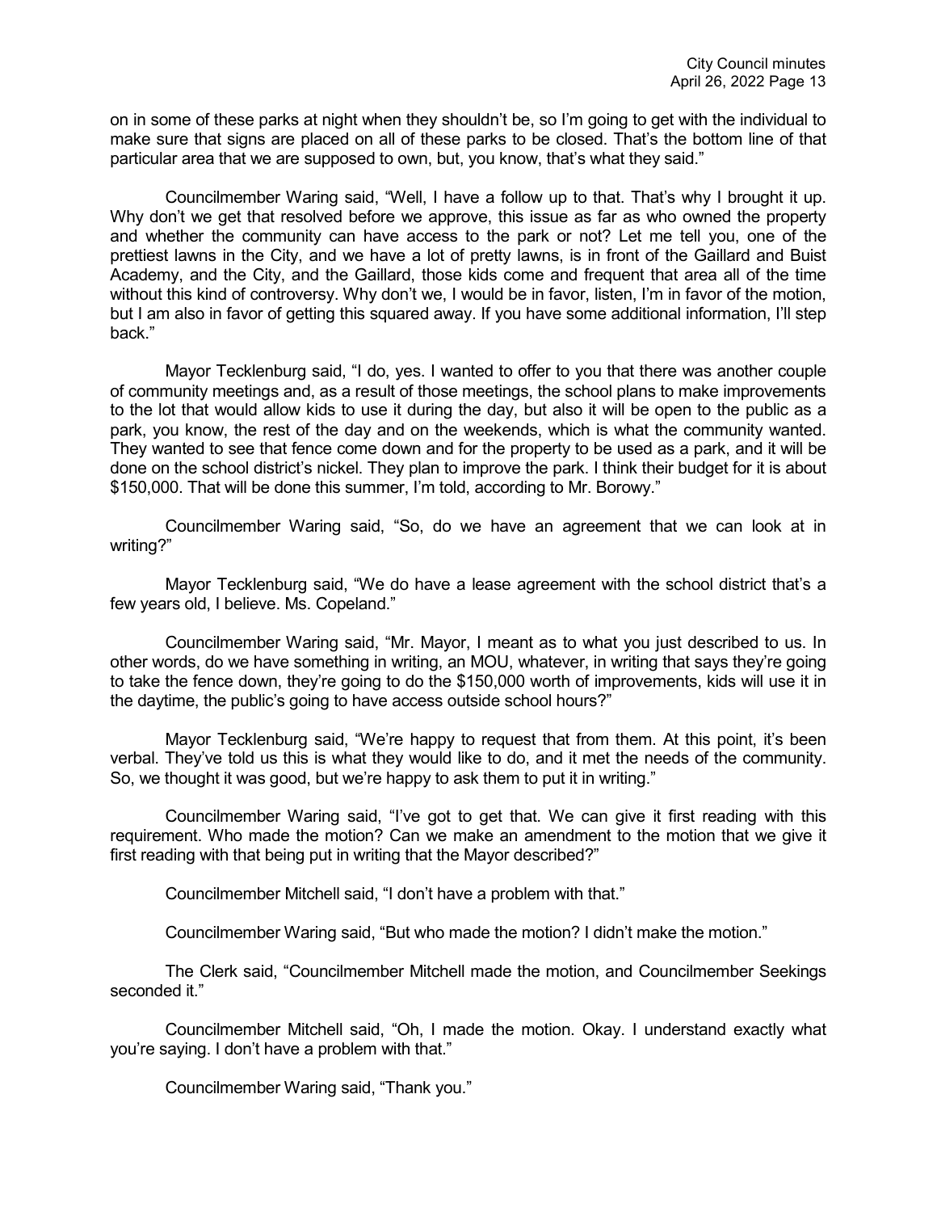on in some of these parks at night when they shouldn't be, so I'm going to get with the individual to make sure that signs are placed on all of these parks to be closed. That's the bottom line of that particular area that we are supposed to own, but, you know, that's what they said."

Councilmember Waring said, "Well, I have a follow up to that. That's why I brought it up. Why don't we get that resolved before we approve, this issue as far as who owned the property and whether the community can have access to the park or not? Let me tell you, one of the prettiest lawns in the City, and we have a lot of pretty lawns, is in front of the Gaillard and Buist Academy, and the City, and the Gaillard, those kids come and frequent that area all of the time without this kind of controversy. Why don't we, I would be in favor, listen, I'm in favor of the motion, but I am also in favor of getting this squared away. If you have some additional information, I'll step back."

Mayor Tecklenburg said, "I do, yes. I wanted to offer to you that there was another couple of community meetings and, as a result of those meetings, the school plans to make improvements to the lot that would allow kids to use it during the day, but also it will be open to the public as a park, you know, the rest of the day and on the weekends, which is what the community wanted. They wanted to see that fence come down and for the property to be used as a park, and it will be done on the school district's nickel. They plan to improve the park. I think their budget for it is about $150,000. That will be done this summer, I'm told, according to Mr. Borowy."

Councilmember Waring said, "So, do we have an agreement that we can look at in writing?"

Mayor Tecklenburg said, "We do have a lease agreement with the school district that's a few years old, I believe. Ms. Copeland."

Councilmember Waring said, "Mr. Mayor, I meant as to what you just described to us. In other words, do we have something in writing, an MOU, whatever, in writing that says they're going to take the fence down, they're going to do the $150,000 worth of improvements, kids will use it in the daytime, the public's going to have access outside school hours?"

Mayor Tecklenburg said, "We're happy to request that from them. At this point, it's been verbal. They've told us this is what they would like to do, and it met the needs of the community. So, we thought it was good, but we're happy to ask them to put it in writing."

Councilmember Waring said, "I've got to get that. We can give it first reading with this requirement. Who made the motion? Can we make an amendment to the motion that we give it first reading with that being put in writing that the Mayor described?"

Councilmember Mitchell said, "I don't have a problem with that."

Councilmember Waring said, "But who made the motion? I didn't make the motion."

The Clerk said, "Councilmember Mitchell made the motion, and Councilmember Seekings seconded it."

Councilmember Mitchell said, "Oh, I made the motion. Okay. I understand exactly what you're saying. I don't have a problem with that."

Councilmember Waring said, "Thank you."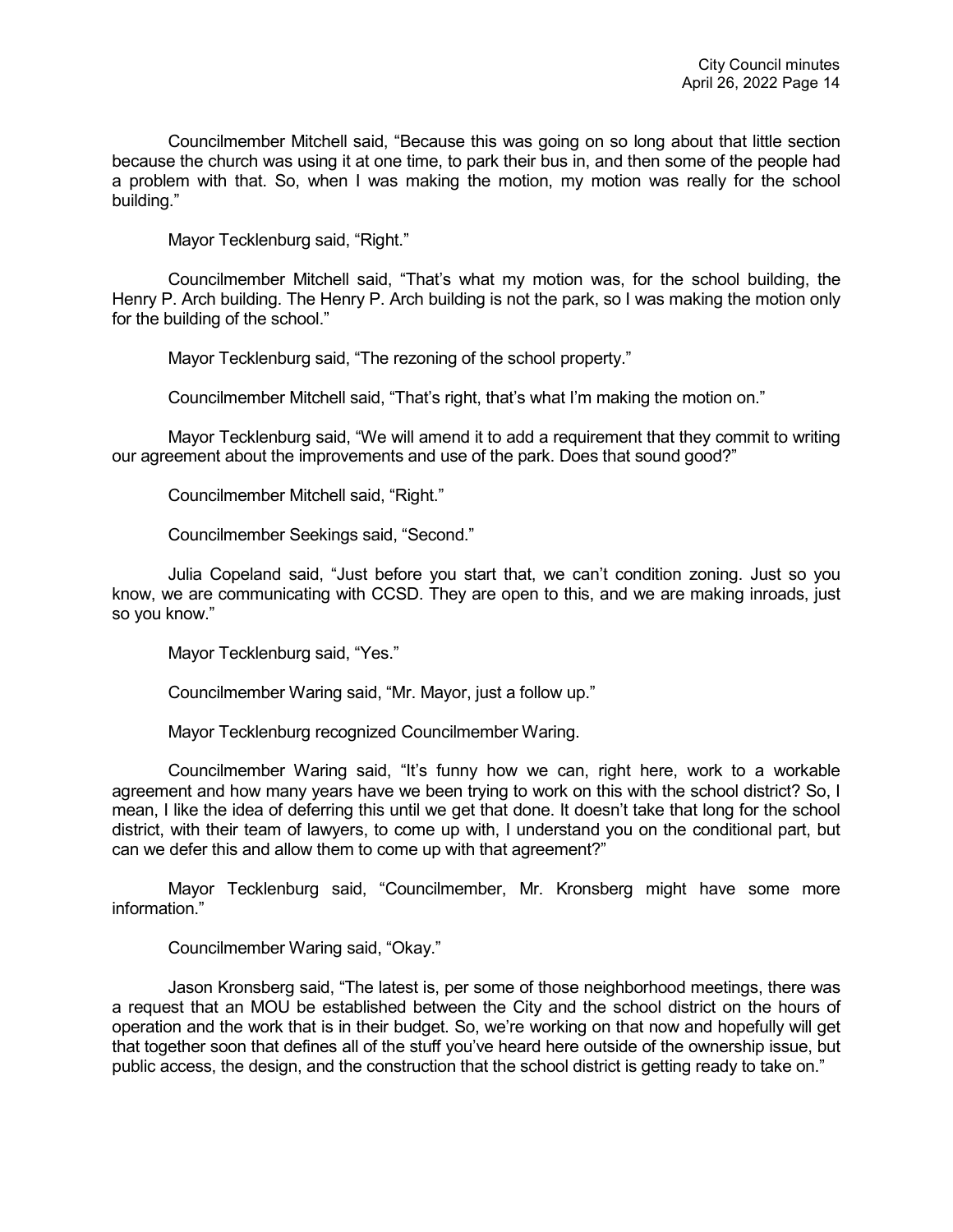Councilmember Mitchell said, "Because this was going on so long about that little section because the church was using it at one time, to park their bus in, and then some of the people had a problem with that. So, when I was making the motion, my motion was really for the school building."

Mayor Tecklenburg said, "Right."

Councilmember Mitchell said, "That's what my motion was, for the school building, the Henry P. Arch building. The Henry P. Arch building is not the park, so I was making the motion only for the building of the school."

Mayor Tecklenburg said, "The rezoning of the school property."

Councilmember Mitchell said, "That's right, that's what I'm making the motion on."

Mayor Tecklenburg said, "We will amend it to add a requirement that they commit to writing our agreement about the improvements and use of the park. Does that sound good?"

Councilmember Mitchell said, "Right."

Councilmember Seekings said, "Second."

Julia Copeland said, "Just before you start that, we can't condition zoning. Just so you know, we are communicating with CCSD. They are open to this, and we are making inroads, just so you know."

Mayor Tecklenburg said, "Yes."

Councilmember Waring said, "Mr. Mayor, just a follow up."

Mayor Tecklenburg recognized Councilmember Waring.

Councilmember Waring said, "It's funny how we can, right here, work to a workable agreement and how many years have we been trying to work on this with the school district? So, I mean, I like the idea of deferring this until we get that done. It doesn't take that long for the school district, with their team of lawyers, to come up with, I understand you on the conditional part, but can we defer this and allow them to come up with that agreement?"

Mayor Tecklenburg said, "Councilmember, Mr. Kronsberg might have some more information."

Councilmember Waring said, "Okay."

Jason Kronsberg said, "The latest is, per some of those neighborhood meetings, there was a request that an MOU be established between the City and the school district on the hours of operation and the work that is in their budget. So, we're working on that now and hopefully will get that together soon that defines all of the stuff you've heard here outside of the ownership issue, but public access, the design, and the construction that the school district is getting ready to take on."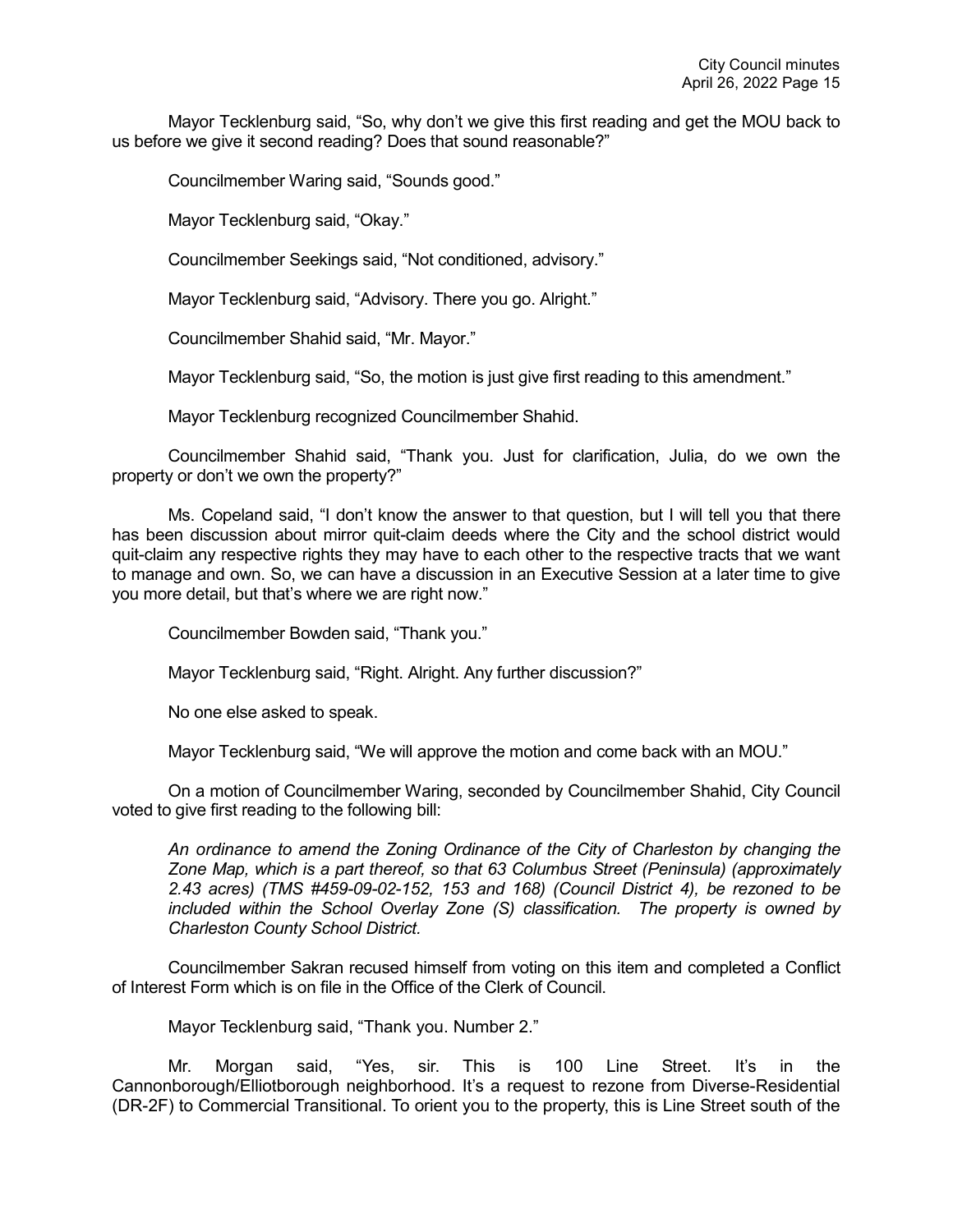Mayor Tecklenburg said, "So, why don't we give this first reading and get the MOU back to us before we give it second reading? Does that sound reasonable?"

Councilmember Waring said, "Sounds good."

Mayor Tecklenburg said, "Okay."

Councilmember Seekings said, "Not conditioned, advisory."

Mayor Tecklenburg said, "Advisory. There you go. Alright."

Councilmember Shahid said, "Mr. Mayor."

Mayor Tecklenburg said, "So, the motion is just give first reading to this amendment."

Mayor Tecklenburg recognized Councilmember Shahid.

Councilmember Shahid said, "Thank you. Just for clarification, Julia, do we own the property or don't we own the property?"

Ms. Copeland said, "I don't know the answer to that question, but I will tell you that there has been discussion about mirror quit-claim deeds where the City and the school district would quit-claim any respective rights they may have to each other to the respective tracts that we want to manage and own. So, we can have a discussion in an Executive Session at a later time to give you more detail, but that's where we are right now."

Councilmember Bowden said, "Thank you."

Mayor Tecklenburg said, "Right. Alright. Any further discussion?"

No one else asked to speak.

Mayor Tecklenburg said, "We will approve the motion and come back with an MOU."

On a motion of Councilmember Waring, seconded by Councilmember Shahid, City Council voted to give first reading to the following bill:

*An ordinance to amend the Zoning Ordinance of the City of Charleston by changing the Zone Map, which is a part thereof, so that 63 Columbus Street (Peninsula) (approximately 2.43 acres) (TMS #459-09-02-152, 153 and 168) (Council District 4), be rezoned to be included within the School Overlay Zone (S) classification. The property is owned by Charleston County School District.*

Councilmember Sakran recused himself from voting on this item and completed a Conflict of Interest Form which is on file in the Office of the Clerk of Council.

Mayor Tecklenburg said, "Thank you. Number 2."

Mr. Morgan said, "Yes, sir. This is 100 Line Street. It's in the Cannonborough/Elliotborough neighborhood. It's a request to rezone from Diverse-Residential (DR-2F) to Commercial Transitional. To orient you to the property, this is Line Street south of the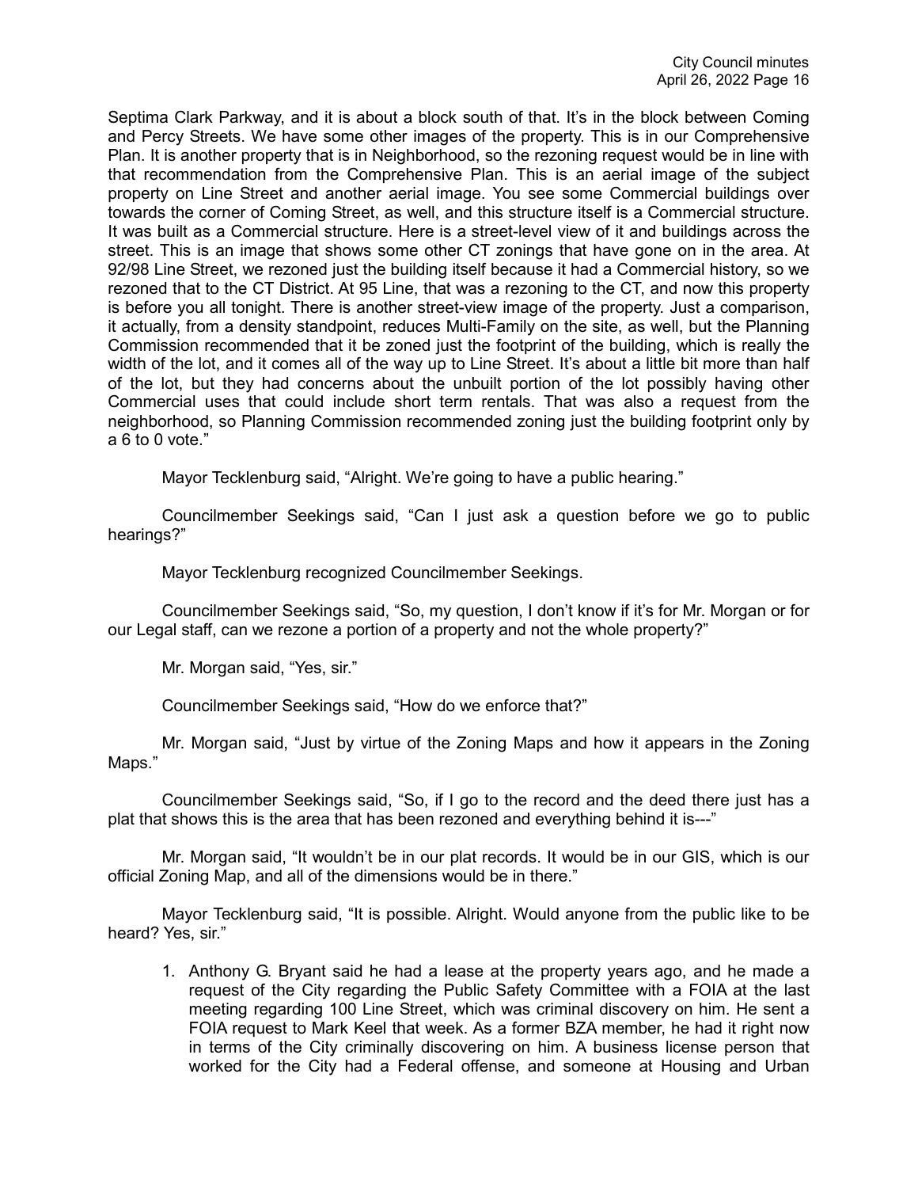Septima Clark Parkway, and it is about a block south of that. It's in the block between Coming and Percy Streets. We have some other images of the property. This is in our Comprehensive Plan. It is another property that is in Neighborhood, so the rezoning request would be in line with that recommendation from the Comprehensive Plan. This is an aerial image of the subject property on Line Street and another aerial image. You see some Commercial buildings over towards the corner of Coming Street, as well, and this structure itself is a Commercial structure. It was built as a Commercial structure. Here is a street-level view of it and buildings across the street. This is an image that shows some other CT zonings that have gone on in the area. At 92/98 Line Street, we rezoned just the building itself because it had a Commercial history, so we rezoned that to the CT District. At 95 Line, that was a rezoning to the CT, and now this property is before you all tonight. There is another street-view image of the property. Just a comparison, it actually, from a density standpoint, reduces Multi-Family on the site, as well, but the Planning Commission recommended that it be zoned just the footprint of the building, which is really the width of the lot, and it comes all of the way up to Line Street. It's about a little bit more than half of the lot, but they had concerns about the unbuilt portion of the lot possibly having other Commercial uses that could include short term rentals. That was also a request from the neighborhood, so Planning Commission recommended zoning just the building footprint only by a 6 to 0 vote."

Mayor Tecklenburg said, "Alright. We're going to have a public hearing."

Councilmember Seekings said, "Can I just ask a question before we go to public hearings?"

Mayor Tecklenburg recognized Councilmember Seekings.

Councilmember Seekings said, "So, my question, I don't know if it's for Mr. Morgan or for our Legal staff, can we rezone a portion of a property and not the whole property?"

Mr. Morgan said, "Yes, sir."

Councilmember Seekings said, "How do we enforce that?"

Mr. Morgan said, "Just by virtue of the Zoning Maps and how it appears in the Zoning Maps."

Councilmember Seekings said, "So, if I go to the record and the deed there just has a plat that shows this is the area that has been rezoned and everything behind it is---"

Mr. Morgan said, "It wouldn't be in our plat records. It would be in our GIS, which is our official Zoning Map, and all of the dimensions would be in there."

Mayor Tecklenburg said, "It is possible. Alright. Would anyone from the public like to be heard? Yes, sir."

1. Anthony G. Bryant said he had a lease at the property years ago, and he made a request of the City regarding the Public Safety Committee with a FOIA at the last meeting regarding 100 Line Street, which was criminal discovery on him. He sent a FOIA request to Mark Keel that week. As a former BZA member, he had it right now in terms of the City criminally discovering on him. A business license person that worked for the City had a Federal offense, and someone at Housing and Urban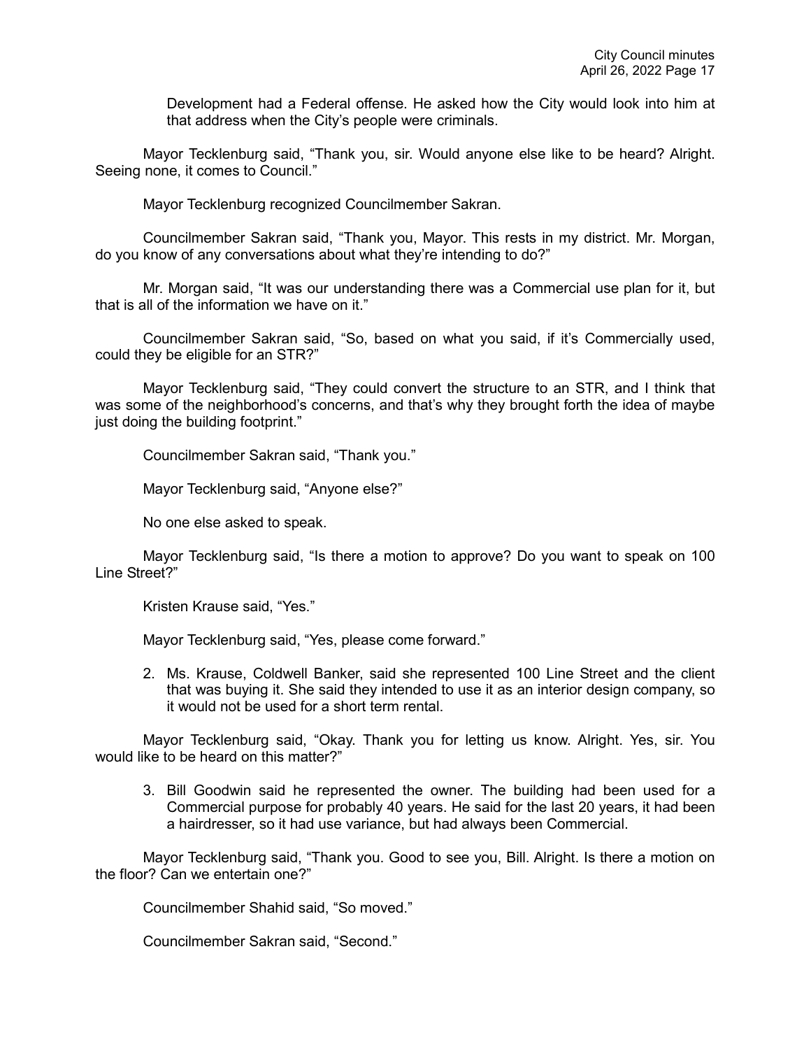Development had a Federal offense. He asked how the City would look into him at that address when the City's people were criminals.

Mayor Tecklenburg said, "Thank you, sir. Would anyone else like to be heard? Alright. Seeing none, it comes to Council."

Mayor Tecklenburg recognized Councilmember Sakran.

Councilmember Sakran said, "Thank you, Mayor. This rests in my district. Mr. Morgan, do you know of any conversations about what they're intending to do?"

Mr. Morgan said, "It was our understanding there was a Commercial use plan for it, but that is all of the information we have on it."

Councilmember Sakran said, "So, based on what you said, if it's Commercially used, could they be eligible for an STR?"

Mayor Tecklenburg said, "They could convert the structure to an STR, and I think that was some of the neighborhood's concerns, and that's why they brought forth the idea of maybe just doing the building footprint."

Councilmember Sakran said, "Thank you."

Mayor Tecklenburg said, "Anyone else?"

No one else asked to speak.

Mayor Tecklenburg said, "Is there a motion to approve? Do you want to speak on 100 Line Street?"

Kristen Krause said, "Yes."

Mayor Tecklenburg said, "Yes, please come forward."

2. Ms. Krause, Coldwell Banker, said she represented 100 Line Street and the client that was buying it. She said they intended to use it as an interior design company, so it would not be used for a short term rental.

Mayor Tecklenburg said, "Okay. Thank you for letting us know. Alright. Yes, sir. You would like to be heard on this matter?"

3. Bill Goodwin said he represented the owner. The building had been used for a Commercial purpose for probably 40 years. He said for the last 20 years, it had been a hairdresser, so it had use variance, but had always been Commercial.

Mayor Tecklenburg said, "Thank you. Good to see you, Bill. Alright. Is there a motion on the floor? Can we entertain one?"

Councilmember Shahid said, "So moved."

Councilmember Sakran said, "Second."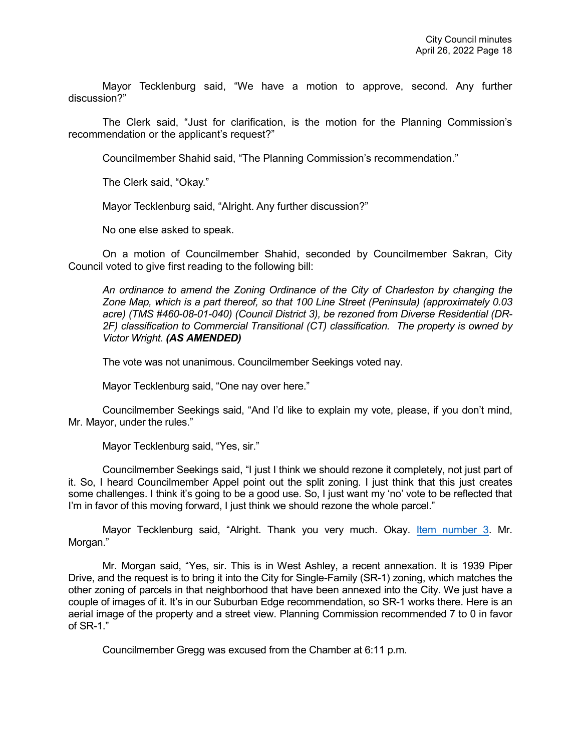Mayor Tecklenburg said, "We have a motion to approve, second. Any further discussion?"

The Clerk said, "Just for clarification, is the motion for the Planning Commission's recommendation or the applicant's request?"

Councilmember Shahid said, "The Planning Commission's recommendation."

The Clerk said, "Okay."

Mayor Tecklenburg said, "Alright. Any further discussion?"

No one else asked to speak.

On a motion of Councilmember Shahid, seconded by Councilmember Sakran, City Council voted to give first reading to the following bill:

> *An ordinance to amend the Zoning Ordinance of the City of Charleston by changing the Zone Map, which is a part thereof, so that 100 Line Street (Peninsula) (approximately 0.03 acre) (TMS #460-08-01-040) (Council District 3), be rezoned from Diverse Residential (DR-2F) classification to Commercial Transitional (CT) classification. The property is owned by Victor Wright.* ***(AS AMENDED)***

The vote was not unanimous. Councilmember Seekings voted nay.

Mayor Tecklenburg said, "One nay over here."

Councilmember Seekings said, "And I'd like to explain my vote, please, if you don't mind, Mr. Mayor, under the rules."

Mayor Tecklenburg said, "Yes, sir."

Councilmember Seekings said, "I just I think we should rezone it completely, not just part of it. So, I heard Councilmember Appel point out the split zoning. I just think that this just creates some challenges. I think it's going to be a good use. So, I just want my 'no' vote to be reflected that I'm in favor of this moving forward, I just think we should rezone the whole parcel."

Mayor Tecklenburg said, "Alright. Thank you very much. Okay. Item number 3. Mr. Morgan."

Mr. Morgan said, "Yes, sir. This is in West Ashley, a recent annexation. It is 1939 Piper Drive, and the request is to bring it into the City for Single-Family (SR-1) zoning, which matches the other zoning of parcels in that neighborhood that have been annexed into the City. We just have a couple of images of it. It's in our Suburban Edge recommendation, so SR-1 works there. Here is an aerial image of the property and a street view. Planning Commission recommended 7 to 0 in favor of SR-1."

Councilmember Gregg was excused from the Chamber at 6:11 p.m.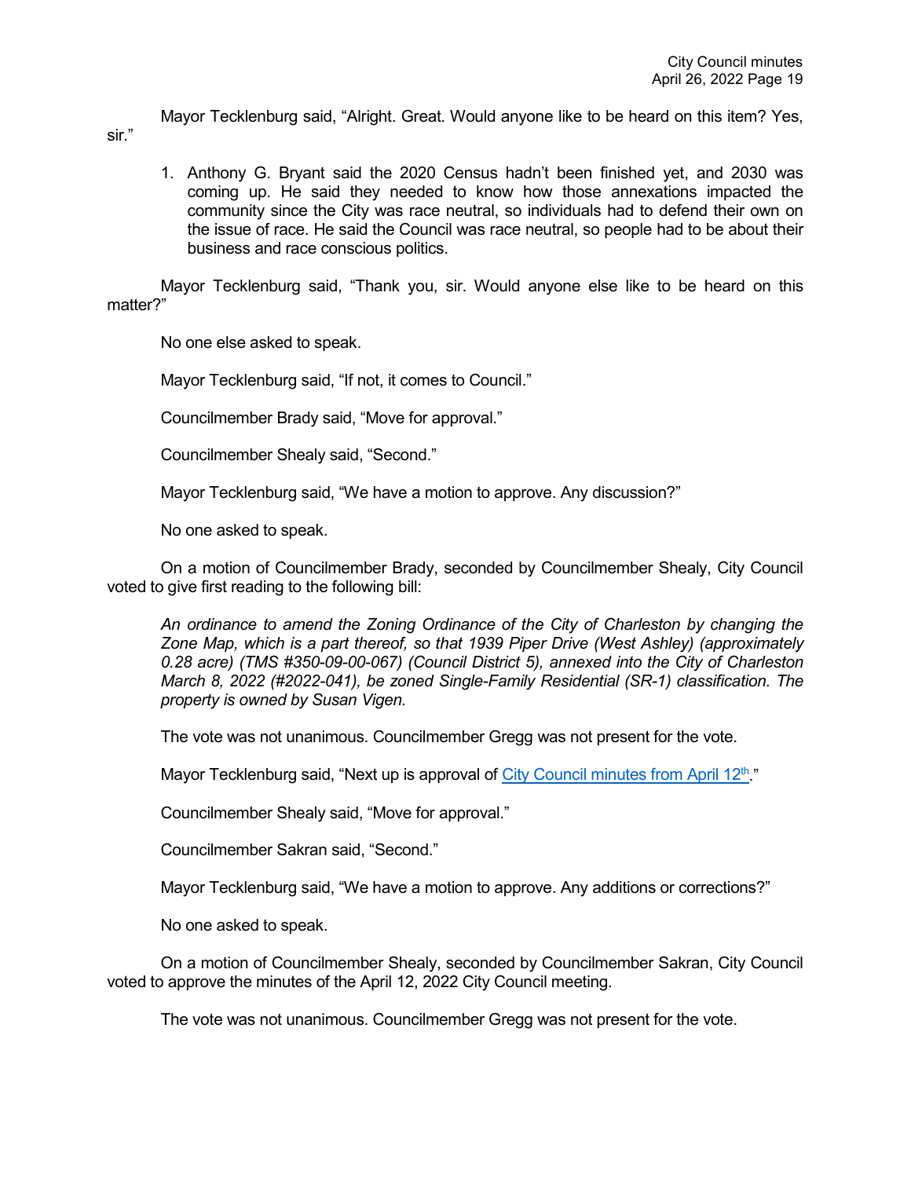Mayor Tecklenburg said, "Alright. Great. Would anyone like to be heard on this item? Yes, sir."

1. Anthony G. Bryant said the 2020 Census hadn't been finished yet, and 2030 was coming up. He said they needed to know how those annexations impacted the community since the City was race neutral, so individuals had to defend their own on the issue of race. He said the Council was race neutral, so people had to be about their business and race conscious politics.

Mayor Tecklenburg said, "Thank you, sir. Would anyone else like to be heard on this matter?"

No one else asked to speak.

Mayor Tecklenburg said, "If not, it comes to Council."

Councilmember Brady said, "Move for approval."

Councilmember Shealy said, "Second."

Mayor Tecklenburg said, "We have a motion to approve. Any discussion?"

No one asked to speak.

On a motion of Councilmember Brady, seconded by Councilmember Shealy, City Council voted to give first reading to the following bill:

*An ordinance to amend the Zoning Ordinance of the City of Charleston by changing the Zone Map, which is a part thereof, so that 1939 Piper Drive (West Ashley) (approximately 0.28 acre) (TMS #350-09-00-067) (Council District 5), annexed into the City of Charleston March 8, 2022 (#2022-041), be zoned Single-Family Residential (SR-1) classification. The property is owned by Susan Vigen.*

The vote was not unanimous. Councilmember Gregg was not present for the vote.

Mayor Tecklenburg said, "Next up is approval of [City Council minutes from April 12th]."

Councilmember Shealy said, "Move for approval."

Councilmember Sakran said, "Second."

Mayor Tecklenburg said, "We have a motion to approve. Any additions or corrections?"

No one asked to speak.

On a motion of Councilmember Shealy, seconded by Councilmember Sakran, City Council voted to approve the minutes of the April 12, 2022 City Council meeting.

The vote was not unanimous. Councilmember Gregg was not present for the vote.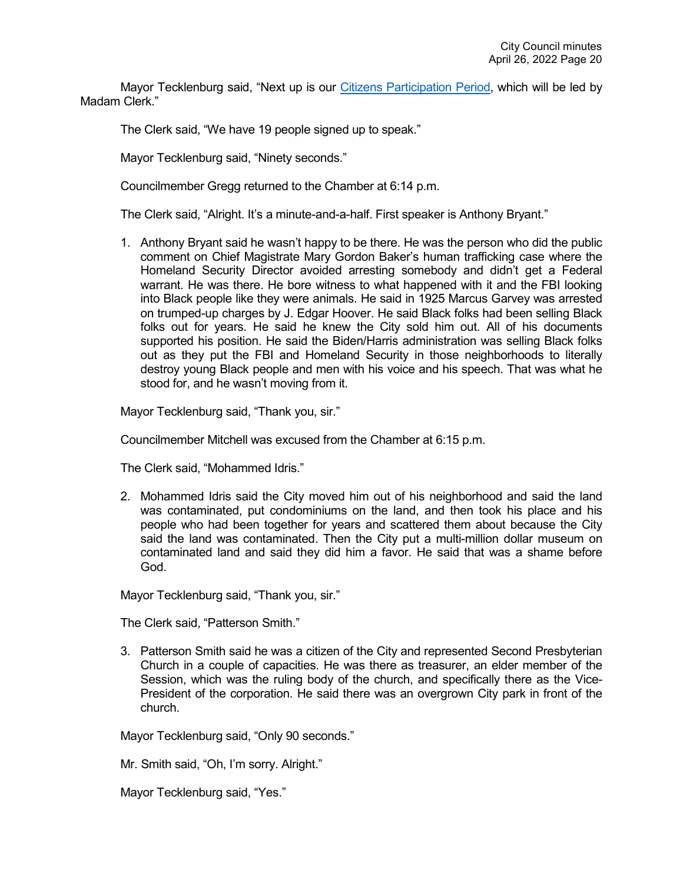Mayor Tecklenburg said, "Next up is our Citizens Participation Period, which will be led by Madam Clerk."

The Clerk said, "We have 19 people signed up to speak."

Mayor Tecklenburg said, "Ninety seconds."

Councilmember Gregg returned to the Chamber at 6:14 p.m.

The Clerk said, "Alright. It's a minute-and-a-half. First speaker is Anthony Bryant."

1. Anthony Bryant said he wasn't happy to be there. He was the person who did the public comment on Chief Magistrate Mary Gordon Baker's human trafficking case where the Homeland Security Director avoided arresting somebody and didn't get a Federal warrant. He was there. He bore witness to what happened with it and the FBI looking into Black people like they were animals. He said in 1925 Marcus Garvey was arrested on trumped-up charges by J. Edgar Hoover. He said Black folks had been selling Black folks out for years. He said he knew the City sold him out. All of his documents supported his position. He said the Biden/Harris administration was selling Black folks out as they put the FBI and Homeland Security in those neighborhoods to literally destroy young Black people and men with his voice and his speech. That was what he stood for, and he wasn't moving from it.

Mayor Tecklenburg said, "Thank you, sir."

Councilmember Mitchell was excused from the Chamber at 6:15 p.m.

The Clerk said, "Mohammed Idris."

2. Mohammed Idris said the City moved him out of his neighborhood and said the land was contaminated, put condominiums on the land, and then took his place and his people who had been together for years and scattered them about because the City said the land was contaminated. Then the City put a multi-million dollar museum on contaminated land and said they did him a favor. He said that was a shame before God.

Mayor Tecklenburg said, "Thank you, sir."

The Clerk said, "Patterson Smith."

3. Patterson Smith said he was a citizen of the City and represented Second Presbyterian Church in a couple of capacities. He was there as treasurer, an elder member of the Session, which was the ruling body of the church, and specifically there as the Vice-President of the corporation. He said there was an overgrown City park in front of the church.

Mayor Tecklenburg said, "Only 90 seconds."

Mr. Smith said, "Oh, I'm sorry. Alright."

Mayor Tecklenburg said, "Yes."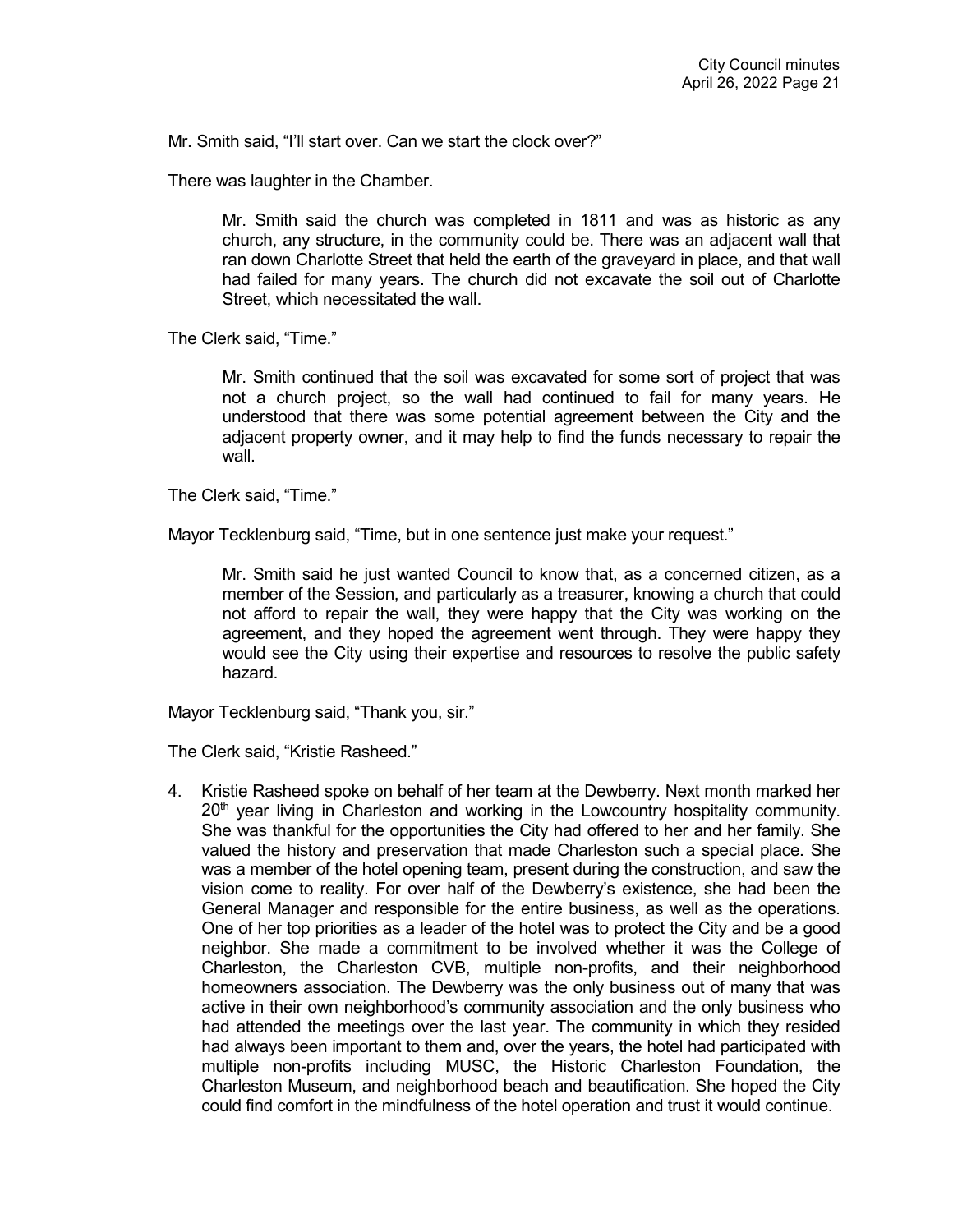Mr. Smith said, "I'll start over. Can we start the clock over?"

There was laughter in the Chamber.

> Mr. Smith said the church was completed in 1811 and was as historic as any church, any structure, in the community could be. There was an adjacent wall that ran down Charlotte Street that held the earth of the graveyard in place, and that wall had failed for many years. The church did not excavate the soil out of Charlotte Street, which necessitated the wall.

The Clerk said, "Time."

> Mr. Smith continued that the soil was excavated for some sort of project that was not a church project, so the wall had continued to fail for many years. He understood that there was some potential agreement between the City and the adjacent property owner, and it may help to find the funds necessary to repair the wall.

The Clerk said, "Time."

Mayor Tecklenburg said, "Time, but in one sentence just make your request."

> Mr. Smith said he just wanted Council to know that, as a concerned citizen, as a member of the Session, and particularly as a treasurer, knowing a church that could not afford to repair the wall, they were happy that the City was working on the agreement, and they hoped the agreement went through. They were happy they would see the City using their expertise and resources to resolve the public safety hazard.

Mayor Tecklenburg said, "Thank you, sir."

The Clerk said, "Kristie Rasheed."

4. Kristie Rasheed spoke on behalf of her team at the Dewberry. Next month marked her 20th year living in Charleston and working in the Lowcountry hospitality community. She was thankful for the opportunities the City had offered to her and her family. She valued the history and preservation that made Charleston such a special place. She was a member of the hotel opening team, present during the construction, and saw the vision come to reality. For over half of the Dewberry's existence, she had been the General Manager and responsible for the entire business, as well as the operations. One of her top priorities as a leader of the hotel was to protect the City and be a good neighbor. She made a commitment to be involved whether it was the College of Charleston, the Charleston CVB, multiple non-profits, and their neighborhood homeowners association. The Dewberry was the only business out of many that was active in their own neighborhood's community association and the only business who had attended the meetings over the last year. The community in which they resided had always been important to them and, over the years, the hotel had participated with multiple non-profits including MUSC, the Historic Charleston Foundation, the Charleston Museum, and neighborhood beach and beautification. She hoped the City could find comfort in the mindfulness of the hotel operation and trust it would continue.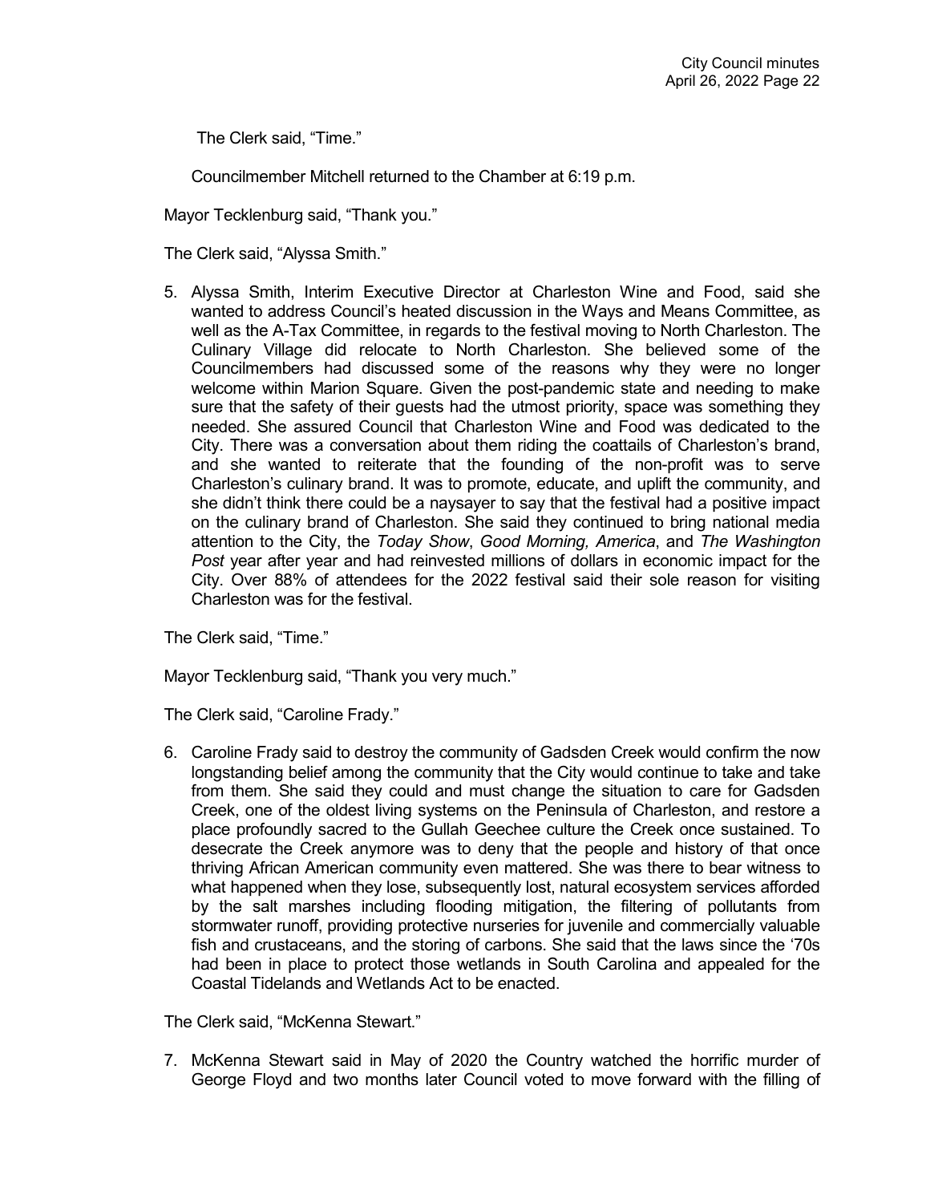The Clerk said, "Time."

Councilmember Mitchell returned to the Chamber at 6:19 p.m.

Mayor Tecklenburg said, "Thank you."

The Clerk said, "Alyssa Smith."

5. Alyssa Smith, Interim Executive Director at Charleston Wine and Food, said she wanted to address Council's heated discussion in the Ways and Means Committee, as well as the A-Tax Committee, in regards to the festival moving to North Charleston. The Culinary Village did relocate to North Charleston. She believed some of the Councilmembers had discussed some of the reasons why they were no longer welcome within Marion Square. Given the post-pandemic state and needing to make sure that the safety of their guests had the utmost priority, space was something they needed. She assured Council that Charleston Wine and Food was dedicated to the City. There was a conversation about them riding the coattails of Charleston's brand, and she wanted to reiterate that the founding of the non-profit was to serve Charleston's culinary brand. It was to promote, educate, and uplift the community, and she didn't think there could be a naysayer to say that the festival had a positive impact on the culinary brand of Charleston. She said they continued to bring national media attention to the City, the *Today Show*, *Good Morning, America*, and *The Washington Post* year after year and had reinvested millions of dollars in economic impact for the City. Over 88% of attendees for the 2022 festival said their sole reason for visiting Charleston was for the festival.

The Clerk said, "Time."

Mayor Tecklenburg said, "Thank you very much."

The Clerk said, "Caroline Frady."

6. Caroline Frady said to destroy the community of Gadsden Creek would confirm the now longstanding belief among the community that the City would continue to take and take from them. She said they could and must change the situation to care for Gadsden Creek, one of the oldest living systems on the Peninsula of Charleston, and restore a place profoundly sacred to the Gullah Geechee culture the Creek once sustained. To desecrate the Creek anymore was to deny that the people and history of that once thriving African American community even mattered. She was there to bear witness to what happened when they lose, subsequently lost, natural ecosystem services afforded by the salt marshes including flooding mitigation, the filtering of pollutants from stormwater runoff, providing protective nurseries for juvenile and commercially valuable fish and crustaceans, and the storing of carbons. She said that the laws since the '70s had been in place to protect those wetlands in South Carolina and appealed for the Coastal Tidelands and Wetlands Act to be enacted.

The Clerk said, "McKenna Stewart."

7. McKenna Stewart said in May of 2020 the Country watched the horrific murder of George Floyd and two months later Council voted to move forward with the filling of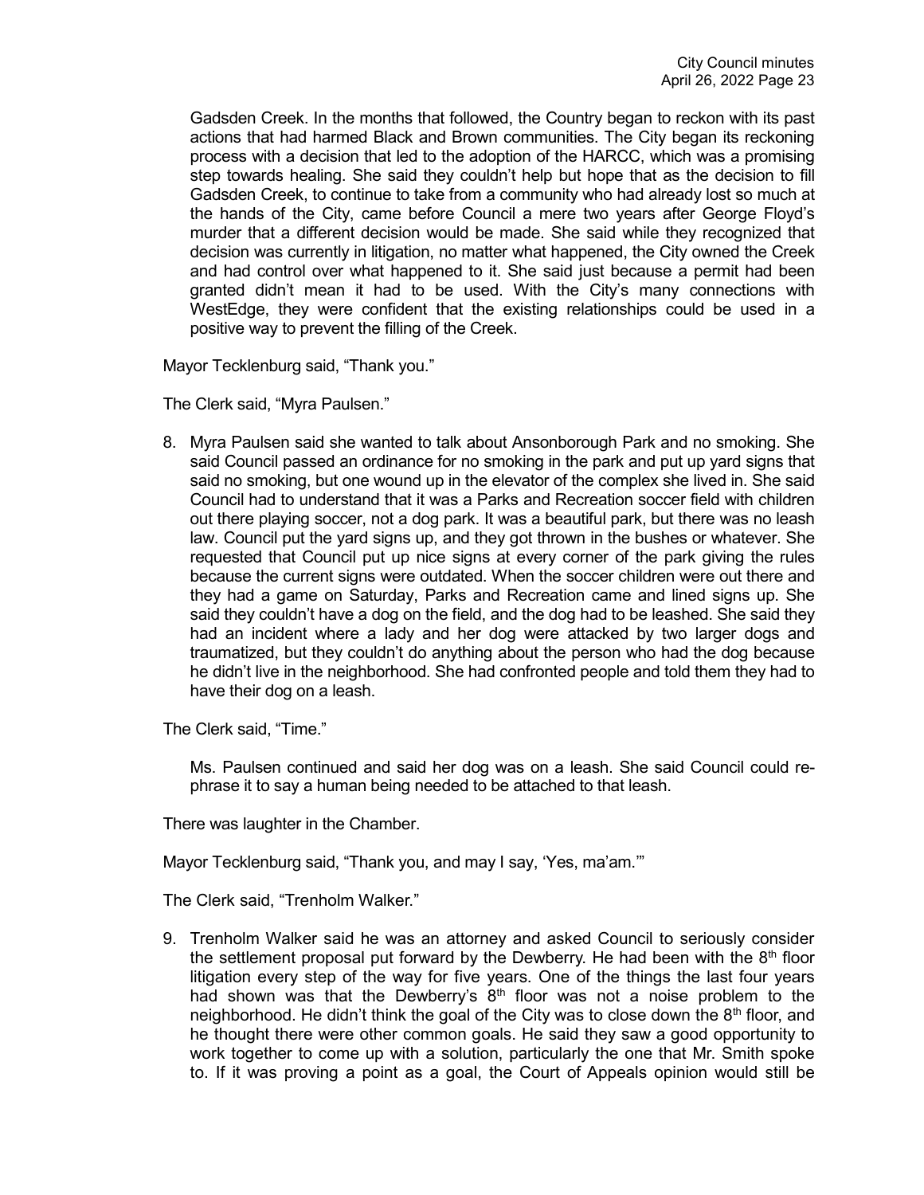Gadsden Creek. In the months that followed, the Country began to reckon with its past actions that had harmed Black and Brown communities. The City began its reckoning process with a decision that led to the adoption of the HARCC, which was a promising step towards healing. She said they couldn't help but hope that as the decision to fill Gadsden Creek, to continue to take from a community who had already lost so much at the hands of the City, came before Council a mere two years after George Floyd's murder that a different decision would be made. She said while they recognized that decision was currently in litigation, no matter what happened, the City owned the Creek and had control over what happened to it. She said just because a permit had been granted didn't mean it had to be used. With the City's many connections with WestEdge, they were confident that the existing relationships could be used in a positive way to prevent the filling of the Creek.

Mayor Tecklenburg said, "Thank you."

The Clerk said, "Myra Paulsen."

8. Myra Paulsen said she wanted to talk about Ansonborough Park and no smoking. She said Council passed an ordinance for no smoking in the park and put up yard signs that said no smoking, but one wound up in the elevator of the complex she lived in. She said Council had to understand that it was a Parks and Recreation soccer field with children out there playing soccer, not a dog park. It was a beautiful park, but there was no leash law. Council put the yard signs up, and they got thrown in the bushes or whatever. She requested that Council put up nice signs at every corner of the park giving the rules because the current signs were outdated. When the soccer children were out there and they had a game on Saturday, Parks and Recreation came and lined signs up. She said they couldn't have a dog on the field, and the dog had to be leashed. She said they had an incident where a lady and her dog were attacked by two larger dogs and traumatized, but they couldn't do anything about the person who had the dog because he didn't live in the neighborhood. She had confronted people and told them they had to have their dog on a leash.

The Clerk said, "Time."

Ms. Paulsen continued and said her dog was on a leash. She said Council could re-phrase it to say a human being needed to be attached to that leash.

There was laughter in the Chamber.

Mayor Tecklenburg said, "Thank you, and may I say, 'Yes, ma'am.'"

The Clerk said, "Trenholm Walker."

9. Trenholm Walker said he was an attorney and asked Council to seriously consider the settlement proposal put forward by the Dewberry. He had been with the 8th floor litigation every step of the way for five years. One of the things the last four years had shown was that the Dewberry's 8th floor was not a noise problem to the neighborhood. He didn't think the goal of the City was to close down the 8th floor, and he thought there were other common goals. He said they saw a good opportunity to work together to come up with a solution, particularly the one that Mr. Smith spoke to. If it was proving a point as a goal, the Court of Appeals opinion would still be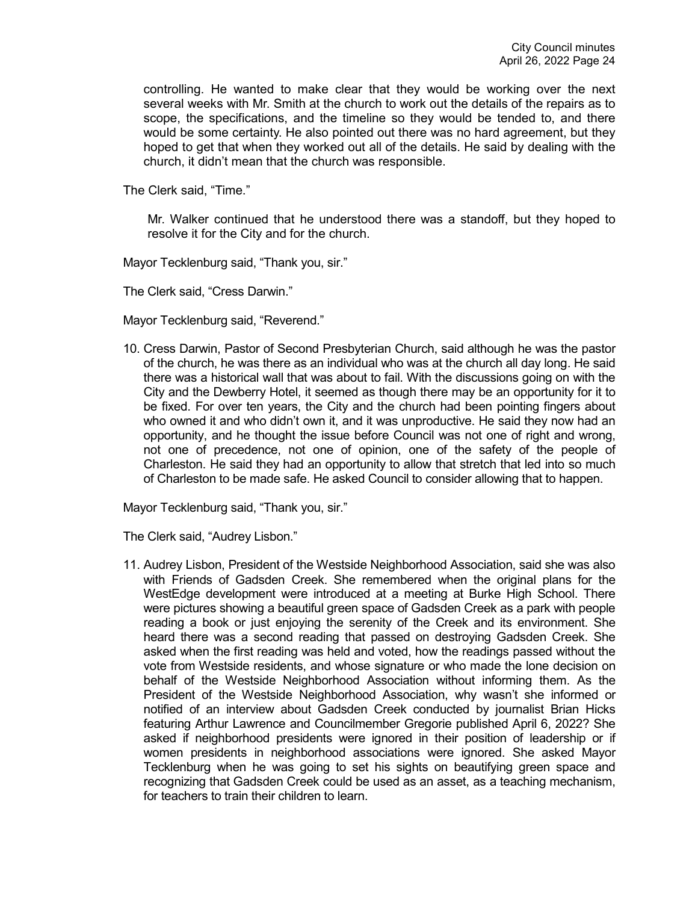controlling. He wanted to make clear that they would be working over the next several weeks with Mr. Smith at the church to work out the details of the repairs as to scope, the specifications, and the timeline so they would be tended to, and there would be some certainty. He also pointed out there was no hard agreement, but they hoped to get that when they worked out all of the details. He said by dealing with the church, it didn't mean that the church was responsible.

The Clerk said, "Time."

Mr. Walker continued that he understood there was a standoff, but they hoped to resolve it for the City and for the church.

Mayor Tecklenburg said, "Thank you, sir."

The Clerk said, "Cress Darwin."

Mayor Tecklenburg said, "Reverend."

10. Cress Darwin, Pastor of Second Presbyterian Church, said although he was the pastor of the church, he was there as an individual who was at the church all day long. He said there was a historical wall that was about to fail. With the discussions going on with the City and the Dewberry Hotel, it seemed as though there may be an opportunity for it to be fixed. For over ten years, the City and the church had been pointing fingers about who owned it and who didn't own it, and it was unproductive. He said they now had an opportunity, and he thought the issue before Council was not one of right and wrong, not one of precedence, not one of opinion, one of the safety of the people of Charleston. He said they had an opportunity to allow that stretch that led into so much of Charleston to be made safe. He asked Council to consider allowing that to happen.

Mayor Tecklenburg said, "Thank you, sir."

The Clerk said, "Audrey Lisbon."

11. Audrey Lisbon, President of the Westside Neighborhood Association, said she was also with Friends of Gadsden Creek. She remembered when the original plans for the WestEdge development were introduced at a meeting at Burke High School. There were pictures showing a beautiful green space of Gadsden Creek as a park with people reading a book or just enjoying the serenity of the Creek and its environment. She heard there was a second reading that passed on destroying Gadsden Creek. She asked when the first reading was held and voted, how the readings passed without the vote from Westside residents, and whose signature or who made the lone decision on behalf of the Westside Neighborhood Association without informing them. As the President of the Westside Neighborhood Association, why wasn't she informed or notified of an interview about Gadsden Creek conducted by journalist Brian Hicks featuring Arthur Lawrence and Councilmember Gregorie published April 6, 2022? She asked if neighborhood presidents were ignored in their position of leadership or if women presidents in neighborhood associations were ignored. She asked Mayor Tecklenburg when he was going to set his sights on beautifying green space and recognizing that Gadsden Creek could be used as an asset, as a teaching mechanism, for teachers to train their children to learn.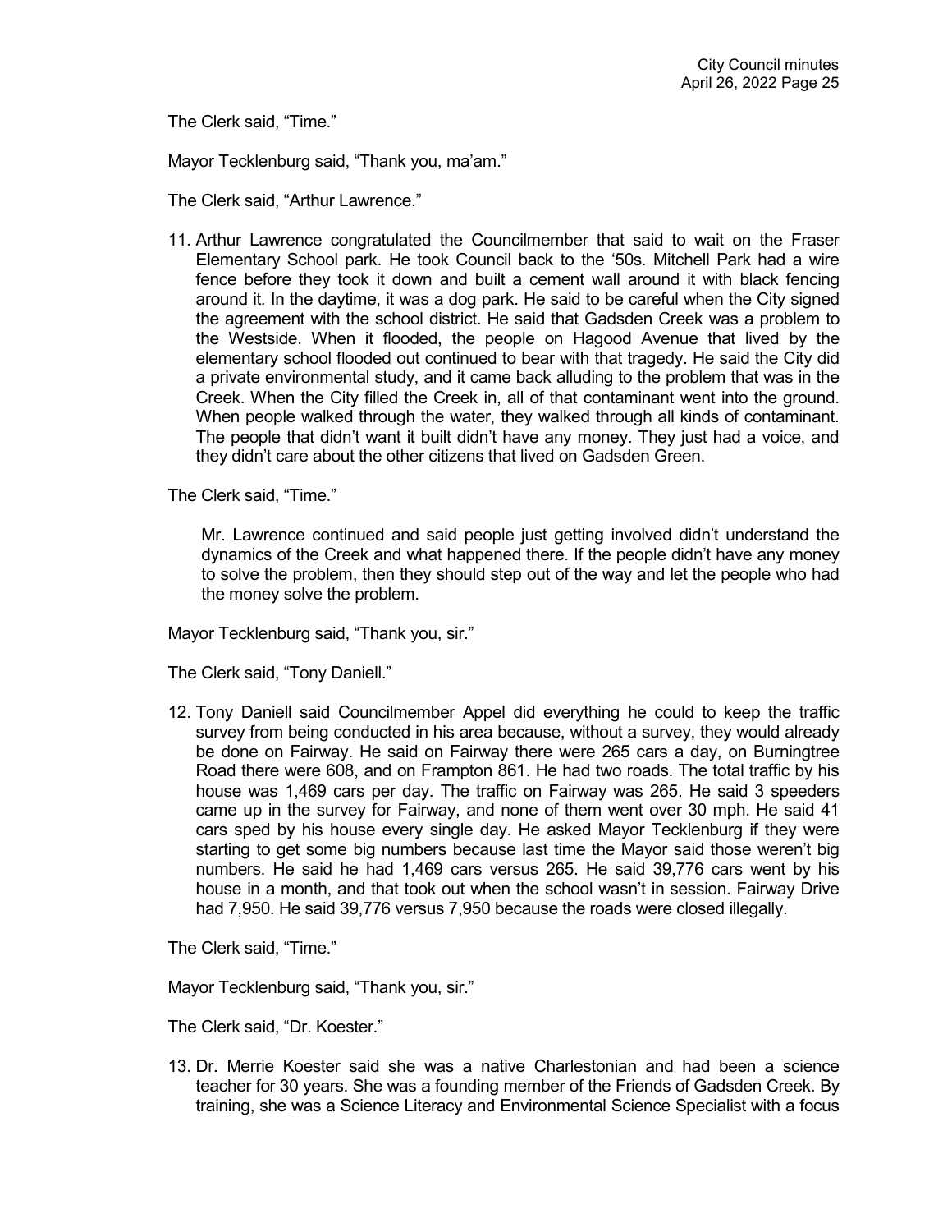The Clerk said, "Time."

Mayor Tecklenburg said, "Thank you, ma'am."

The Clerk said, "Arthur Lawrence."

11. Arthur Lawrence congratulated the Councilmember that said to wait on the Fraser Elementary School park. He took Council back to the '50s. Mitchell Park had a wire fence before they took it down and built a cement wall around it with black fencing around it. In the daytime, it was a dog park. He said to be careful when the City signed the agreement with the school district. He said that Gadsden Creek was a problem to the Westside. When it flooded, the people on Hagood Avenue that lived by the elementary school flooded out continued to bear with that tragedy. He said the City did a private environmental study, and it came back alluding to the problem that was in the Creek. When the City filled the Creek in, all of that contaminant went into the ground. When people walked through the water, they walked through all kinds of contaminant. The people that didn't want it built didn't have any money. They just had a voice, and they didn't care about the other citizens that lived on Gadsden Green.

The Clerk said, "Time."

Mr. Lawrence continued and said people just getting involved didn't understand the dynamics of the Creek and what happened there. If the people didn't have any money to solve the problem, then they should step out of the way and let the people who had the money solve the problem.

Mayor Tecklenburg said, "Thank you, sir."

The Clerk said, "Tony Daniell."

12. Tony Daniell said Councilmember Appel did everything he could to keep the traffic survey from being conducted in his area because, without a survey, they would already be done on Fairway. He said on Fairway there were 265 cars a day, on Burningtree Road there were 608, and on Frampton 861. He had two roads. The total traffic by his house was 1,469 cars per day. The traffic on Fairway was 265. He said 3 speeders came up in the survey for Fairway, and none of them went over 30 mph. He said 41 cars sped by his house every single day. He asked Mayor Tecklenburg if they were starting to get some big numbers because last time the Mayor said those weren't big numbers. He said he had 1,469 cars versus 265. He said 39,776 cars went by his house in a month, and that took out when the school wasn't in session. Fairway Drive had 7,950. He said 39,776 versus 7,950 because the roads were closed illegally.

The Clerk said, "Time."

Mayor Tecklenburg said, "Thank you, sir."

The Clerk said, "Dr. Koester."

13. Dr. Merrie Koester said she was a native Charlestonian and had been a science teacher for 30 years. She was a founding member of the Friends of Gadsden Creek. By training, she was a Science Literacy and Environmental Science Specialist with a focus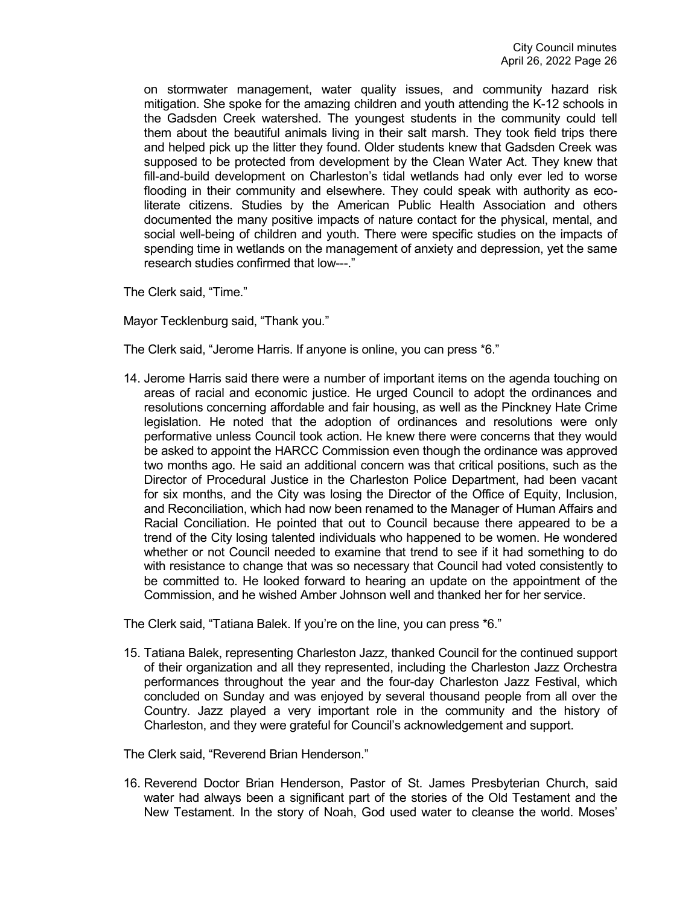on stormwater management, water quality issues, and community hazard risk mitigation. She spoke for the amazing children and youth attending the K-12 schools in the Gadsden Creek watershed. The youngest students in the community could tell them about the beautiful animals living in their salt marsh. They took field trips there and helped pick up the litter they found. Older students knew that Gadsden Creek was supposed to be protected from development by the Clean Water Act. They knew that fill-and-build development on Charleston's tidal wetlands had only ever led to worse flooding in their community and elsewhere. They could speak with authority as eco-literate citizens. Studies by the American Public Health Association and others documented the many positive impacts of nature contact for the physical, mental, and social well-being of children and youth. There were specific studies on the impacts of spending time in wetlands on the management of anxiety and depression, yet the same research studies confirmed that low---."

The Clerk said, "Time."

Mayor Tecklenburg said, "Thank you."

The Clerk said, "Jerome Harris. If anyone is online, you can press *6."

14. Jerome Harris said there were a number of important items on the agenda touching on areas of racial and economic justice. He urged Council to adopt the ordinances and resolutions concerning affordable and fair housing, as well as the Pinckney Hate Crime legislation. He noted that the adoption of ordinances and resolutions were only performative unless Council took action. He knew there were concerns that they would be asked to appoint the HARCC Commission even though the ordinance was approved two months ago. He said an additional concern was that critical positions, such as the Director of Procedural Justice in the Charleston Police Department, had been vacant for six months, and the City was losing the Director of the Office of Equity, Inclusion, and Reconciliation, which had now been renamed to the Manager of Human Affairs and Racial Conciliation. He pointed that out to Council because there appeared to be a trend of the City losing talented individuals who happened to be women. He wondered whether or not Council needed to examine that trend to see if it had something to do with resistance to change that was so necessary that Council had voted consistently to be committed to. He looked forward to hearing an update on the appointment of the Commission, and he wished Amber Johnson well and thanked her for her service.

The Clerk said, "Tatiana Balek. If you're on the line, you can press *6."

15. Tatiana Balek, representing Charleston Jazz, thanked Council for the continued support of their organization and all they represented, including the Charleston Jazz Orchestra performances throughout the year and the four-day Charleston Jazz Festival, which concluded on Sunday and was enjoyed by several thousand people from all over the Country. Jazz played a very important role in the community and the history of Charleston, and they were grateful for Council's acknowledgement and support.

The Clerk said, "Reverend Brian Henderson."

16. Reverend Doctor Brian Henderson, Pastor of St. James Presbyterian Church, said water had always been a significant part of the stories of the Old Testament and the New Testament. In the story of Noah, God used water to cleanse the world. Moses'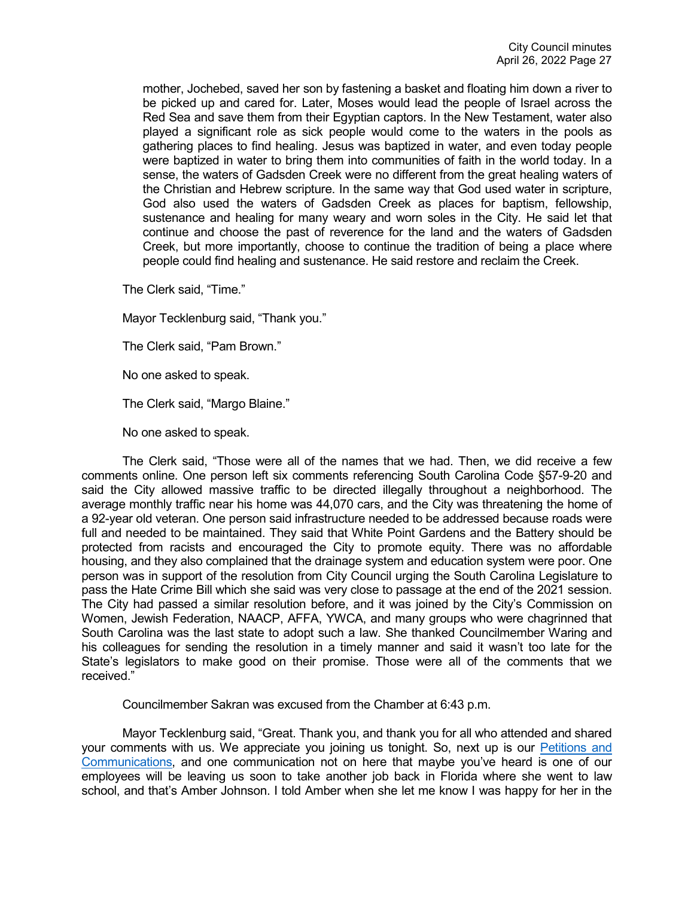mother, Jochebed, saved her son by fastening a basket and floating him down a river to be picked up and cared for. Later, Moses would lead the people of Israel across the Red Sea and save them from their Egyptian captors. In the New Testament, water also played a significant role as sick people would come to the waters in the pools as gathering places to find healing. Jesus was baptized in water, and even today people were baptized in water to bring them into communities of faith in the world today. In a sense, the waters of Gadsden Creek were no different from the great healing waters of the Christian and Hebrew scripture. In the same way that God used water in scripture, God also used the waters of Gadsden Creek as places for baptism, fellowship, sustenance and healing for many weary and worn soles in the City. He said let that continue and choose the past of reverence for the land and the waters of Gadsden Creek, but more importantly, choose to continue the tradition of being a place where people could find healing and sustenance. He said restore and reclaim the Creek.

The Clerk said, "Time."

Mayor Tecklenburg said, "Thank you."

The Clerk said, "Pam Brown."

No one asked to speak.

The Clerk said, "Margo Blaine."

No one asked to speak.

The Clerk said, "Those were all of the names that we had. Then, we did receive a few comments online. One person left six comments referencing South Carolina Code §57-9-20 and said the City allowed massive traffic to be directed illegally throughout a neighborhood. The average monthly traffic near his home was 44,070 cars, and the City was threatening the home of a 92-year old veteran. One person said infrastructure needed to be addressed because roads were full and needed to be maintained. They said that White Point Gardens and the Battery should be protected from racists and encouraged the City to promote equity. There was no affordable housing, and they also complained that the drainage system and education system were poor. One person was in support of the resolution from City Council urging the South Carolina Legislature to pass the Hate Crime Bill which she said was very close to passage at the end of the 2021 session. The City had passed a similar resolution before, and it was joined by the City's Commission on Women, Jewish Federation, NAACP, AFFA, YWCA, and many groups who were chagrinned that South Carolina was the last state to adopt such a law. She thanked Councilmember Waring and his colleagues for sending the resolution in a timely manner and said it wasn't too late for the State's legislators to make good on their promise. Those were all of the comments that we received."

Councilmember Sakran was excused from the Chamber at 6:43 p.m.

Mayor Tecklenburg said, "Great. Thank you, and thank you for all who attended and shared your comments with us. We appreciate you joining us tonight. So, next up is our Petitions and Communications, and one communication not on here that maybe you've heard is one of our employees will be leaving us soon to take another job back in Florida where she went to law school, and that's Amber Johnson. I told Amber when she let me know I was happy for her in the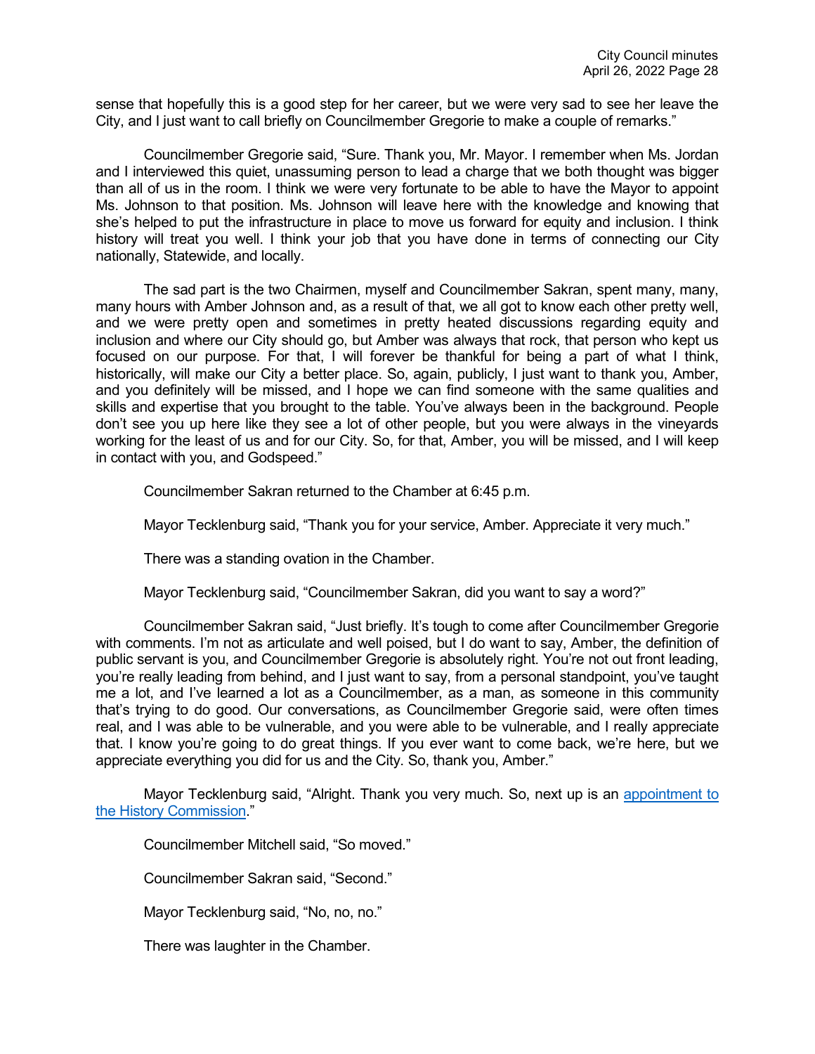sense that hopefully this is a good step for her career, but we were very sad to see her leave the City, and I just want to call briefly on Councilmember Gregorie to make a couple of remarks."

Councilmember Gregorie said, "Sure. Thank you, Mr. Mayor. I remember when Ms. Jordan and I interviewed this quiet, unassuming person to lead a charge that we both thought was bigger than all of us in the room. I think we were very fortunate to be able to have the Mayor to appoint Ms. Johnson to that position. Ms. Johnson will leave here with the knowledge and knowing that she's helped to put the infrastructure in place to move us forward for equity and inclusion. I think history will treat you well. I think your job that you have done in terms of connecting our City nationally, Statewide, and locally.

The sad part is the two Chairmen, myself and Councilmember Sakran, spent many, many, many hours with Amber Johnson and, as a result of that, we all got to know each other pretty well, and we were pretty open and sometimes in pretty heated discussions regarding equity and inclusion and where our City should go, but Amber was always that rock, that person who kept us focused on our purpose. For that, I will forever be thankful for being a part of what I think, historically, will make our City a better place. So, again, publicly, I just want to thank you, Amber, and you definitely will be missed, and I hope we can find someone with the same qualities and skills and expertise that you brought to the table. You've always been in the background. People don't see you up here like they see a lot of other people, but you were always in the vineyards working for the least of us and for our City. So, for that, Amber, you will be missed, and I will keep in contact with you, and Godspeed."

Councilmember Sakran returned to the Chamber at 6:45 p.m.

Mayor Tecklenburg said, "Thank you for your service, Amber. Appreciate it very much."

There was a standing ovation in the Chamber.

Mayor Tecklenburg said, "Councilmember Sakran, did you want to say a word?"

Councilmember Sakran said, "Just briefly. It's tough to come after Councilmember Gregorie with comments. I'm not as articulate and well poised, but I do want to say, Amber, the definition of public servant is you, and Councilmember Gregorie is absolutely right. You're not out front leading, you're really leading from behind, and I just want to say, from a personal standpoint, you've taught me a lot, and I've learned a lot as a Councilmember, as a man, as someone in this community that's trying to do good. Our conversations, as Councilmember Gregorie said, were often times real, and I was able to be vulnerable, and you were able to be vulnerable, and I really appreciate that. I know you're going to do great things. If you ever want to come back, we're here, but we appreciate everything you did for us and the City. So, thank you, Amber."

Mayor Tecklenburg said, "Alright. Thank you very much. So, next up is an appointment to the History Commission."

Councilmember Mitchell said, "So moved."

Councilmember Sakran said, "Second."

Mayor Tecklenburg said, "No, no, no."

There was laughter in the Chamber.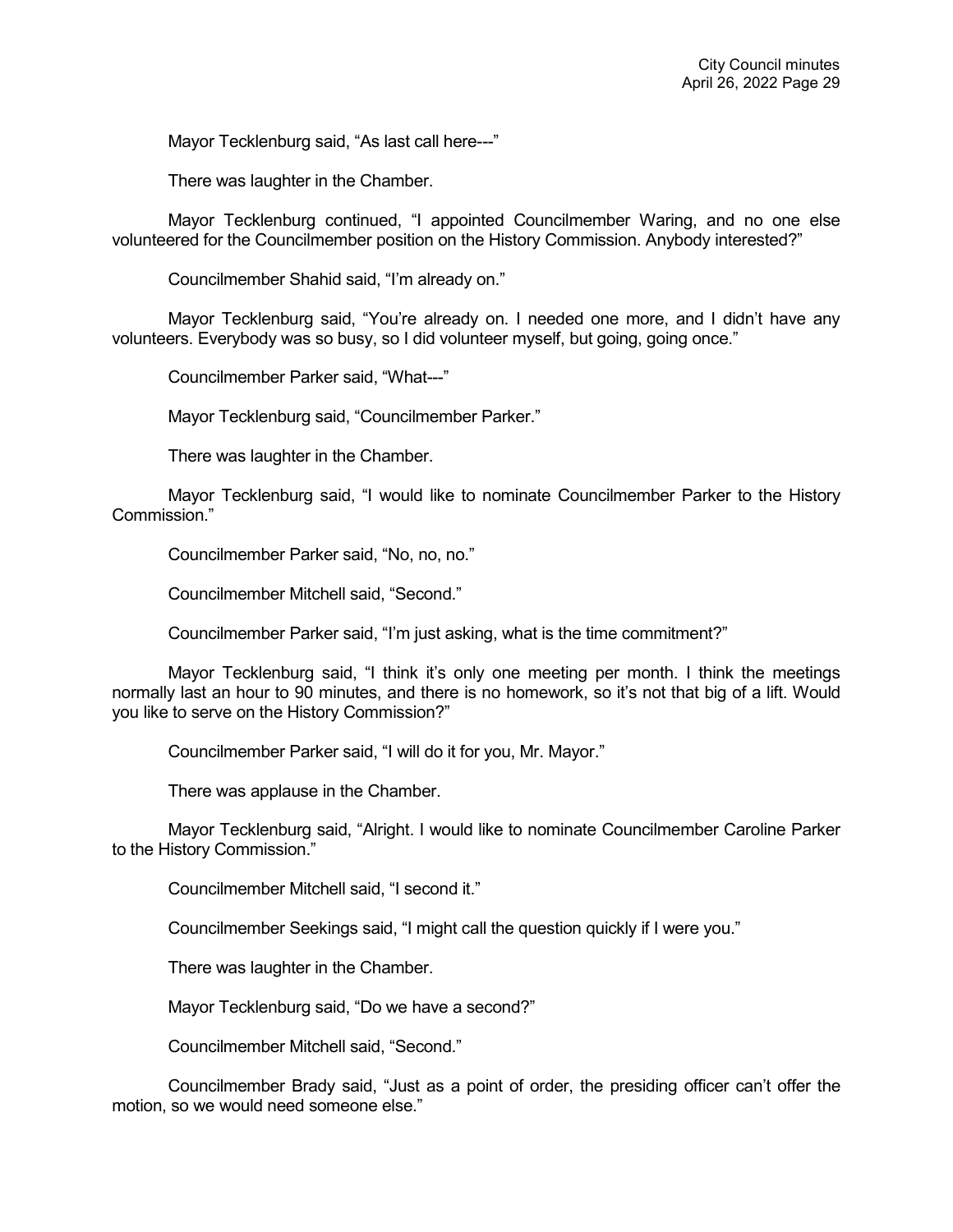Mayor Tecklenburg said, "As last call here---"

There was laughter in the Chamber.

Mayor Tecklenburg continued, "I appointed Councilmember Waring, and no one else volunteered for the Councilmember position on the History Commission. Anybody interested?"

Councilmember Shahid said, "I'm already on."

Mayor Tecklenburg said, "You're already on. I needed one more, and I didn't have any volunteers. Everybody was so busy, so I did volunteer myself, but going, going once."

Councilmember Parker said, "What---"

Mayor Tecklenburg said, "Councilmember Parker."

There was laughter in the Chamber.

Mayor Tecklenburg said, "I would like to nominate Councilmember Parker to the History Commission."

Councilmember Parker said, "No, no, no."

Councilmember Mitchell said, "Second."

Councilmember Parker said, "I'm just asking, what is the time commitment?"

Mayor Tecklenburg said, "I think it's only one meeting per month. I think the meetings normally last an hour to 90 minutes, and there is no homework, so it's not that big of a lift. Would you like to serve on the History Commission?"

Councilmember Parker said, "I will do it for you, Mr. Mayor."

There was applause in the Chamber.

Mayor Tecklenburg said, "Alright. I would like to nominate Councilmember Caroline Parker to the History Commission."

Councilmember Mitchell said, "I second it."

Councilmember Seekings said, "I might call the question quickly if I were you."

There was laughter in the Chamber.

Mayor Tecklenburg said, "Do we have a second?"

Councilmember Mitchell said, "Second."

Councilmember Brady said, "Just as a point of order, the presiding officer can't offer the motion, so we would need someone else."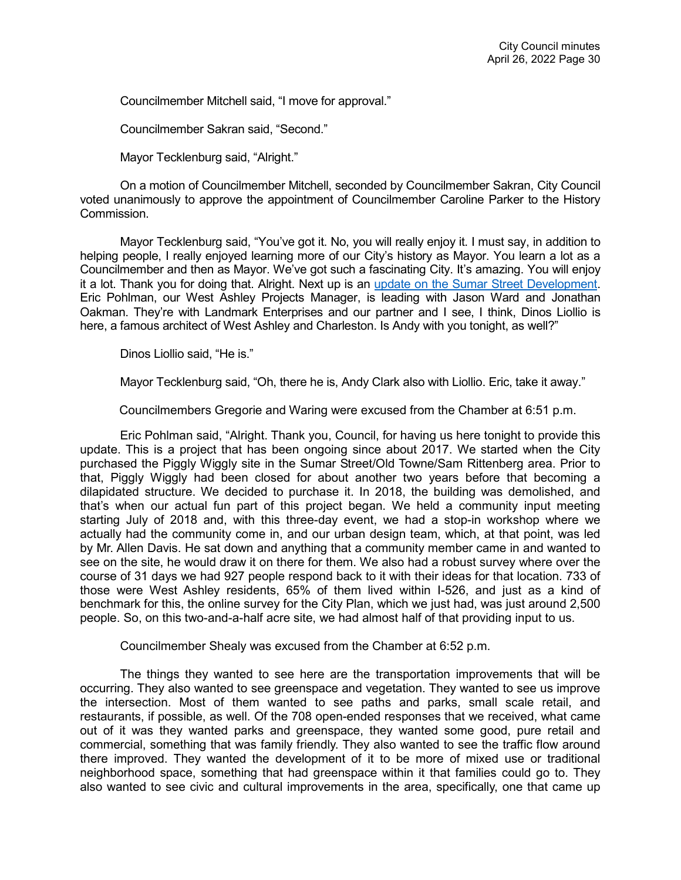Councilmember Mitchell said, "I move for approval."

Councilmember Sakran said, "Second."

Mayor Tecklenburg said, "Alright."

On a motion of Councilmember Mitchell, seconded by Councilmember Sakran, City Council voted unanimously to approve the appointment of Councilmember Caroline Parker to the History Commission.

Mayor Tecklenburg said, "You've got it. No, you will really enjoy it. I must say, in addition to helping people, I really enjoyed learning more of our City's history as Mayor. You learn a lot as a Councilmember and then as Mayor. We've got such a fascinating City. It's amazing. You will enjoy it a lot. Thank you for doing that. Alright. Next up is an update on the Sumar Street Development. Eric Pohlman, our West Ashley Projects Manager, is leading with Jason Ward and Jonathan Oakman. They're with Landmark Enterprises and our partner and I see, I think, Dinos Liollio is here, a famous architect of West Ashley and Charleston. Is Andy with you tonight, as well?"

Dinos Liollio said, "He is."

Mayor Tecklenburg said, "Oh, there he is, Andy Clark also with Liollio. Eric, take it away."

Councilmembers Gregorie and Waring were excused from the Chamber at 6:51 p.m.

Eric Pohlman said, "Alright. Thank you, Council, for having us here tonight to provide this update. This is a project that has been ongoing since about 2017. We started when the City purchased the Piggly Wiggly site in the Sumar Street/Old Towne/Sam Rittenberg area. Prior to that, Piggly Wiggly had been closed for about another two years before that becoming a dilapidated structure. We decided to purchase it. In 2018, the building was demolished, and that's when our actual fun part of this project began. We held a community input meeting starting July of 2018 and, with this three-day event, we had a stop-in workshop where we actually had the community come in, and our urban design team, which, at that point, was led by Mr. Allen Davis. He sat down and anything that a community member came in and wanted to see on the site, he would draw it on there for them. We also had a robust survey where over the course of 31 days we had 927 people respond back to it with their ideas for that location. 733 of those were West Ashley residents, 65% of them lived within I-526, and just as a kind of benchmark for this, the online survey for the City Plan, which we just had, was just around 2,500 people. So, on this two-and-a-half acre site, we had almost half of that providing input to us.

Councilmember Shealy was excused from the Chamber at 6:52 p.m.

The things they wanted to see here are the transportation improvements that will be occurring. They also wanted to see greenspace and vegetation. They wanted to see us improve the intersection. Most of them wanted to see paths and parks, small scale retail, and restaurants, if possible, as well. Of the 708 open-ended responses that we received, what came out of it was they wanted parks and greenspace, they wanted some good, pure retail and commercial, something that was family friendly. They also wanted to see the traffic flow around there improved. They wanted the development of it to be more of mixed use or traditional neighborhood space, something that had greenspace within it that families could go to. They also wanted to see civic and cultural improvements in the area, specifically, one that came up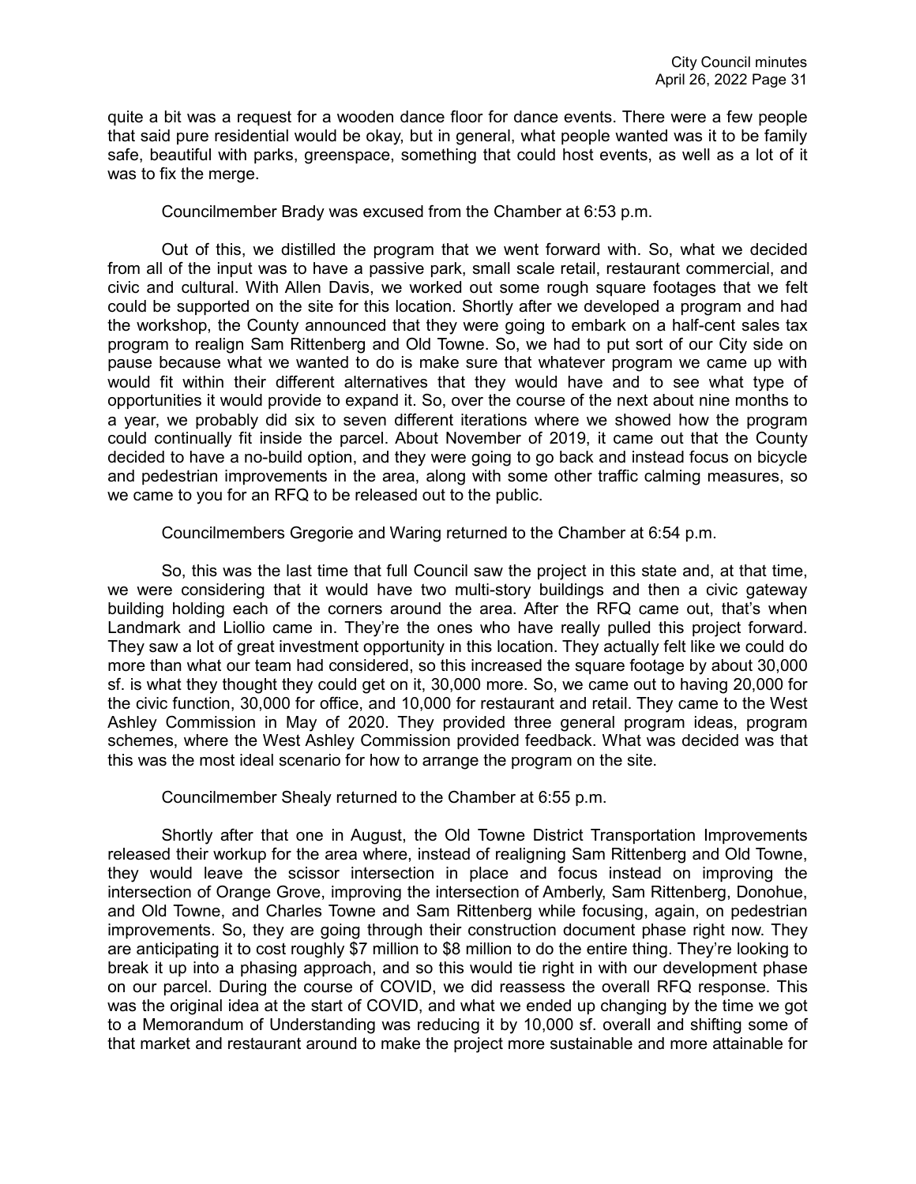quite a bit was a request for a wooden dance floor for dance events. There were a few people that said pure residential would be okay, but in general, what people wanted was it to be family safe, beautiful with parks, greenspace, something that could host events, as well as a lot of it was to fix the merge.

Councilmember Brady was excused from the Chamber at 6:53 p.m.

Out of this, we distilled the program that we went forward with. So, what we decided from all of the input was to have a passive park, small scale retail, restaurant commercial, and civic and cultural. With Allen Davis, we worked out some rough square footages that we felt could be supported on the site for this location. Shortly after we developed a program and had the workshop, the County announced that they were going to embark on a half-cent sales tax program to realign Sam Rittenberg and Old Towne. So, we had to put sort of our City side on pause because what we wanted to do is make sure that whatever program we came up with would fit within their different alternatives that they would have and to see what type of opportunities it would provide to expand it. So, over the course of the next about nine months to a year, we probably did six to seven different iterations where we showed how the program could continually fit inside the parcel. About November of 2019, it came out that the County decided to have a no-build option, and they were going to go back and instead focus on bicycle and pedestrian improvements in the area, along with some other traffic calming measures, so we came to you for an RFQ to be released out to the public.

Councilmembers Gregorie and Waring returned to the Chamber at 6:54 p.m.

So, this was the last time that full Council saw the project in this state and, at that time, we were considering that it would have two multi-story buildings and then a civic gateway building holding each of the corners around the area. After the RFQ came out, that's when Landmark and Liollio came in. They're the ones who have really pulled this project forward. They saw a lot of great investment opportunity in this location. They actually felt like we could do more than what our team had considered, so this increased the square footage by about 30,000 sf. is what they thought they could get on it, 30,000 more. So, we came out to having 20,000 for the civic function, 30,000 for office, and 10,000 for restaurant and retail. They came to the West Ashley Commission in May of 2020. They provided three general program ideas, program schemes, where the West Ashley Commission provided feedback. What was decided was that this was the most ideal scenario for how to arrange the program on the site.

Councilmember Shealy returned to the Chamber at 6:55 p.m.

Shortly after that one in August, the Old Towne District Transportation Improvements released their workup for the area where, instead of realigning Sam Rittenberg and Old Towne, they would leave the scissor intersection in place and focus instead on improving the intersection of Orange Grove, improving the intersection of Amberly, Sam Rittenberg, Donohue, and Old Towne, and Charles Towne and Sam Rittenberg while focusing, again, on pedestrian improvements. So, they are going through their construction document phase right now. They are anticipating it to cost roughly $7 million to $8 million to do the entire thing. They're looking to break it up into a phasing approach, and so this would tie right in with our development phase on our parcel. During the course of COVID, we did reassess the overall RFQ response. This was the original idea at the start of COVID, and what we ended up changing by the time we got to a Memorandum of Understanding was reducing it by 10,000 sf. overall and shifting some of that market and restaurant around to make the project more sustainable and more attainable for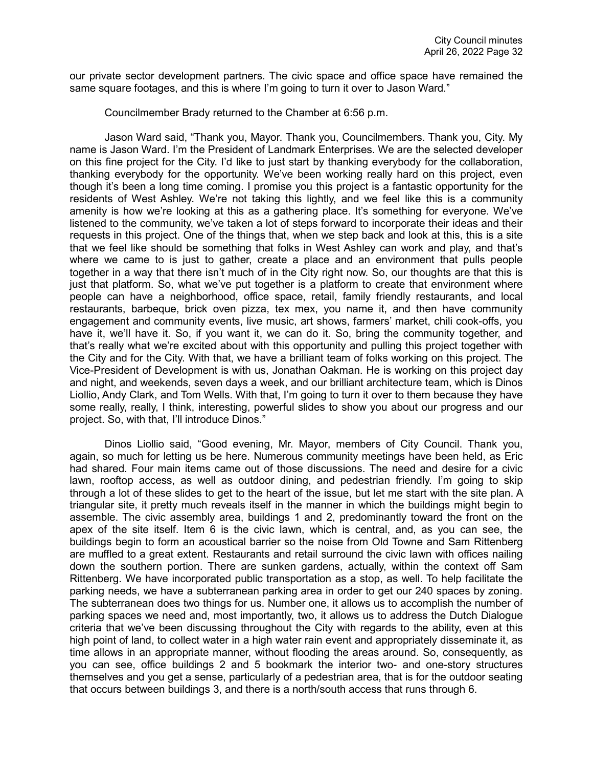our private sector development partners. The civic space and office space have remained the same square footages, and this is where I'm going to turn it over to Jason Ward."

Councilmember Brady returned to the Chamber at 6:56 p.m.

Jason Ward said, "Thank you, Mayor. Thank you, Councilmembers. Thank you, City. My name is Jason Ward. I'm the President of Landmark Enterprises. We are the selected developer on this fine project for the City. I'd like to just start by thanking everybody for the collaboration, thanking everybody for the opportunity. We've been working really hard on this project, even though it's been a long time coming. I promise you this project is a fantastic opportunity for the residents of West Ashley. We're not taking this lightly, and we feel like this is a community amenity is how we're looking at this as a gathering place. It's something for everyone. We've listened to the community, we've taken a lot of steps forward to incorporate their ideas and their requests in this project. One of the things that, when we step back and look at this, this is a site that we feel like should be something that folks in West Ashley can work and play, and that's where we came to is just to gather, create a place and an environment that pulls people together in a way that there isn't much of in the City right now. So, our thoughts are that this is just that platform. So, what we've put together is a platform to create that environment where people can have a neighborhood, office space, retail, family friendly restaurants, and local restaurants, barbeque, brick oven pizza, tex mex, you name it, and then have community engagement and community events, live music, art shows, farmers' market, chili cook-offs, you have it, we'll have it. So, if you want it, we can do it. So, bring the community together, and that's really what we're excited about with this opportunity and pulling this project together with the City and for the City. With that, we have a brilliant team of folks working on this project. The Vice-President of Development is with us, Jonathan Oakman. He is working on this project day and night, and weekends, seven days a week, and our brilliant architecture team, which is Dinos Liollio, Andy Clark, and Tom Wells. With that, I'm going to turn it over to them because they have some really, really, I think, interesting, powerful slides to show you about our progress and our project. So, with that, I'll introduce Dinos."

Dinos Liollio said, "Good evening, Mr. Mayor, members of City Council. Thank you, again, so much for letting us be here. Numerous community meetings have been held, as Eric had shared. Four main items came out of those discussions. The need and desire for a civic lawn, rooftop access, as well as outdoor dining, and pedestrian friendly. I'm going to skip through a lot of these slides to get to the heart of the issue, but let me start with the site plan. A triangular site, it pretty much reveals itself in the manner in which the buildings might begin to assemble. The civic assembly area, buildings 1 and 2, predominantly toward the front on the apex of the site itself. Item 6 is the civic lawn, which is central, and, as you can see, the buildings begin to form an acoustical barrier so the noise from Old Towne and Sam Rittenberg are muffled to a great extent. Restaurants and retail surround the civic lawn with offices nailing down the southern portion. There are sunken gardens, actually, within the context off Sam Rittenberg. We have incorporated public transportation as a stop, as well. To help facilitate the parking needs, we have a subterranean parking area in order to get our 240 spaces by zoning. The subterranean does two things for us. Number one, it allows us to accomplish the number of parking spaces we need and, most importantly, two, it allows us to address the Dutch Dialogue criteria that we've been discussing throughout the City with regards to the ability, even at this high point of land, to collect water in a high water rain event and appropriately disseminate it, as time allows in an appropriate manner, without flooding the areas around. So, consequently, as you can see, office buildings 2 and 5 bookmark the interior two- and one-story structures themselves and you get a sense, particularly of a pedestrian area, that is for the outdoor seating that occurs between buildings 3, and there is a north/south access that runs through 6.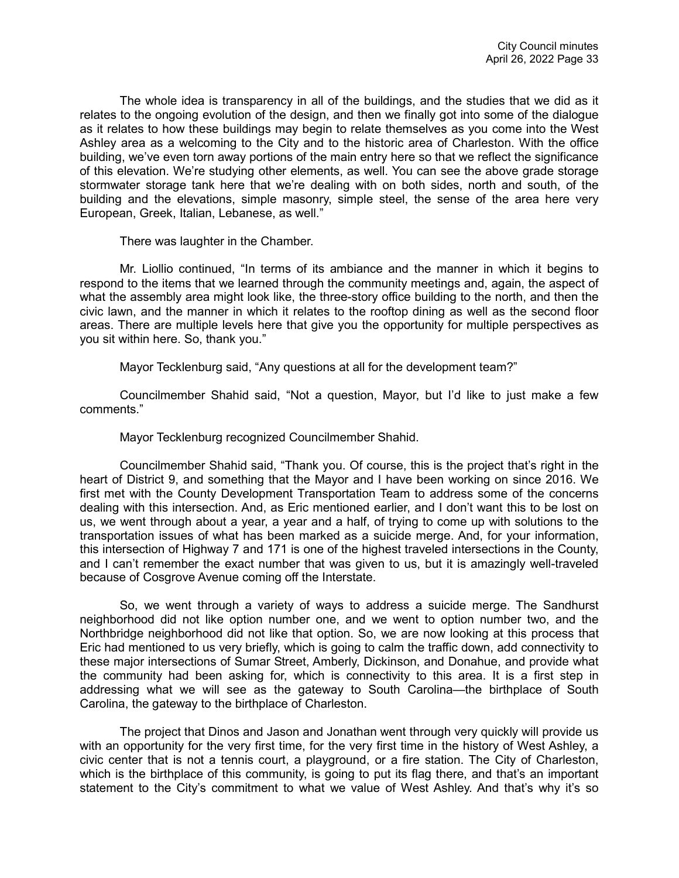The whole idea is transparency in all of the buildings, and the studies that we did as it relates to the ongoing evolution of the design, and then we finally got into some of the dialogue as it relates to how these buildings may begin to relate themselves as you come into the West Ashley area as a welcoming to the City and to the historic area of Charleston. With the office building, we've even torn away portions of the main entry here so that we reflect the significance of this elevation. We're studying other elements, as well. You can see the above grade storage stormwater storage tank here that we're dealing with on both sides, north and south, of the building and the elevations, simple masonry, simple steel, the sense of the area here very European, Greek, Italian, Lebanese, as well."

There was laughter in the Chamber.

Mr. Liollio continued, "In terms of its ambiance and the manner in which it begins to respond to the items that we learned through the community meetings and, again, the aspect of what the assembly area might look like, the three-story office building to the north, and then the civic lawn, and the manner in which it relates to the rooftop dining as well as the second floor areas. There are multiple levels here that give you the opportunity for multiple perspectives as you sit within here. So, thank you."

Mayor Tecklenburg said, "Any questions at all for the development team?"

Councilmember Shahid said, "Not a question, Mayor, but I'd like to just make a few comments."

Mayor Tecklenburg recognized Councilmember Shahid.

Councilmember Shahid said, "Thank you. Of course, this is the project that's right in the heart of District 9, and something that the Mayor and I have been working on since 2016. We first met with the County Development Transportation Team to address some of the concerns dealing with this intersection. And, as Eric mentioned earlier, and I don't want this to be lost on us, we went through about a year, a year and a half, of trying to come up with solutions to the transportation issues of what has been marked as a suicide merge. And, for your information, this intersection of Highway 7 and 171 is one of the highest traveled intersections in the County, and I can't remember the exact number that was given to us, but it is amazingly well-traveled because of Cosgrove Avenue coming off the Interstate.

So, we went through a variety of ways to address a suicide merge. The Sandhurst neighborhood did not like option number one, and we went to option number two, and the Northbridge neighborhood did not like that option. So, we are now looking at this process that Eric had mentioned to us very briefly, which is going to calm the traffic down, add connectivity to these major intersections of Sumar Street, Amberly, Dickinson, and Donahue, and provide what the community had been asking for, which is connectivity to this area. It is a first step in addressing what we will see as the gateway to South Carolina—the birthplace of South Carolina, the gateway to the birthplace of Charleston.

The project that Dinos and Jason and Jonathan went through very quickly will provide us with an opportunity for the very first time, for the very first time in the history of West Ashley, a civic center that is not a tennis court, a playground, or a fire station. The City of Charleston, which is the birthplace of this community, is going to put its flag there, and that's an important statement to the City's commitment to what we value of West Ashley. And that's why it's so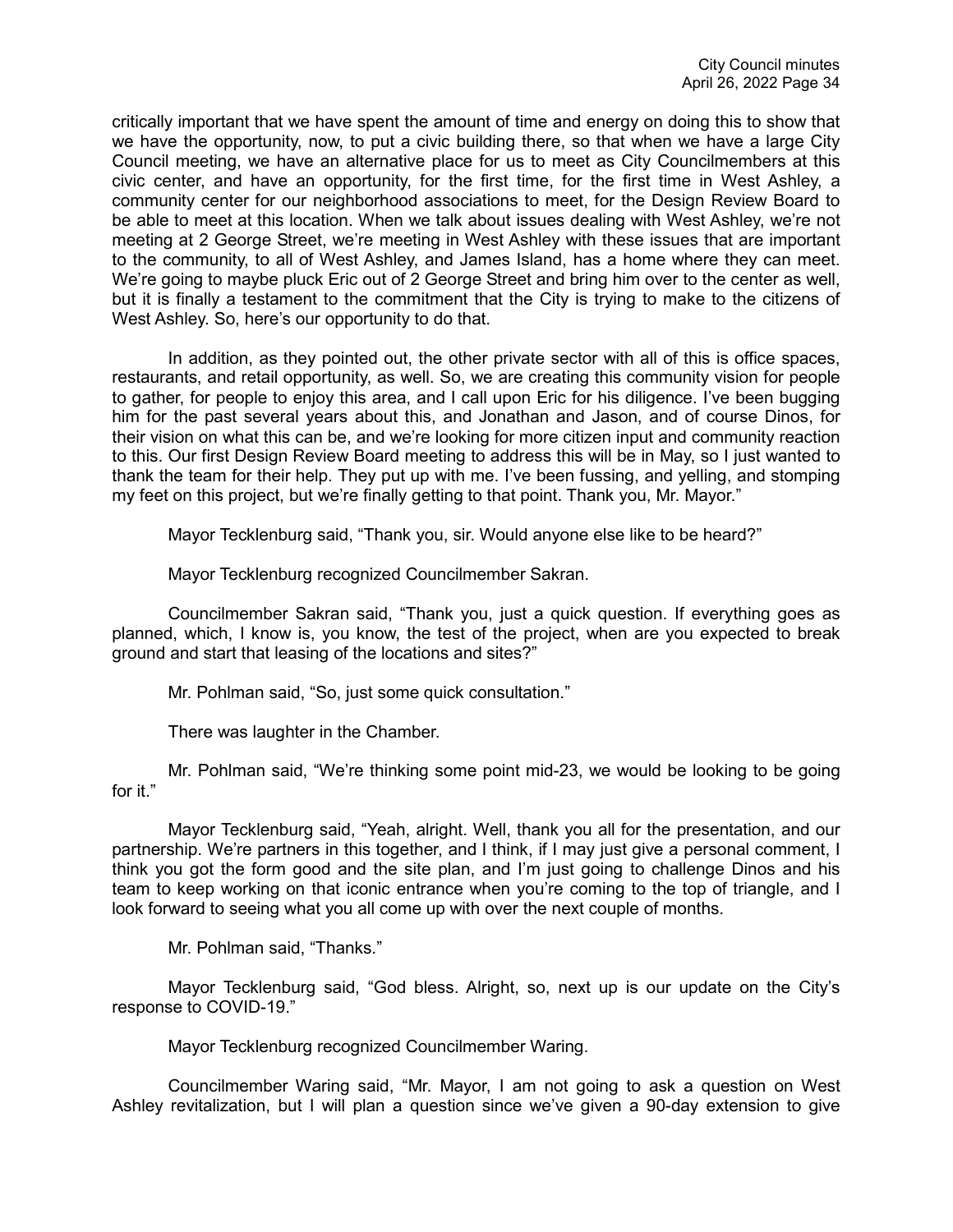critically important that we have spent the amount of time and energy on doing this to show that we have the opportunity, now, to put a civic building there, so that when we have a large City Council meeting, we have an alternative place for us to meet as City Councilmembers at this civic center, and have an opportunity, for the first time, for the first time in West Ashley, a community center for our neighborhood associations to meet, for the Design Review Board to be able to meet at this location. When we talk about issues dealing with West Ashley, we're not meeting at 2 George Street, we're meeting in West Ashley with these issues that are important to the community, to all of West Ashley, and James Island, has a home where they can meet. We're going to maybe pluck Eric out of 2 George Street and bring him over to the center as well, but it is finally a testament to the commitment that the City is trying to make to the citizens of West Ashley. So, here's our opportunity to do that.

In addition, as they pointed out, the other private sector with all of this is office spaces, restaurants, and retail opportunity, as well. So, we are creating this community vision for people to gather, for people to enjoy this area, and I call upon Eric for his diligence. I've been bugging him for the past several years about this, and Jonathan and Jason, and of course Dinos, for their vision on what this can be, and we're looking for more citizen input and community reaction to this. Our first Design Review Board meeting to address this will be in May, so I just wanted to thank the team for their help. They put up with me. I've been fussing, and yelling, and stomping my feet on this project, but we're finally getting to that point. Thank you, Mr. Mayor."

Mayor Tecklenburg said, "Thank you, sir. Would anyone else like to be heard?"

Mayor Tecklenburg recognized Councilmember Sakran.

Councilmember Sakran said, "Thank you, just a quick question. If everything goes as planned, which, I know is, you know, the test of the project, when are you expected to break ground and start that leasing of the locations and sites?"

Mr. Pohlman said, "So, just some quick consultation."

There was laughter in the Chamber.

Mr. Pohlman said, "We're thinking some point mid-23, we would be looking to be going for it."

Mayor Tecklenburg said, "Yeah, alright. Well, thank you all for the presentation, and our partnership. We're partners in this together, and I think, if I may just give a personal comment, I think you got the form good and the site plan, and I'm just going to challenge Dinos and his team to keep working on that iconic entrance when you're coming to the top of triangle, and I look forward to seeing what you all come up with over the next couple of months.

Mr. Pohlman said, "Thanks."

Mayor Tecklenburg said, "God bless. Alright, so, next up is our update on the City's response to COVID-19."

Mayor Tecklenburg recognized Councilmember Waring.

Councilmember Waring said, "Mr. Mayor, I am not going to ask a question on West Ashley revitalization, but I will plan a question since we've given a 90-day extension to give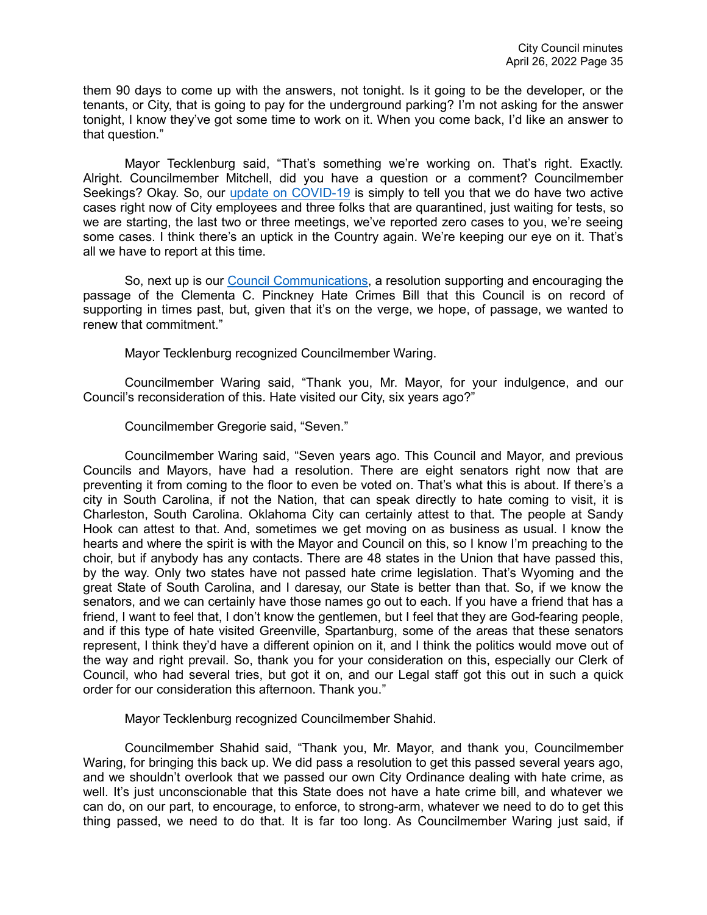them 90 days to come up with the answers, not tonight. Is it going to be the developer, or the tenants, or City, that is going to pay for the underground parking? I'm not asking for the answer tonight, I know they've got some time to work on it. When you come back, I'd like an answer to that question."

Mayor Tecklenburg said, "That's something we're working on. That's right. Exactly. Alright. Councilmember Mitchell, did you have a question or a comment? Councilmember Seekings? Okay. So, our update on COVID-19 is simply to tell you that we do have two active cases right now of City employees and three folks that are quarantined, just waiting for tests, so we are starting, the last two or three meetings, we've reported zero cases to you, we're seeing some cases. I think there's an uptick in the Country again. We're keeping our eye on it. That's all we have to report at this time.

So, next up is our Council Communications, a resolution supporting and encouraging the passage of the Clementa C. Pinckney Hate Crimes Bill that this Council is on record of supporting in times past, but, given that it's on the verge, we hope, of passage, we wanted to renew that commitment."

Mayor Tecklenburg recognized Councilmember Waring.

Councilmember Waring said, "Thank you, Mr. Mayor, for your indulgence, and our Council's reconsideration of this. Hate visited our City, six years ago?"

Councilmember Gregorie said, "Seven."

Councilmember Waring said, "Seven years ago. This Council and Mayor, and previous Councils and Mayors, have had a resolution. There are eight senators right now that are preventing it from coming to the floor to even be voted on. That's what this is about. If there's a city in South Carolina, if not the Nation, that can speak directly to hate coming to visit, it is Charleston, South Carolina. Oklahoma City can certainly attest to that. The people at Sandy Hook can attest to that. And, sometimes we get moving on as business as usual. I know the hearts and where the spirit is with the Mayor and Council on this, so I know I'm preaching to the choir, but if anybody has any contacts. There are 48 states in the Union that have passed this, by the way. Only two states have not passed hate crime legislation. That's Wyoming and the great State of South Carolina, and I daresay, our State is better than that. So, if we know the senators, and we can certainly have those names go out to each. If you have a friend that has a friend, I want to feel that, I don't know the gentlemen, but I feel that they are God-fearing people, and if this type of hate visited Greenville, Spartanburg, some of the areas that these senators represent, I think they'd have a different opinion on it, and I think the politics would move out of the way and right prevail. So, thank you for your consideration on this, especially our Clerk of Council, who had several tries, but got it on, and our Legal staff got this out in such a quick order for our consideration this afternoon. Thank you."

Mayor Tecklenburg recognized Councilmember Shahid.

Councilmember Shahid said, "Thank you, Mr. Mayor, and thank you, Councilmember Waring, for bringing this back up. We did pass a resolution to get this passed several years ago, and we shouldn't overlook that we passed our own City Ordinance dealing with hate crime, as well. It's just unconscionable that this State does not have a hate crime bill, and whatever we can do, on our part, to encourage, to enforce, to strong-arm, whatever we need to do to get this thing passed, we need to do that. It is far too long. As Councilmember Waring just said, if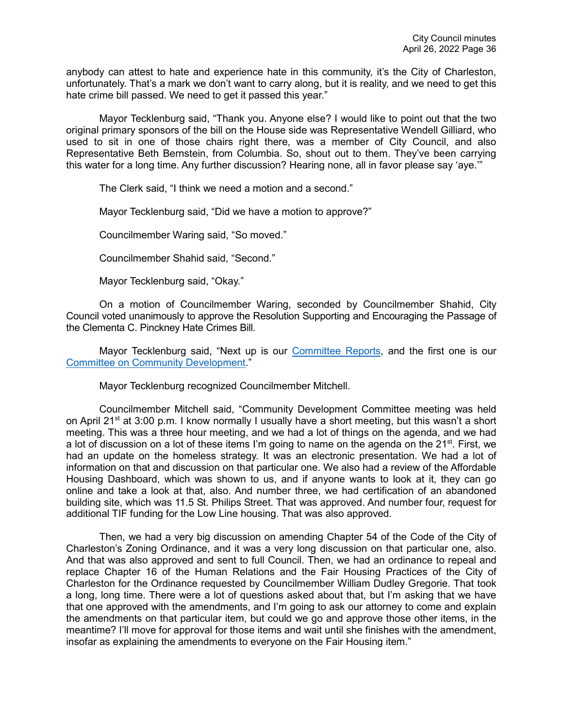anybody can attest to hate and experience hate in this community, it's the City of Charleston, unfortunately. That's a mark we don't want to carry along, but it is reality, and we need to get this hate crime bill passed. We need to get it passed this year."

Mayor Tecklenburg said, "Thank you. Anyone else? I would like to point out that the two original primary sponsors of the bill on the House side was Representative Wendell Gilliard, who used to sit in one of those chairs right there, was a member of City Council, and also Representative Beth Bernstein, from Columbia. So, shout out to them. They've been carrying this water for a long time. Any further discussion? Hearing none, all in favor please say 'aye.'"

The Clerk said, "I think we need a motion and a second."

Mayor Tecklenburg said, "Did we have a motion to approve?"

Councilmember Waring said, "So moved."

Councilmember Shahid said, "Second."

Mayor Tecklenburg said, "Okay."

On a motion of Councilmember Waring, seconded by Councilmember Shahid, City Council voted unanimously to approve the Resolution Supporting and Encouraging the Passage of the Clementa C. Pinckney Hate Crimes Bill.

Mayor Tecklenburg said, "Next up is our Committee Reports, and the first one is our Committee on Community Development."

Mayor Tecklenburg recognized Councilmember Mitchell.

Councilmember Mitchell said, "Community Development Committee meeting was held on April 21st at 3:00 p.m. I know normally I usually have a short meeting, but this wasn't a short meeting. This was a three hour meeting, and we had a lot of things on the agenda, and we had a lot of discussion on a lot of these items I'm going to name on the agenda on the 21st. First, we had an update on the homeless strategy. It was an electronic presentation. We had a lot of information on that and discussion on that particular one. We also had a review of the Affordable Housing Dashboard, which was shown to us, and if anyone wants to look at it, they can go online and take a look at that, also. And number three, we had certification of an abandoned building site, which was 11.5 St. Philips Street. That was approved. And number four, request for additional TIF funding for the Low Line housing. That was also approved.

Then, we had a very big discussion on amending Chapter 54 of the Code of the City of Charleston's Zoning Ordinance, and it was a very long discussion on that particular one, also. And that was also approved and sent to full Council. Then, we had an ordinance to repeal and replace Chapter 16 of the Human Relations and the Fair Housing Practices of the City of Charleston for the Ordinance requested by Councilmember William Dudley Gregorie. That took a long, long time. There were a lot of questions asked about that, but I'm asking that we have that one approved with the amendments, and I'm going to ask our attorney to come and explain the amendments on that particular item, but could we go and approve those other items, in the meantime? I'll move for approval for those items and wait until she finishes with the amendment, insofar as explaining the amendments to everyone on the Fair Housing item."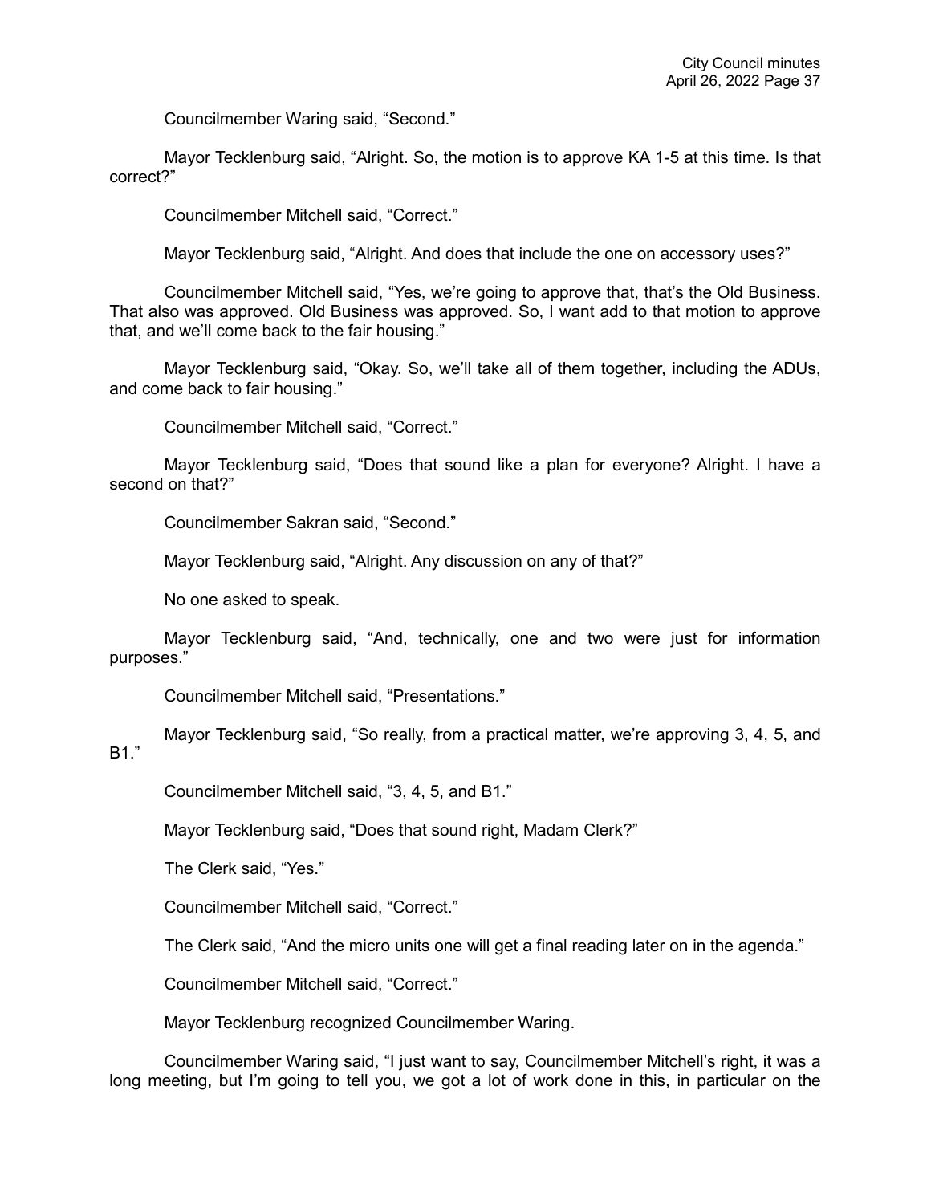Councilmember Waring said, "Second."

Mayor Tecklenburg said, "Alright. So, the motion is to approve KA 1-5 at this time. Is that correct?"

Councilmember Mitchell said, "Correct."

Mayor Tecklenburg said, "Alright. And does that include the one on accessory uses?"

Councilmember Mitchell said, "Yes, we're going to approve that, that's the Old Business. That also was approved. Old Business was approved. So, I want add to that motion to approve that, and we'll come back to the fair housing."

Mayor Tecklenburg said, "Okay. So, we'll take all of them together, including the ADUs, and come back to fair housing."

Councilmember Mitchell said, "Correct."

Mayor Tecklenburg said, "Does that sound like a plan for everyone? Alright. I have a second on that?"

Councilmember Sakran said, "Second."

Mayor Tecklenburg said, "Alright. Any discussion on any of that?"

No one asked to speak.

Mayor Tecklenburg said, "And, technically, one and two were just for information purposes."

Councilmember Mitchell said, "Presentations."

Mayor Tecklenburg said, "So really, from a practical matter, we're approving 3, 4, 5, and B1."

Councilmember Mitchell said, "3, 4, 5, and B1."

Mayor Tecklenburg said, "Does that sound right, Madam Clerk?"

The Clerk said, "Yes."

Councilmember Mitchell said, "Correct."

The Clerk said, "And the micro units one will get a final reading later on in the agenda."

Councilmember Mitchell said, "Correct."

Mayor Tecklenburg recognized Councilmember Waring.

Councilmember Waring said, "I just want to say, Councilmember Mitchell's right, it was a long meeting, but I'm going to tell you, we got a lot of work done in this, in particular on the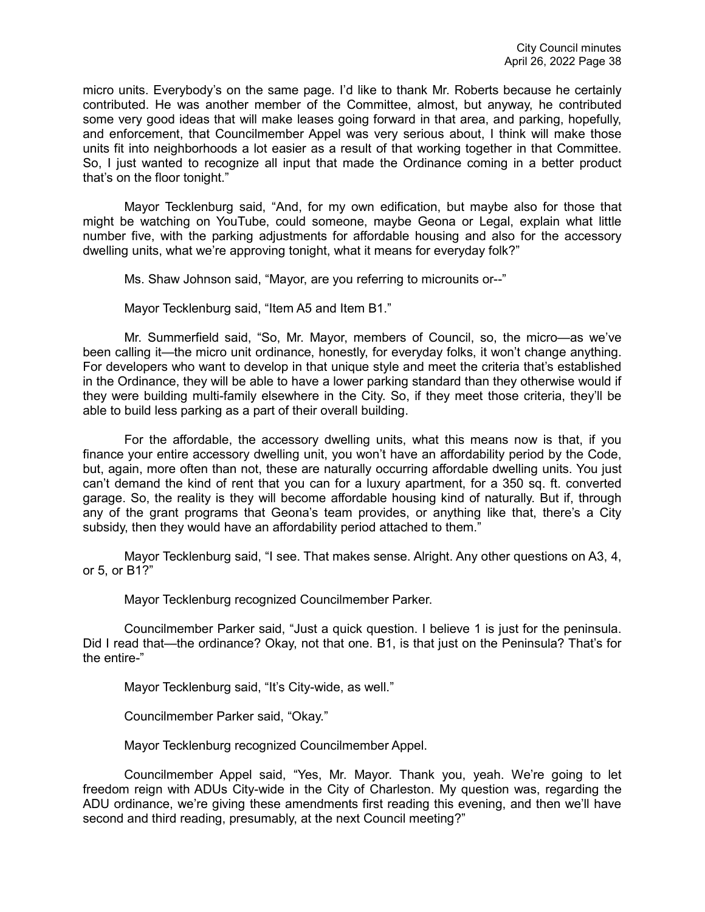micro units. Everybody's on the same page. I'd like to thank Mr. Roberts because he certainly contributed. He was another member of the Committee, almost, but anyway, he contributed some very good ideas that will make leases going forward in that area, and parking, hopefully, and enforcement, that Councilmember Appel was very serious about, I think will make those units fit into neighborhoods a lot easier as a result of that working together in that Committee. So, I just wanted to recognize all input that made the Ordinance coming in a better product that's on the floor tonight."

Mayor Tecklenburg said, "And, for my own edification, but maybe also for those that might be watching on YouTube, could someone, maybe Geona or Legal, explain what little number five, with the parking adjustments for affordable housing and also for the accessory dwelling units, what we're approving tonight, what it means for everyday folk?"

Ms. Shaw Johnson said, "Mayor, are you referring to microunits or--"

Mayor Tecklenburg said, "Item A5 and Item B1."

Mr. Summerfield said, "So, Mr. Mayor, members of Council, so, the micro—as we've been calling it—the micro unit ordinance, honestly, for everyday folks, it won't change anything. For developers who want to develop in that unique style and meet the criteria that's established in the Ordinance, they will be able to have a lower parking standard than they otherwise would if they were building multi-family elsewhere in the City. So, if they meet those criteria, they'll be able to build less parking as a part of their overall building.

For the affordable, the accessory dwelling units, what this means now is that, if you finance your entire accessory dwelling unit, you won't have an affordability period by the Code, but, again, more often than not, these are naturally occurring affordable dwelling units. You just can't demand the kind of rent that you can for a luxury apartment, for a 350 sq. ft. converted garage. So, the reality is they will become affordable housing kind of naturally. But if, through any of the grant programs that Geona's team provides, or anything like that, there's a City subsidy, then they would have an affordability period attached to them."

Mayor Tecklenburg said, "I see. That makes sense. Alright. Any other questions on A3, 4, or 5, or B1?"

Mayor Tecklenburg recognized Councilmember Parker.

Councilmember Parker said, "Just a quick question. I believe 1 is just for the peninsula. Did I read that—the ordinance? Okay, not that one. B1, is that just on the Peninsula? That's for the entire-"

Mayor Tecklenburg said, "It's City-wide, as well."

Councilmember Parker said, "Okay."

Mayor Tecklenburg recognized Councilmember Appel.

Councilmember Appel said, "Yes, Mr. Mayor. Thank you, yeah. We're going to let freedom reign with ADUs City-wide in the City of Charleston. My question was, regarding the ADU ordinance, we're giving these amendments first reading this evening, and then we'll have second and third reading, presumably, at the next Council meeting?"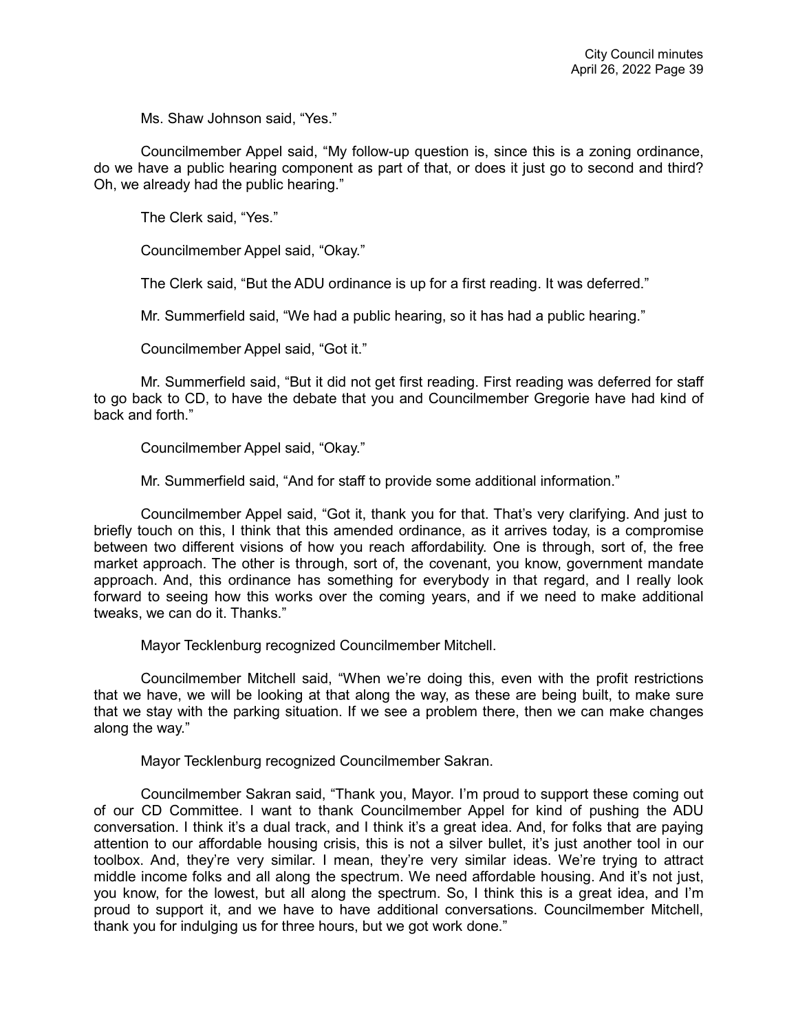Ms. Shaw Johnson said, "Yes."

Councilmember Appel said, "My follow-up question is, since this is a zoning ordinance, do we have a public hearing component as part of that, or does it just go to second and third? Oh, we already had the public hearing."

The Clerk said, "Yes."

Councilmember Appel said, "Okay."

The Clerk said, "But the ADU ordinance is up for a first reading. It was deferred."

Mr. Summerfield said, "We had a public hearing, so it has had a public hearing."

Councilmember Appel said, "Got it."

Mr. Summerfield said, "But it did not get first reading. First reading was deferred for staff to go back to CD, to have the debate that you and Councilmember Gregorie have had kind of back and forth."

Councilmember Appel said, "Okay."

Mr. Summerfield said, "And for staff to provide some additional information."

Councilmember Appel said, "Got it, thank you for that. That's very clarifying. And just to briefly touch on this, I think that this amended ordinance, as it arrives today, is a compromise between two different visions of how you reach affordability. One is through, sort of, the free market approach. The other is through, sort of, the covenant, you know, government mandate approach. And, this ordinance has something for everybody in that regard, and I really look forward to seeing how this works over the coming years, and if we need to make additional tweaks, we can do it. Thanks."

Mayor Tecklenburg recognized Councilmember Mitchell.

Councilmember Mitchell said, "When we're doing this, even with the profit restrictions that we have, we will be looking at that along the way, as these are being built, to make sure that we stay with the parking situation. If we see a problem there, then we can make changes along the way."

Mayor Tecklenburg recognized Councilmember Sakran.

Councilmember Sakran said, "Thank you, Mayor. I'm proud to support these coming out of our CD Committee. I want to thank Councilmember Appel for kind of pushing the ADU conversation. I think it's a dual track, and I think it's a great idea. And, for folks that are paying attention to our affordable housing crisis, this is not a silver bullet, it's just another tool in our toolbox. And, they're very similar. I mean, they're very similar ideas. We're trying to attract middle income folks and all along the spectrum. We need affordable housing. And it's not just, you know, for the lowest, but all along the spectrum. So, I think this is a great idea, and I'm proud to support it, and we have to have additional conversations. Councilmember Mitchell, thank you for indulging us for three hours, but we got work done."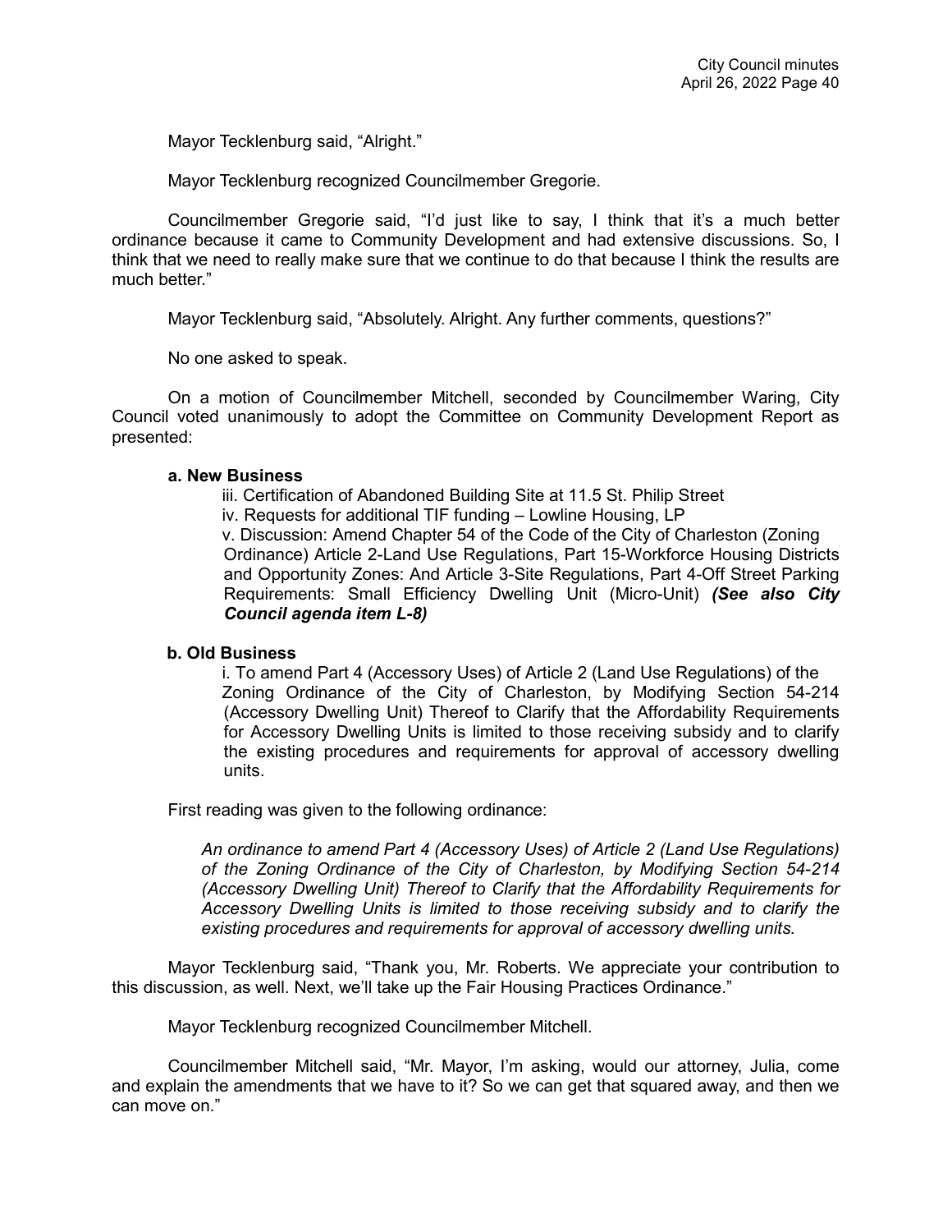Mayor Tecklenburg said, "Alright."

Mayor Tecklenburg recognized Councilmember Gregorie.

Councilmember Gregorie said, "I'd just like to say, I think that it's a much better ordinance because it came to Community Development and had extensive discussions. So, I think that we need to really make sure that we continue to do that because I think the results are much better."

Mayor Tecklenburg said, "Absolutely. Alright. Any further comments, questions?"

No one asked to speak.

On a motion of Councilmember Mitchell, seconded by Councilmember Waring, City Council voted unanimously to adopt the Committee on Community Development Report as presented:

**a. New Business**

iii. Certification of Abandoned Building Site at 11.5 St. Philip Street

iv. Requests for additional TIF funding – Lowline Housing, LP

v. Discussion: Amend Chapter 54 of the Code of the City of Charleston (Zoning Ordinance) Article 2-Land Use Regulations, Part 15-Workforce Housing Districts and Opportunity Zones: And Article 3-Site Regulations, Part 4-Off Street Parking Requirements: Small Efficiency Dwelling Unit (Micro-Unit) ***(See also City Council agenda item L-8)***

**b. Old Business**

i. To amend Part 4 (Accessory Uses) of Article 2 (Land Use Regulations) of the Zoning Ordinance of the City of Charleston, by Modifying Section 54-214 (Accessory Dwelling Unit) Thereof to Clarify that the Affordability Requirements for Accessory Dwelling Units is limited to those receiving subsidy and to clarify the existing procedures and requirements for approval of accessory dwelling units.

First reading was given to the following ordinance:

*An ordinance to amend Part 4 (Accessory Uses) of Article 2 (Land Use Regulations) of the Zoning Ordinance of the City of Charleston, by Modifying Section 54-214 (Accessory Dwelling Unit) Thereof to Clarify that the Affordability Requirements for Accessory Dwelling Units is limited to those receiving subsidy and to clarify the existing procedures and requirements for approval of accessory dwelling units.*

Mayor Tecklenburg said, "Thank you, Mr. Roberts. We appreciate your contribution to this discussion, as well. Next, we'll take up the Fair Housing Practices Ordinance."

Mayor Tecklenburg recognized Councilmember Mitchell.

Councilmember Mitchell said, "Mr. Mayor, I'm asking, would our attorney, Julia, come and explain the amendments that we have to it? So we can get that squared away, and then we can move on."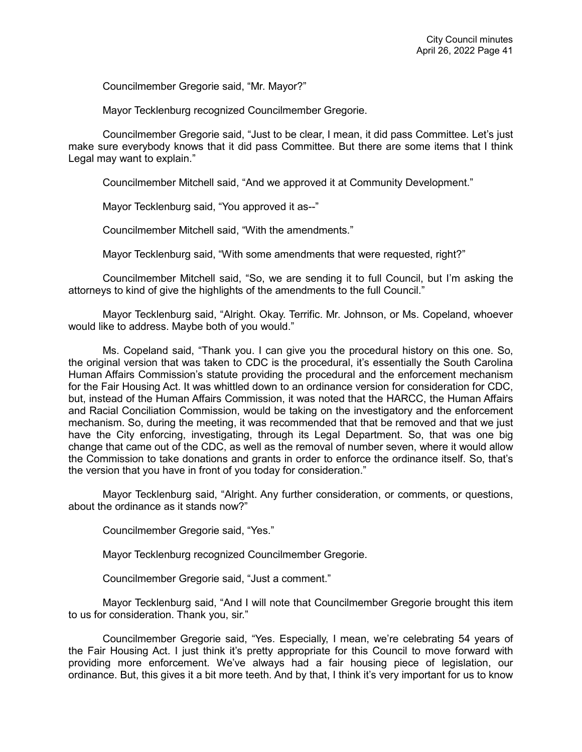Councilmember Gregorie said, "Mr. Mayor?"

Mayor Tecklenburg recognized Councilmember Gregorie.

Councilmember Gregorie said, "Just to be clear, I mean, it did pass Committee. Let's just make sure everybody knows that it did pass Committee. But there are some items that I think Legal may want to explain."

Councilmember Mitchell said, "And we approved it at Community Development."

Mayor Tecklenburg said, "You approved it as--"

Councilmember Mitchell said, "With the amendments."

Mayor Tecklenburg said, "With some amendments that were requested, right?"

Councilmember Mitchell said, "So, we are sending it to full Council, but I'm asking the attorneys to kind of give the highlights of the amendments to the full Council."

Mayor Tecklenburg said, "Alright. Okay. Terrific. Mr. Johnson, or Ms. Copeland, whoever would like to address. Maybe both of you would."

Ms. Copeland said, "Thank you. I can give you the procedural history on this one. So, the original version that was taken to CDC is the procedural, it's essentially the South Carolina Human Affairs Commission's statute providing the procedural and the enforcement mechanism for the Fair Housing Act. It was whittled down to an ordinance version for consideration for CDC, but, instead of the Human Affairs Commission, it was noted that the HARCC, the Human Affairs and Racial Conciliation Commission, would be taking on the investigatory and the enforcement mechanism. So, during the meeting, it was recommended that that be removed and that we just have the City enforcing, investigating, through its Legal Department. So, that was one big change that came out of the CDC, as well as the removal of number seven, where it would allow the Commission to take donations and grants in order to enforce the ordinance itself. So, that's the version that you have in front of you today for consideration."

Mayor Tecklenburg said, "Alright. Any further consideration, or comments, or questions, about the ordinance as it stands now?"

Councilmember Gregorie said, "Yes."

Mayor Tecklenburg recognized Councilmember Gregorie.

Councilmember Gregorie said, "Just a comment."

Mayor Tecklenburg said, "And I will note that Councilmember Gregorie brought this item to us for consideration. Thank you, sir."

Councilmember Gregorie said, "Yes. Especially, I mean, we're celebrating 54 years of the Fair Housing Act. I just think it's pretty appropriate for this Council to move forward with providing more enforcement. We've always had a fair housing piece of legislation, our ordinance. But, this gives it a bit more teeth. And by that, I think it's very important for us to know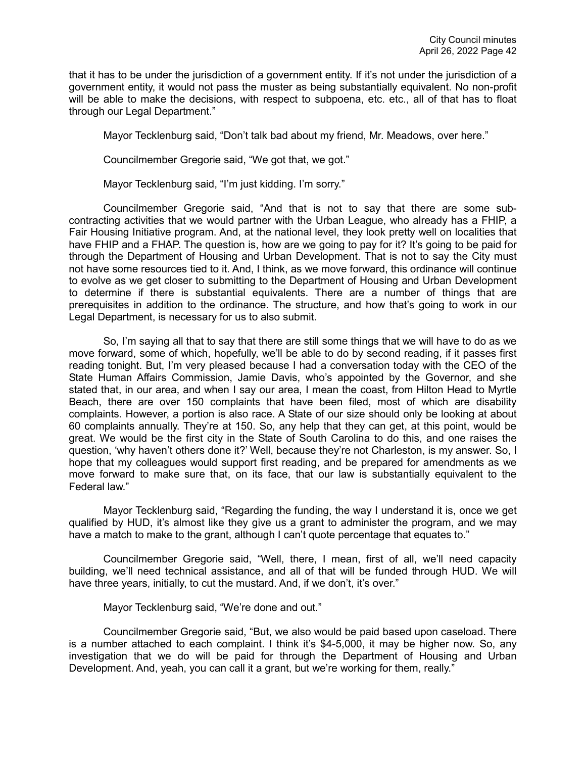that it has to be under the jurisdiction of a government entity. If it's not under the jurisdiction of a government entity, it would not pass the muster as being substantially equivalent. No non-profit will be able to make the decisions, with respect to subpoena, etc. etc., all of that has to float through our Legal Department."

Mayor Tecklenburg said, "Don't talk bad about my friend, Mr. Meadows, over here."

Councilmember Gregorie said, "We got that, we got."

Mayor Tecklenburg said, "I'm just kidding. I'm sorry."

Councilmember Gregorie said, "And that is not to say that there are some sub-contracting activities that we would partner with the Urban League, who already has a FHIP, a Fair Housing Initiative program. And, at the national level, they look pretty well on localities that have FHIP and a FHAP. The question is, how are we going to pay for it? It's going to be paid for through the Department of Housing and Urban Development. That is not to say the City must not have some resources tied to it. And, I think, as we move forward, this ordinance will continue to evolve as we get closer to submitting to the Department of Housing and Urban Development to determine if there is substantial equivalents. There are a number of things that are prerequisites in addition to the ordinance. The structure, and how that's going to work in our Legal Department, is necessary for us to also submit.

So, I'm saying all that to say that there are still some things that we will have to do as we move forward, some of which, hopefully, we'll be able to do by second reading, if it passes first reading tonight. But, I'm very pleased because I had a conversation today with the CEO of the State Human Affairs Commission, Jamie Davis, who's appointed by the Governor, and she stated that, in our area, and when I say our area, I mean the coast, from Hilton Head to Myrtle Beach, there are over 150 complaints that have been filed, most of which are disability complaints. However, a portion is also race. A State of our size should only be looking at about 60 complaints annually. They're at 150. So, any help that they can get, at this point, would be great. We would be the first city in the State of South Carolina to do this, and one raises the question, 'why haven't others done it?' Well, because they're not Charleston, is my answer. So, I hope that my colleagues would support first reading, and be prepared for amendments as we move forward to make sure that, on its face, that our law is substantially equivalent to the Federal law."

Mayor Tecklenburg said, "Regarding the funding, the way I understand it is, once we get qualified by HUD, it's almost like they give us a grant to administer the program, and we may have a match to make to the grant, although I can't quote percentage that equates to."

Councilmember Gregorie said, "Well, there, I mean, first of all, we'll need capacity building, we'll need technical assistance, and all of that will be funded through HUD. We will have three years, initially, to cut the mustard. And, if we don't, it's over."

Mayor Tecklenburg said, "We're done and out."

Councilmember Gregorie said, "But, we also would be paid based upon caseload. There is a number attached to each complaint. I think it's $4-5,000, it may be higher now. So, any investigation that we do will be paid for through the Department of Housing and Urban Development. And, yeah, you can call it a grant, but we're working for them, really."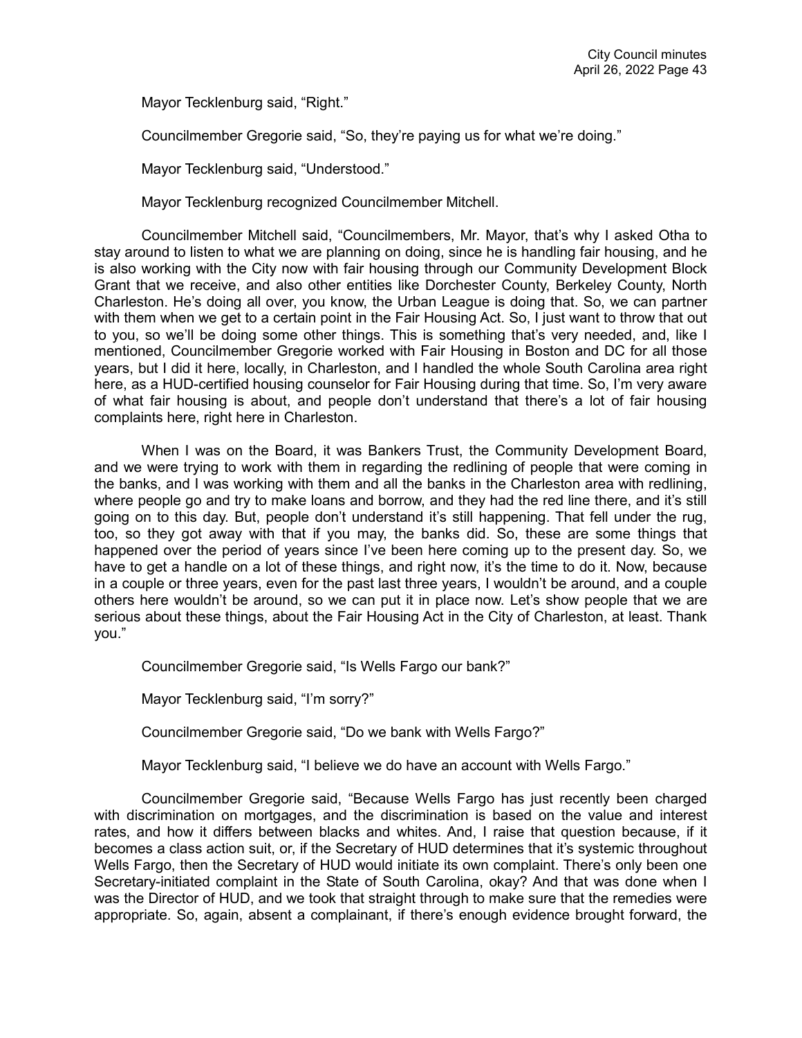Mayor Tecklenburg said, "Right."

Councilmember Gregorie said, "So, they're paying us for what we're doing."

Mayor Tecklenburg said, "Understood."

Mayor Tecklenburg recognized Councilmember Mitchell.

Councilmember Mitchell said, "Councilmembers, Mr. Mayor, that's why I asked Otha to stay around to listen to what we are planning on doing, since he is handling fair housing, and he is also working with the City now with fair housing through our Community Development Block Grant that we receive, and also other entities like Dorchester County, Berkeley County, North Charleston. He's doing all over, you know, the Urban League is doing that. So, we can partner with them when we get to a certain point in the Fair Housing Act. So, I just want to throw that out to you, so we'll be doing some other things. This is something that's very needed, and, like I mentioned, Councilmember Gregorie worked with Fair Housing in Boston and DC for all those years, but I did it here, locally, in Charleston, and I handled the whole South Carolina area right here, as a HUD-certified housing counselor for Fair Housing during that time. So, I'm very aware of what fair housing is about, and people don't understand that there's a lot of fair housing complaints here, right here in Charleston.

When I was on the Board, it was Bankers Trust, the Community Development Board, and we were trying to work with them in regarding the redlining of people that were coming in the banks, and I was working with them and all the banks in the Charleston area with redlining, where people go and try to make loans and borrow, and they had the red line there, and it's still going on to this day. But, people don't understand it's still happening. That fell under the rug, too, so they got away with that if you may, the banks did. So, these are some things that happened over the period of years since I've been here coming up to the present day. So, we have to get a handle on a lot of these things, and right now, it's the time to do it. Now, because in a couple or three years, even for the past last three years, I wouldn't be around, and a couple others here wouldn't be around, so we can put it in place now. Let's show people that we are serious about these things, about the Fair Housing Act in the City of Charleston, at least. Thank you."

Councilmember Gregorie said, "Is Wells Fargo our bank?"

Mayor Tecklenburg said, "I'm sorry?"

Councilmember Gregorie said, "Do we bank with Wells Fargo?"

Mayor Tecklenburg said, "I believe we do have an account with Wells Fargo."

Councilmember Gregorie said, "Because Wells Fargo has just recently been charged with discrimination on mortgages, and the discrimination is based on the value and interest rates, and how it differs between blacks and whites. And, I raise that question because, if it becomes a class action suit, or, if the Secretary of HUD determines that it's systemic throughout Wells Fargo, then the Secretary of HUD would initiate its own complaint. There's only been one Secretary-initiated complaint in the State of South Carolina, okay? And that was done when I was the Director of HUD, and we took that straight through to make sure that the remedies were appropriate. So, again, absent a complainant, if there's enough evidence brought forward, the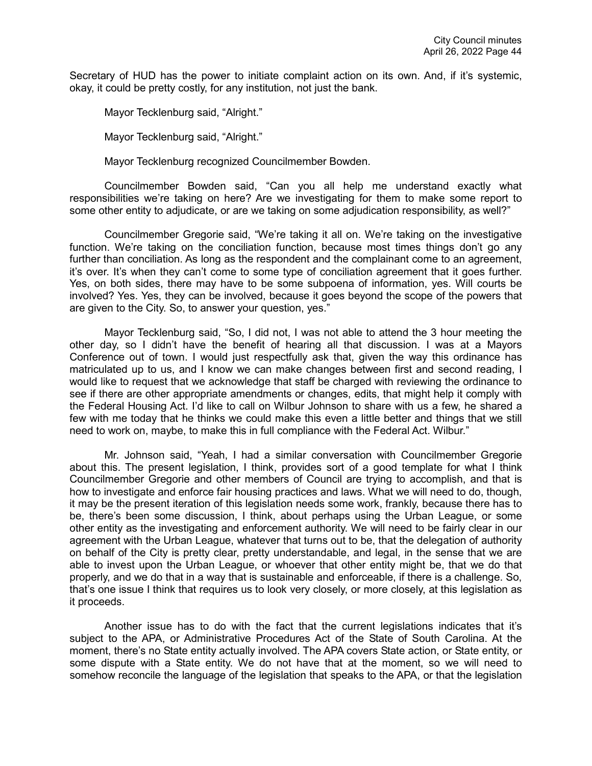Secretary of HUD has the power to initiate complaint action on its own. And, if it's systemic, okay, it could be pretty costly, for any institution, not just the bank.

Mayor Tecklenburg said, "Alright."

Mayor Tecklenburg said, "Alright."

Mayor Tecklenburg recognized Councilmember Bowden.

Councilmember Bowden said, "Can you all help me understand exactly what responsibilities we're taking on here? Are we investigating for them to make some report to some other entity to adjudicate, or are we taking on some adjudication responsibility, as well?"

Councilmember Gregorie said, "We're taking it all on. We're taking on the investigative function. We're taking on the conciliation function, because most times things don't go any further than conciliation. As long as the respondent and the complainant come to an agreement, it's over. It's when they can't come to some type of conciliation agreement that it goes further. Yes, on both sides, there may have to be some subpoena of information, yes. Will courts be involved? Yes. Yes, they can be involved, because it goes beyond the scope of the powers that are given to the City. So, to answer your question, yes."

Mayor Tecklenburg said, "So, I did not, I was not able to attend the 3 hour meeting the other day, so I didn't have the benefit of hearing all that discussion. I was at a Mayors Conference out of town. I would just respectfully ask that, given the way this ordinance has matriculated up to us, and I know we can make changes between first and second reading, I would like to request that we acknowledge that staff be charged with reviewing the ordinance to see if there are other appropriate amendments or changes, edits, that might help it comply with the Federal Housing Act. I'd like to call on Wilbur Johnson to share with us a few, he shared a few with me today that he thinks we could make this even a little better and things that we still need to work on, maybe, to make this in full compliance with the Federal Act. Wilbur."

Mr. Johnson said, "Yeah, I had a similar conversation with Councilmember Gregorie about this. The present legislation, I think, provides sort of a good template for what I think Councilmember Gregorie and other members of Council are trying to accomplish, and that is how to investigate and enforce fair housing practices and laws. What we will need to do, though, it may be the present iteration of this legislation needs some work, frankly, because there has to be, there's been some discussion, I think, about perhaps using the Urban League, or some other entity as the investigating and enforcement authority. We will need to be fairly clear in our agreement with the Urban League, whatever that turns out to be, that the delegation of authority on behalf of the City is pretty clear, pretty understandable, and legal, in the sense that we are able to invest upon the Urban League, or whoever that other entity might be, that we do that properly, and we do that in a way that is sustainable and enforceable, if there is a challenge. So, that's one issue I think that requires us to look very closely, or more closely, at this legislation as it proceeds.

Another issue has to do with the fact that the current legislations indicates that it's subject to the APA, or Administrative Procedures Act of the State of South Carolina. At the moment, there's no State entity actually involved. The APA covers State action, or State entity, or some dispute with a State entity. We do not have that at the moment, so we will need to somehow reconcile the language of the legislation that speaks to the APA, or that the legislation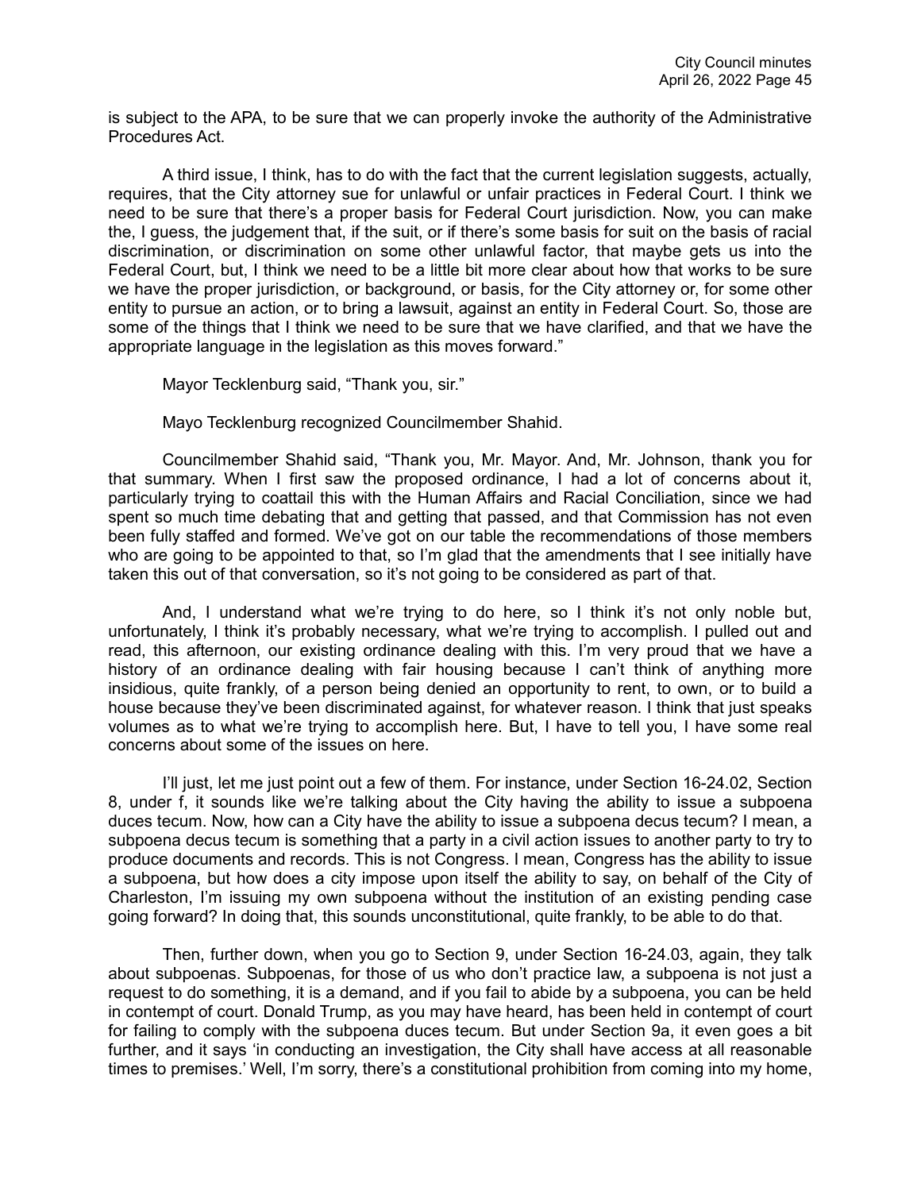is subject to the APA, to be sure that we can properly invoke the authority of the Administrative Procedures Act.

A third issue, I think, has to do with the fact that the current legislation suggests, actually, requires, that the City attorney sue for unlawful or unfair practices in Federal Court. I think we need to be sure that there's a proper basis for Federal Court jurisdiction. Now, you can make the, I guess, the judgement that, if the suit, or if there's some basis for suit on the basis of racial discrimination, or discrimination on some other unlawful factor, that maybe gets us into the Federal Court, but, I think we need to be a little bit more clear about how that works to be sure we have the proper jurisdiction, or background, or basis, for the City attorney or, for some other entity to pursue an action, or to bring a lawsuit, against an entity in Federal Court. So, those are some of the things that I think we need to be sure that we have clarified, and that we have the appropriate language in the legislation as this moves forward."

Mayor Tecklenburg said, "Thank you, sir."

Mayo Tecklenburg recognized Councilmember Shahid.

Councilmember Shahid said, "Thank you, Mr. Mayor. And, Mr. Johnson, thank you for that summary. When I first saw the proposed ordinance, I had a lot of concerns about it, particularly trying to coattail this with the Human Affairs and Racial Conciliation, since we had spent so much time debating that and getting that passed, and that Commission has not even been fully staffed and formed. We've got on our table the recommendations of those members who are going to be appointed to that, so I'm glad that the amendments that I see initially have taken this out of that conversation, so it's not going to be considered as part of that.

And, I understand what we're trying to do here, so I think it's not only noble but, unfortunately, I think it's probably necessary, what we're trying to accomplish. I pulled out and read, this afternoon, our existing ordinance dealing with this. I'm very proud that we have a history of an ordinance dealing with fair housing because I can't think of anything more insidious, quite frankly, of a person being denied an opportunity to rent, to own, or to build a house because they've been discriminated against, for whatever reason. I think that just speaks volumes as to what we're trying to accomplish here. But, I have to tell you, I have some real concerns about some of the issues on here.

I'll just, let me just point out a few of them. For instance, under Section 16-24.02, Section 8, under f, it sounds like we're talking about the City having the ability to issue a subpoena duces tecum. Now, how can a City have the ability to issue a subpoena decus tecum? I mean, a subpoena decus tecum is something that a party in a civil action issues to another party to try to produce documents and records. This is not Congress. I mean, Congress has the ability to issue a subpoena, but how does a city impose upon itself the ability to say, on behalf of the City of Charleston, I'm issuing my own subpoena without the institution of an existing pending case going forward? In doing that, this sounds unconstitutional, quite frankly, to be able to do that.

Then, further down, when you go to Section 9, under Section 16-24.03, again, they talk about subpoenas. Subpoenas, for those of us who don't practice law, a subpoena is not just a request to do something, it is a demand, and if you fail to abide by a subpoena, you can be held in contempt of court. Donald Trump, as you may have heard, has been held in contempt of court for failing to comply with the subpoena duces tecum. But under Section 9a, it even goes a bit further, and it says 'in conducting an investigation, the City shall have access at all reasonable times to premises.' Well, I'm sorry, there's a constitutional prohibition from coming into my home,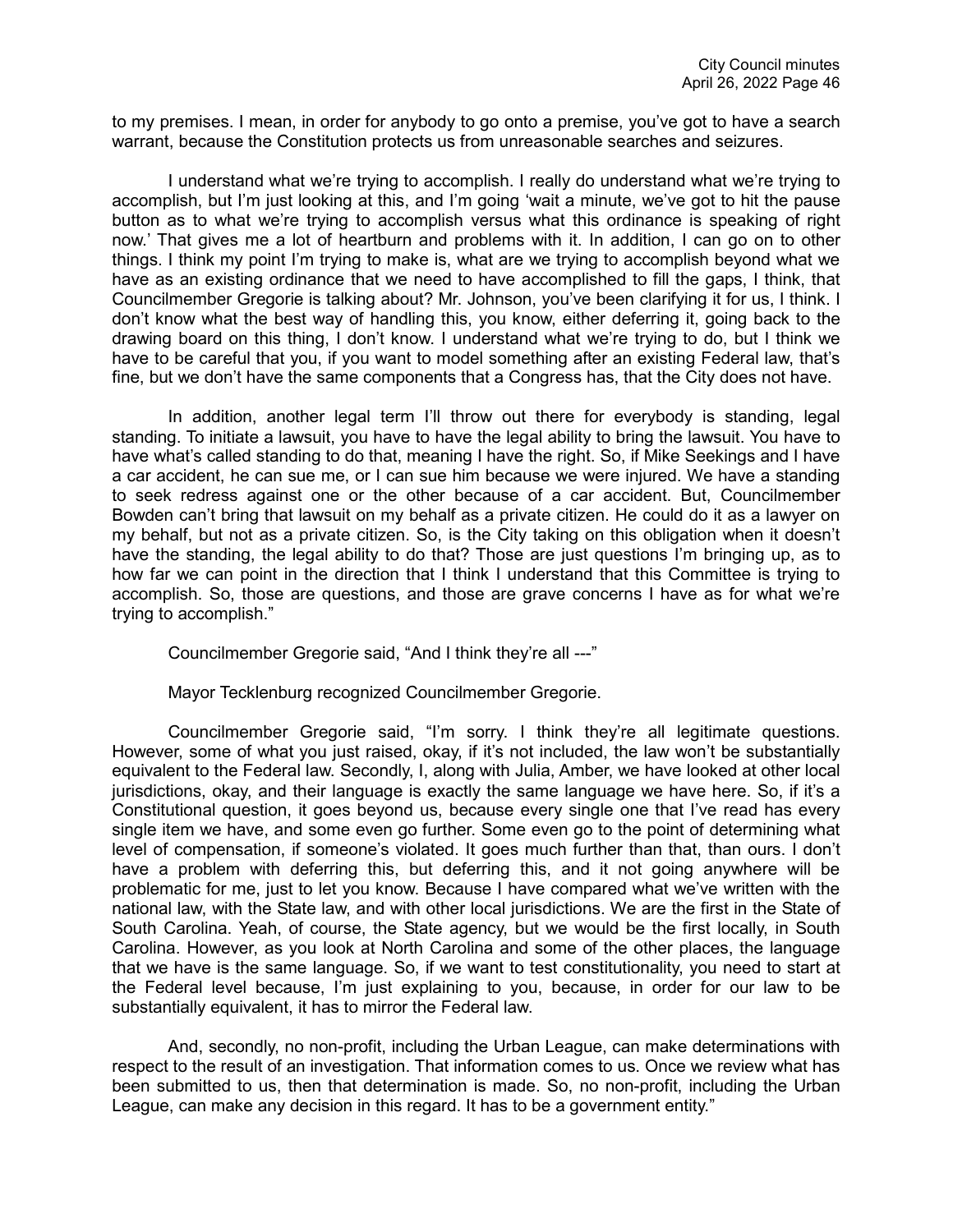to my premises. I mean, in order for anybody to go onto a premise, you've got to have a search warrant, because the Constitution protects us from unreasonable searches and seizures.

I understand what we're trying to accomplish. I really do understand what we're trying to accomplish, but I'm just looking at this, and I'm going 'wait a minute, we've got to hit the pause button as to what we're trying to accomplish versus what this ordinance is speaking of right now.' That gives me a lot of heartburn and problems with it. In addition, I can go on to other things. I think my point I'm trying to make is, what are we trying to accomplish beyond what we have as an existing ordinance that we need to have accomplished to fill the gaps, I think, that Councilmember Gregorie is talking about? Mr. Johnson, you've been clarifying it for us, I think. I don't know what the best way of handling this, you know, either deferring it, going back to the drawing board on this thing, I don't know. I understand what we're trying to do, but I think we have to be careful that you, if you want to model something after an existing Federal law, that's fine, but we don't have the same components that a Congress has, that the City does not have.

In addition, another legal term I'll throw out there for everybody is standing, legal standing. To initiate a lawsuit, you have to have the legal ability to bring the lawsuit. You have to have what's called standing to do that, meaning I have the right. So, if Mike Seekings and I have a car accident, he can sue me, or I can sue him because we were injured. We have a standing to seek redress against one or the other because of a car accident. But, Councilmember Bowden can't bring that lawsuit on my behalf as a private citizen. He could do it as a lawyer on my behalf, but not as a private citizen. So, is the City taking on this obligation when it doesn't have the standing, the legal ability to do that? Those are just questions I'm bringing up, as to how far we can point in the direction that I think I understand that this Committee is trying to accomplish. So, those are questions, and those are grave concerns I have as for what we're trying to accomplish."

Councilmember Gregorie said, "And I think they're all ---"

Mayor Tecklenburg recognized Councilmember Gregorie.

Councilmember Gregorie said, "I'm sorry. I think they're all legitimate questions. However, some of what you just raised, okay, if it's not included, the law won't be substantially equivalent to the Federal law. Secondly, I, along with Julia, Amber, we have looked at other local jurisdictions, okay, and their language is exactly the same language we have here. So, if it's a Constitutional question, it goes beyond us, because every single one that I've read has every single item we have, and some even go further. Some even go to the point of determining what level of compensation, if someone's violated. It goes much further than that, than ours. I don't have a problem with deferring this, but deferring this, and it not going anywhere will be problematic for me, just to let you know. Because I have compared what we've written with the national law, with the State law, and with other local jurisdictions. We are the first in the State of South Carolina. Yeah, of course, the State agency, but we would be the first locally, in South Carolina. However, as you look at North Carolina and some of the other places, the language that we have is the same language. So, if we want to test constitutionality, you need to start at the Federal level because, I'm just explaining to you, because, in order for our law to be substantially equivalent, it has to mirror the Federal law.

And, secondly, no non-profit, including the Urban League, can make determinations with respect to the result of an investigation. That information comes to us. Once we review what has been submitted to us, then that determination is made. So, no non-profit, including the Urban League, can make any decision in this regard. It has to be a government entity."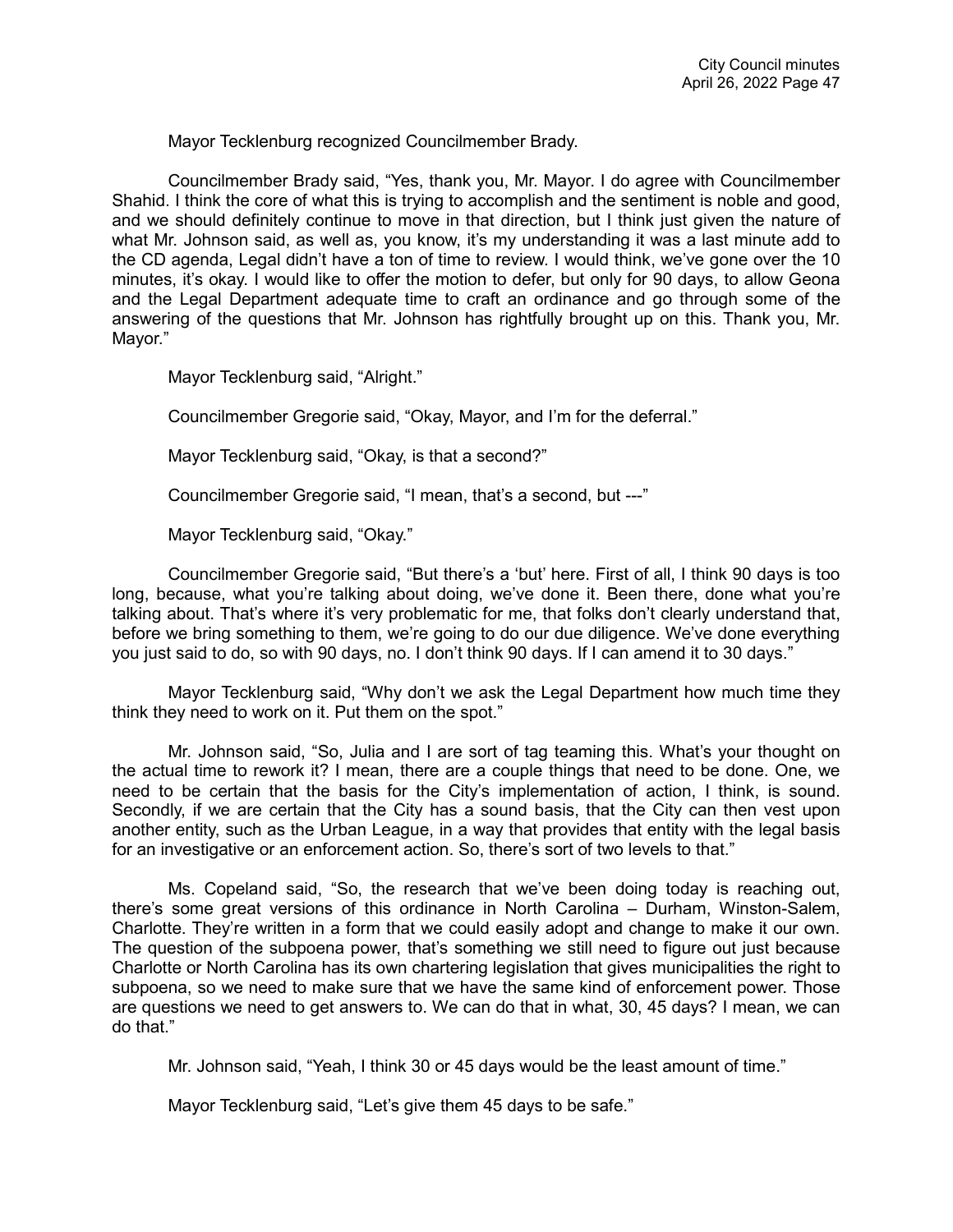Mayor Tecklenburg recognized Councilmember Brady.

Councilmember Brady said, "Yes, thank you, Mr. Mayor. I do agree with Councilmember Shahid. I think the core of what this is trying to accomplish and the sentiment is noble and good, and we should definitely continue to move in that direction, but I think just given the nature of what Mr. Johnson said, as well as, you know, it's my understanding it was a last minute add to the CD agenda, Legal didn't have a ton of time to review. I would think, we've gone over the 10 minutes, it's okay. I would like to offer the motion to defer, but only for 90 days, to allow Geona and the Legal Department adequate time to craft an ordinance and go through some of the answering of the questions that Mr. Johnson has rightfully brought up on this. Thank you, Mr. Mayor."

Mayor Tecklenburg said, "Alright."

Councilmember Gregorie said, "Okay, Mayor, and I'm for the deferral."

Mayor Tecklenburg said, "Okay, is that a second?"

Councilmember Gregorie said, "I mean, that's a second, but ---"

Mayor Tecklenburg said, "Okay."

Councilmember Gregorie said, "But there's a 'but' here. First of all, I think 90 days is too long, because, what you're talking about doing, we've done it. Been there, done what you're talking about. That's where it's very problematic for me, that folks don't clearly understand that, before we bring something to them, we're going to do our due diligence. We've done everything you just said to do, so with 90 days, no. I don't think 90 days. If I can amend it to 30 days."

Mayor Tecklenburg said, "Why don't we ask the Legal Department how much time they think they need to work on it. Put them on the spot."

Mr. Johnson said, "So, Julia and I are sort of tag teaming this. What's your thought on the actual time to rework it? I mean, there are a couple things that need to be done. One, we need to be certain that the basis for the City's implementation of action, I think, is sound. Secondly, if we are certain that the City has a sound basis, that the City can then vest upon another entity, such as the Urban League, in a way that provides that entity with the legal basis for an investigative or an enforcement action. So, there's sort of two levels to that."

Ms. Copeland said, "So, the research that we've been doing today is reaching out, there's some great versions of this ordinance in North Carolina – Durham, Winston-Salem, Charlotte. They're written in a form that we could easily adopt and change to make it our own. The question of the subpoena power, that's something we still need to figure out just because Charlotte or North Carolina has its own chartering legislation that gives municipalities the right to subpoena, so we need to make sure that we have the same kind of enforcement power. Those are questions we need to get answers to. We can do that in what, 30, 45 days? I mean, we can do that."

Mr. Johnson said, "Yeah, I think 30 or 45 days would be the least amount of time."

Mayor Tecklenburg said, "Let's give them 45 days to be safe."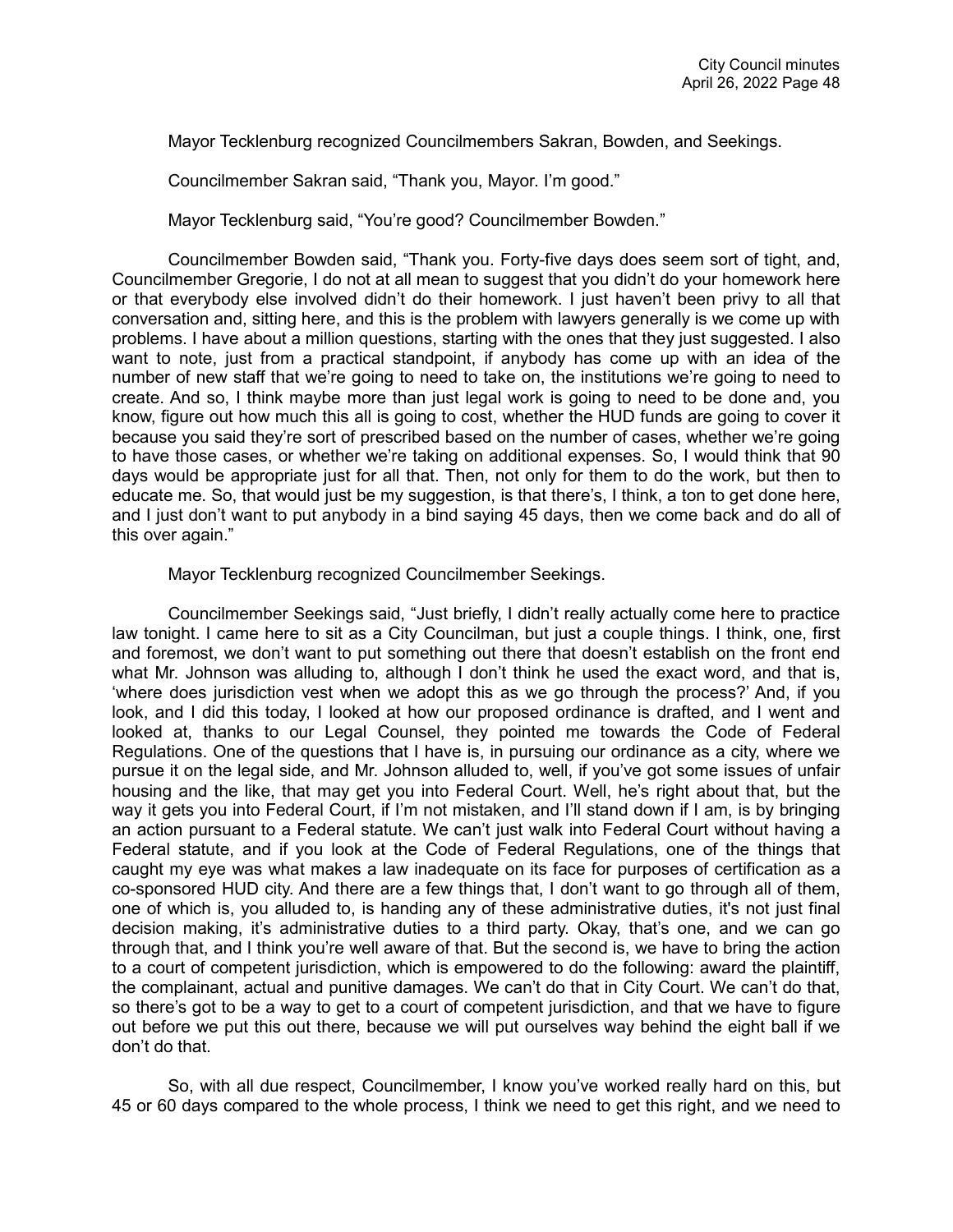Mayor Tecklenburg recognized Councilmembers Sakran, Bowden, and Seekings.

Councilmember Sakran said, "Thank you, Mayor. I'm good."

Mayor Tecklenburg said, "You're good? Councilmember Bowden."

Councilmember Bowden said, "Thank you. Forty-five days does seem sort of tight, and, Councilmember Gregorie, I do not at all mean to suggest that you didn't do your homework here or that everybody else involved didn't do their homework. I just haven't been privy to all that conversation and, sitting here, and this is the problem with lawyers generally is we come up with problems. I have about a million questions, starting with the ones that they just suggested. I also want to note, just from a practical standpoint, if anybody has come up with an idea of the number of new staff that we're going to need to take on, the institutions we're going to need to create. And so, I think maybe more than just legal work is going to need to be done and, you know, figure out how much this all is going to cost, whether the HUD funds are going to cover it because you said they're sort of prescribed based on the number of cases, whether we're going to have those cases, or whether we're taking on additional expenses. So, I would think that 90 days would be appropriate just for all that. Then, not only for them to do the work, but then to educate me. So, that would just be my suggestion, is that there's, I think, a ton to get done here, and I just don't want to put anybody in a bind saying 45 days, then we come back and do all of this over again."

Mayor Tecklenburg recognized Councilmember Seekings.

Councilmember Seekings said, "Just briefly, I didn't really actually come here to practice law tonight. I came here to sit as a City Councilman, but just a couple things. I think, one, first and foremost, we don't want to put something out there that doesn't establish on the front end what Mr. Johnson was alluding to, although I don't think he used the exact word, and that is, 'where does jurisdiction vest when we adopt this as we go through the process?' And, if you look, and I did this today, I looked at how our proposed ordinance is drafted, and I went and looked at, thanks to our Legal Counsel, they pointed me towards the Code of Federal Regulations. One of the questions that I have is, in pursuing our ordinance as a city, where we pursue it on the legal side, and Mr. Johnson alluded to, well, if you've got some issues of unfair housing and the like, that may get you into Federal Court. Well, he's right about that, but the way it gets you into Federal Court, if I'm not mistaken, and I'll stand down if I am, is by bringing an action pursuant to a Federal statute. We can't just walk into Federal Court without having a Federal statute, and if you look at the Code of Federal Regulations, one of the things that caught my eye was what makes a law inadequate on its face for purposes of certification as a co-sponsored HUD city. And there are a few things that, I don't want to go through all of them, one of which is, you alluded to, is handing any of these administrative duties, it's not just final decision making, it's administrative duties to a third party. Okay, that's one, and we can go through that, and I think you're well aware of that. But the second is, we have to bring the action to a court of competent jurisdiction, which is empowered to do the following: award the plaintiff, the complainant, actual and punitive damages. We can't do that in City Court. We can't do that, so there's got to be a way to get to a court of competent jurisdiction, and that we have to figure out before we put this out there, because we will put ourselves way behind the eight ball if we don't do that.

So, with all due respect, Councilmember, I know you've worked really hard on this, but 45 or 60 days compared to the whole process, I think we need to get this right, and we need to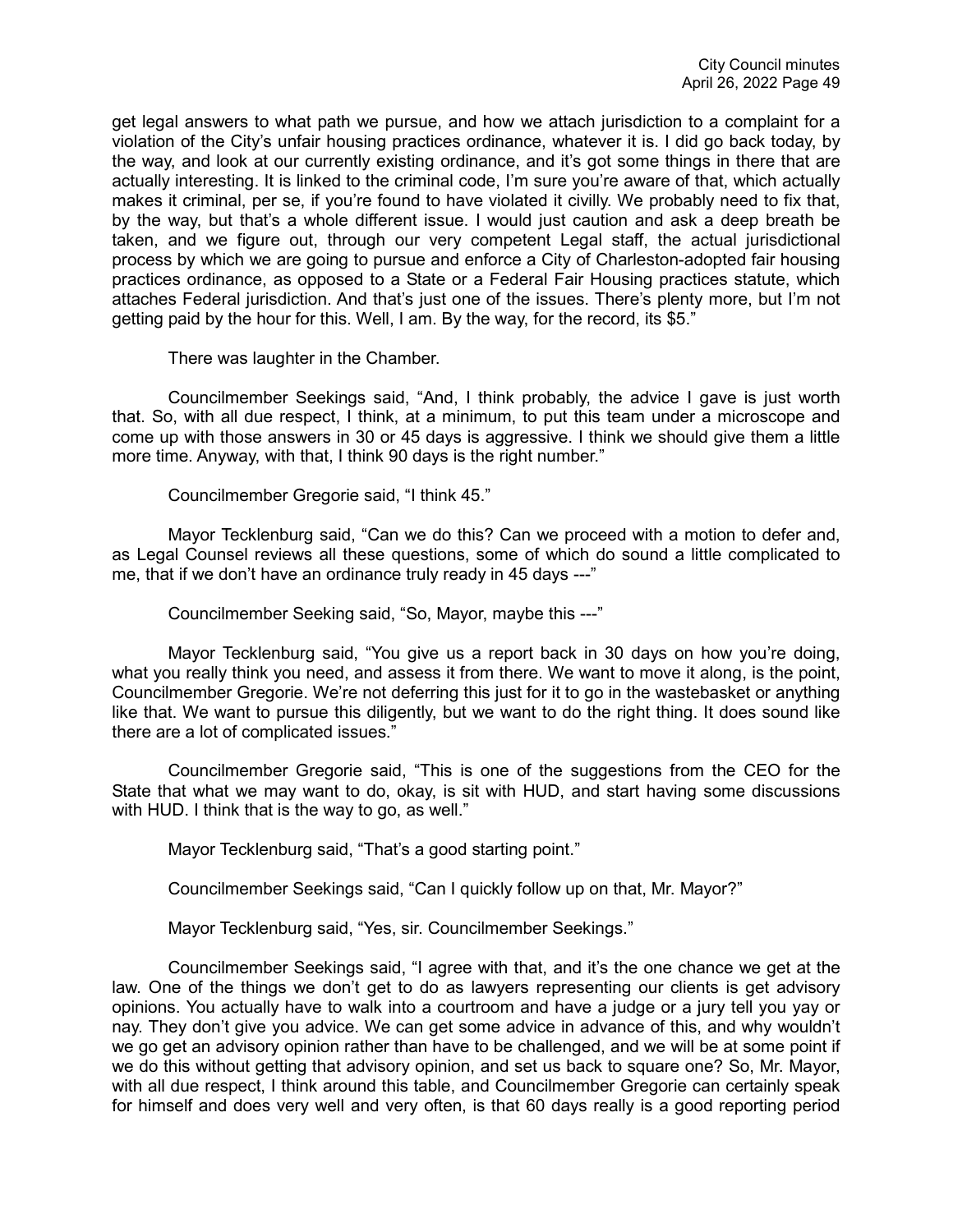get legal answers to what path we pursue, and how we attach jurisdiction to a complaint for a violation of the City's unfair housing practices ordinance, whatever it is. I did go back today, by the way, and look at our currently existing ordinance, and it's got some things in there that are actually interesting. It is linked to the criminal code, I'm sure you're aware of that, which actually makes it criminal, per se, if you're found to have violated it civilly. We probably need to fix that, by the way, but that's a whole different issue. I would just caution and ask a deep breath be taken, and we figure out, through our very competent Legal staff, the actual jurisdictional process by which we are going to pursue and enforce a City of Charleston-adopted fair housing practices ordinance, as opposed to a State or a Federal Fair Housing practices statute, which attaches Federal jurisdiction. And that's just one of the issues. There's plenty more, but I'm not getting paid by the hour for this. Well, I am. By the way, for the record, its $5."

There was laughter in the Chamber.

Councilmember Seekings said, "And, I think probably, the advice I gave is just worth that. So, with all due respect, I think, at a minimum, to put this team under a microscope and come up with those answers in 30 or 45 days is aggressive. I think we should give them a little more time. Anyway, with that, I think 90 days is the right number."

Councilmember Gregorie said, "I think 45."

Mayor Tecklenburg said, "Can we do this? Can we proceed with a motion to defer and, as Legal Counsel reviews all these questions, some of which do sound a little complicated to me, that if we don't have an ordinance truly ready in 45 days ---"

Councilmember Seeking said, "So, Mayor, maybe this ---"

Mayor Tecklenburg said, "You give us a report back in 30 days on how you're doing, what you really think you need, and assess it from there. We want to move it along, is the point, Councilmember Gregorie. We're not deferring this just for it to go in the wastebasket or anything like that. We want to pursue this diligently, but we want to do the right thing. It does sound like there are a lot of complicated issues."

Councilmember Gregorie said, "This is one of the suggestions from the CEO for the State that what we may want to do, okay, is sit with HUD, and start having some discussions with HUD. I think that is the way to go, as well."

Mayor Tecklenburg said, "That's a good starting point."

Councilmember Seekings said, "Can I quickly follow up on that, Mr. Mayor?"

Mayor Tecklenburg said, "Yes, sir. Councilmember Seekings."

Councilmember Seekings said, "I agree with that, and it's the one chance we get at the law. One of the things we don't get to do as lawyers representing our clients is get advisory opinions. You actually have to walk into a courtroom and have a judge or a jury tell you yay or nay. They don't give you advice. We can get some advice in advance of this, and why wouldn't we go get an advisory opinion rather than have to be challenged, and we will be at some point if we do this without getting that advisory opinion, and set us back to square one? So, Mr. Mayor, with all due respect, I think around this table, and Councilmember Gregorie can certainly speak for himself and does very well and very often, is that 60 days really is a good reporting period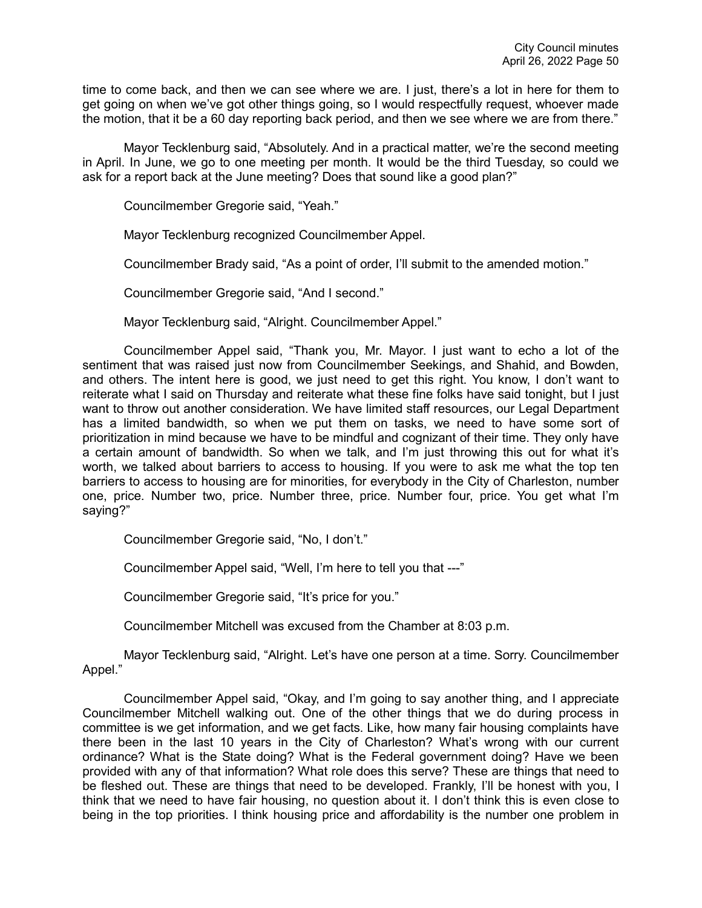time to come back, and then we can see where we are. I just, there's a lot in here for them to get going on when we've got other things going, so I would respectfully request, whoever made the motion, that it be a 60 day reporting back period, and then we see where we are from there."

Mayor Tecklenburg said, "Absolutely. And in a practical matter, we're the second meeting in April. In June, we go to one meeting per month. It would be the third Tuesday, so could we ask for a report back at the June meeting? Does that sound like a good plan?"

Councilmember Gregorie said, "Yeah."

Mayor Tecklenburg recognized Councilmember Appel.

Councilmember Brady said, "As a point of order, I'll submit to the amended motion."

Councilmember Gregorie said, "And I second."

Mayor Tecklenburg said, "Alright. Councilmember Appel."

Councilmember Appel said, "Thank you, Mr. Mayor. I just want to echo a lot of the sentiment that was raised just now from Councilmember Seekings, and Shahid, and Bowden, and others. The intent here is good, we just need to get this right. You know, I don't want to reiterate what I said on Thursday and reiterate what these fine folks have said tonight, but I just want to throw out another consideration. We have limited staff resources, our Legal Department has a limited bandwidth, so when we put them on tasks, we need to have some sort of prioritization in mind because we have to be mindful and cognizant of their time. They only have a certain amount of bandwidth. So when we talk, and I'm just throwing this out for what it's worth, we talked about barriers to access to housing. If you were to ask me what the top ten barriers to access to housing are for minorities, for everybody in the City of Charleston, number one, price. Number two, price. Number three, price. Number four, price. You get what I'm saying?"

Councilmember Gregorie said, "No, I don't."

Councilmember Appel said, "Well, I'm here to tell you that ---"

Councilmember Gregorie said, "It's price for you."

Councilmember Mitchell was excused from the Chamber at 8:03 p.m.

Mayor Tecklenburg said, "Alright. Let's have one person at a time. Sorry. Councilmember Appel."

Councilmember Appel said, "Okay, and I'm going to say another thing, and I appreciate Councilmember Mitchell walking out. One of the other things that we do during process in committee is we get information, and we get facts. Like, how many fair housing complaints have there been in the last 10 years in the City of Charleston? What's wrong with our current ordinance? What is the State doing? What is the Federal government doing? Have we been provided with any of that information? What role does this serve? These are things that need to be fleshed out. These are things that need to be developed. Frankly, I'll be honest with you, I think that we need to have fair housing, no question about it. I don't think this is even close to being in the top priorities. I think housing price and affordability is the number one problem in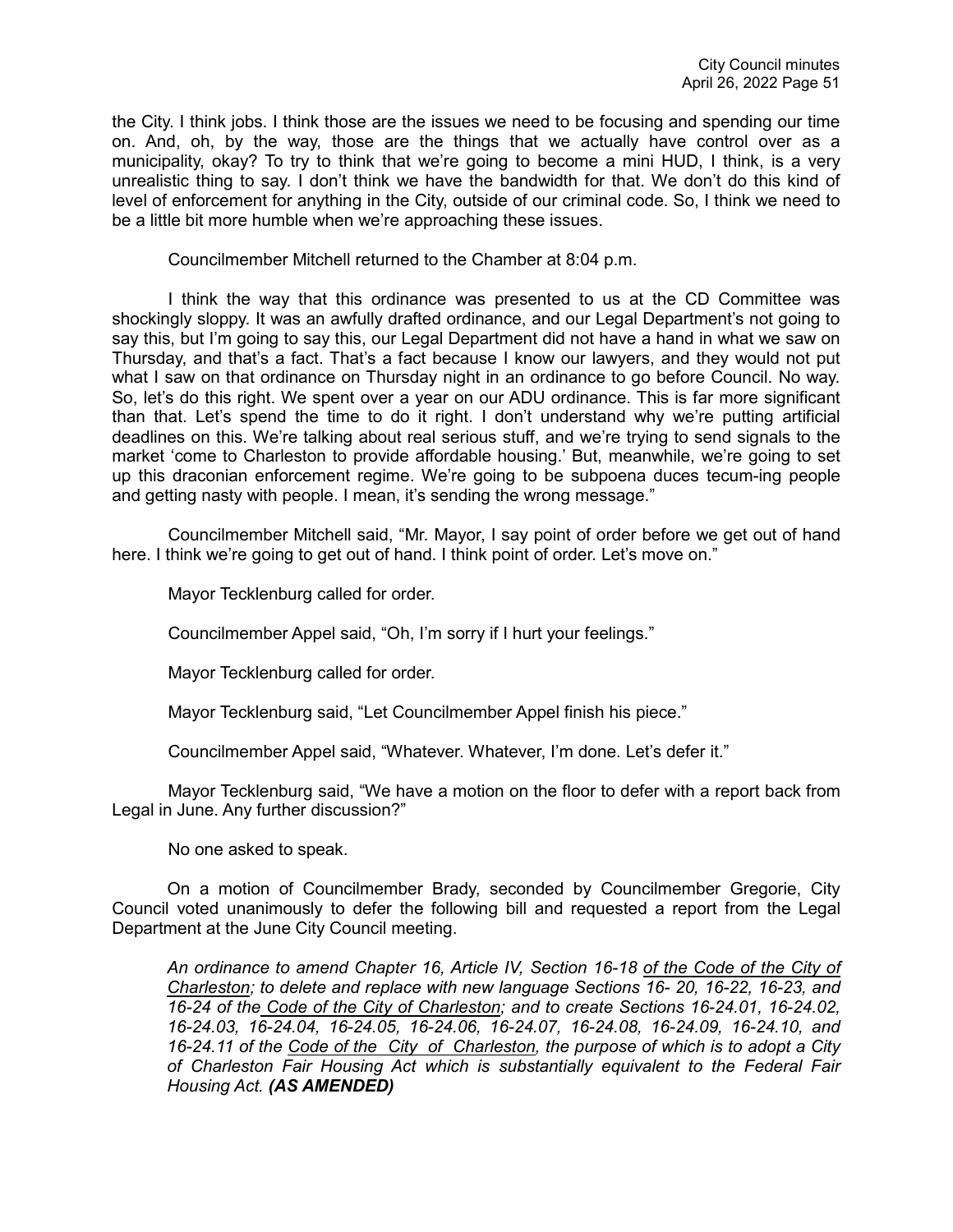the City. I think jobs. I think those are the issues we need to be focusing and spending our time on. And, oh, by the way, those are the things that we actually have control over as a municipality, okay? To try to think that we're going to become a mini HUD, I think, is a very unrealistic thing to say. I don't think we have the bandwidth for that. We don't do this kind of level of enforcement for anything in the City, outside of our criminal code. So, I think we need to be a little bit more humble when we're approaching these issues.

Councilmember Mitchell returned to the Chamber at 8:04 p.m.

I think the way that this ordinance was presented to us at the CD Committee was shockingly sloppy. It was an awfully drafted ordinance, and our Legal Department's not going to say this, but I'm going to say this, our Legal Department did not have a hand in what we saw on Thursday, and that's a fact. That's a fact because I know our lawyers, and they would not put what I saw on that ordinance on Thursday night in an ordinance to go before Council. No way. So, let's do this right. We spent over a year on our ADU ordinance. This is far more significant than that. Let's spend the time to do it right. I don't understand why we're putting artificial deadlines on this. We're talking about real serious stuff, and we're trying to send signals to the market 'come to Charleston to provide affordable housing.' But, meanwhile, we're going to set up this draconian enforcement regime. We're going to be subpoena duces tecum-ing people and getting nasty with people. I mean, it's sending the wrong message."

Councilmember Mitchell said, "Mr. Mayor, I say point of order before we get out of hand here. I think we're going to get out of hand. I think point of order. Let's move on."

Mayor Tecklenburg called for order.

Councilmember Appel said, "Oh, I'm sorry if I hurt your feelings."

Mayor Tecklenburg called for order.

Mayor Tecklenburg said, "Let Councilmember Appel finish his piece."

Councilmember Appel said, "Whatever. Whatever, I'm done. Let's defer it."

Mayor Tecklenburg said, "We have a motion on the floor to defer with a report back from Legal in June. Any further discussion?"

No one asked to speak.

On a motion of Councilmember Brady, seconded by Councilmember Gregorie, City Council voted unanimously to defer the following bill and requested a report from the Legal Department at the June City Council meeting.

*An ordinance to amend Chapter 16, Article IV, Section 16-18 of the Code of the City of Charleston; to delete and replace with new language Sections 16- 20, 16-22, 16-23, and 16-24 of the Code of the City of Charleston; and to create Sections 16-24.01, 16-24.02, 16-24.03, 16-24.04, 16-24.05, 16-24.06, 16-24.07, 16-24.08, 16-24.09, 16-24.10, and 16-24.11 of the Code of the City of Charleston, the purpose of which is to adopt a City of Charleston Fair Housing Act which is substantially equivalent to the Federal Fair Housing Act.* ***(AS AMENDED)***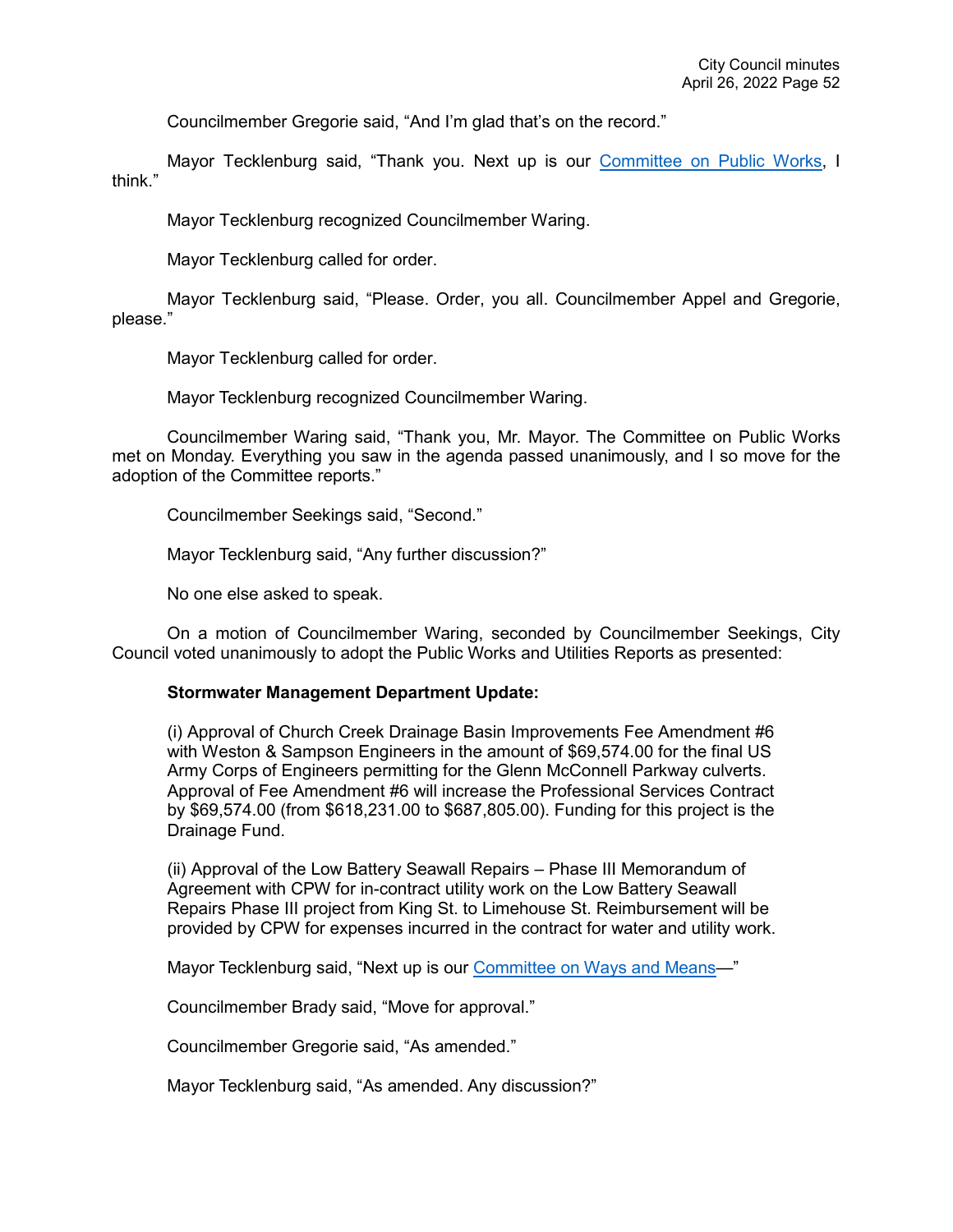Councilmember Gregorie said, "And I'm glad that's on the record."

Mayor Tecklenburg said, "Thank you. Next up is our Committee on Public Works, I think."

Mayor Tecklenburg recognized Councilmember Waring.

Mayor Tecklenburg called for order.

Mayor Tecklenburg said, "Please. Order, you all. Councilmember Appel and Gregorie, please."

Mayor Tecklenburg called for order.

Mayor Tecklenburg recognized Councilmember Waring.

Councilmember Waring said, "Thank you, Mr. Mayor. The Committee on Public Works met on Monday. Everything you saw in the agenda passed unanimously, and I so move for the adoption of the Committee reports."

Councilmember Seekings said, "Second."

Mayor Tecklenburg said, "Any further discussion?"

No one else asked to speak.

On a motion of Councilmember Waring, seconded by Councilmember Seekings, City Council voted unanimously to adopt the Public Works and Utilities Reports as presented:

**Stormwater Management Department Update:**

(i) Approval of Church Creek Drainage Basin Improvements Fee Amendment #6 with Weston & Sampson Engineers in the amount of $69,574.00 for the final US Army Corps of Engineers permitting for the Glenn McConnell Parkway culverts. Approval of Fee Amendment #6 will increase the Professional Services Contract by $69,574.00 (from $618,231.00 to $687,805.00). Funding for this project is the Drainage Fund.

(ii) Approval of the Low Battery Seawall Repairs – Phase III Memorandum of Agreement with CPW for in-contract utility work on the Low Battery Seawall Repairs Phase III project from King St. to Limehouse St. Reimbursement will be provided by CPW for expenses incurred in the contract for water and utility work.

Mayor Tecklenburg said, "Next up is our Committee on Ways and Means—"

Councilmember Brady said, "Move for approval."

Councilmember Gregorie said, "As amended."

Mayor Tecklenburg said, "As amended. Any discussion?"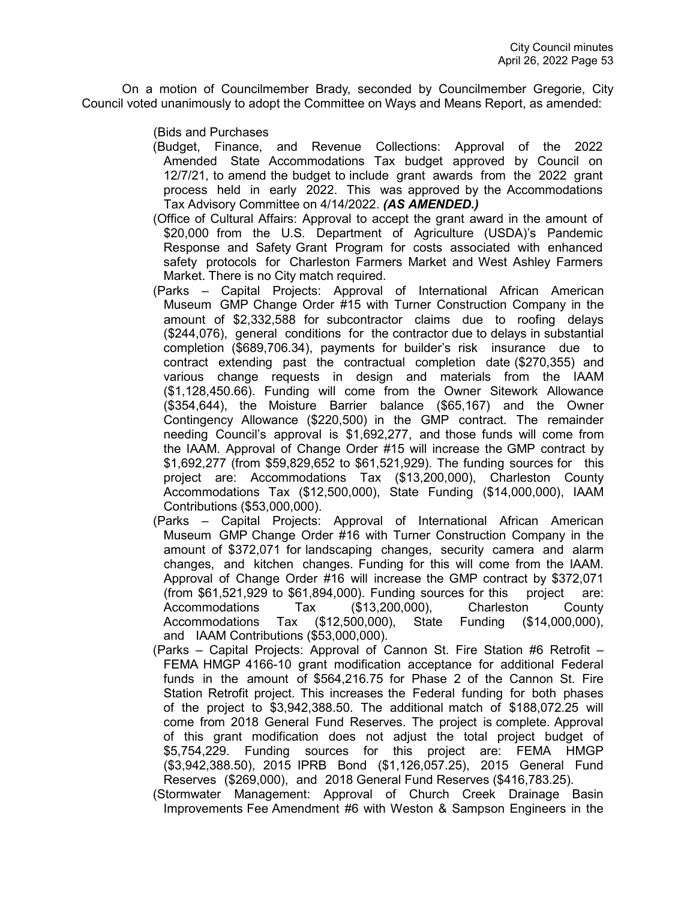On a motion of Councilmember Brady, seconded by Councilmember Gregorie, City Council voted unanimously to adopt the Committee on Ways and Means Report, as amended:

(Bids and Purchases

(Budget, Finance, and Revenue Collections: Approval of the 2022 Amended State Accommodations Tax budget approved by Council on 12/7/21, to amend the budget to include grant awards from the 2022 grant process held in early 2022. This was approved by the Accommodations Tax Advisory Committee on 4/14/2022. ***(AS AMENDED.)***

(Office of Cultural Affairs: Approval to accept the grant award in the amount of $20,000 from the U.S. Department of Agriculture (USDA)'s Pandemic Response and Safety Grant Program for costs associated with enhanced safety protocols for Charleston Farmers Market and West Ashley Farmers Market. There is no City match required.

(Parks – Capital Projects: Approval of International African American Museum GMP Change Order #15 with Turner Construction Company in the amount of $2,332,588 for subcontractor claims due to roofing delays ($244,076), general conditions for the contractor due to delays in substantial completion ($689,706.34), payments for builder's risk insurance due to contract extending past the contractual completion date ($270,355) and various change requests in design and materials from the IAAM ($1,128,450.66). Funding will come from the Owner Sitework Allowance ($354,644), the Moisture Barrier balance ($65,167) and the Owner Contingency Allowance ($220,500) in the GMP contract. The remainder needing Council's approval is $1,692,277, and those funds will come from the IAAM. Approval of Change Order #15 will increase the GMP contract by $1,692,277 (from $59,829,652 to $61,521,929). The funding sources for this project are: Accommodations Tax ($13,200,000), Charleston County Accommodations Tax ($12,500,000), State Funding ($14,000,000), IAAM Contributions ($53,000,000).

(Parks – Capital Projects: Approval of International African American Museum GMP Change Order #16 with Turner Construction Company in the amount of $372,071 for landscaping changes, security camera and alarm changes, and kitchen changes. Funding for this will come from the IAAM. Approval of Change Order #16 will increase the GMP contract by $372,071 (from $61,521,929 to $61,894,000). Funding sources for this project are: Accommodations Tax ($13,200,000), Charleston County Accommodations Tax ($12,500,000), State Funding ($14,000,000), and IAAM Contributions ($53,000,000).

(Parks – Capital Projects: Approval of Cannon St. Fire Station #6 Retrofit – FEMA HMGP 4166-10 grant modification acceptance for additional Federal funds in the amount of $564,216.75 for Phase 2 of the Cannon St. Fire Station Retrofit project. This increases the Federal funding for both phases of the project to $3,942,388.50. The additional match of $188,072.25 will come from 2018 General Fund Reserves. The project is complete. Approval of this grant modification does not adjust the total project budget of $5,754,229. Funding sources for this project are: FEMA HMGP ($3,942,388.50), 2015 IPRB Bond ($1,126,057.25), 2015 General Fund Reserves ($269,000), and 2018 General Fund Reserves ($416,783.25).

(Stormwater Management: Approval of Church Creek Drainage Basin Improvements Fee Amendment #6 with Weston & Sampson Engineers in the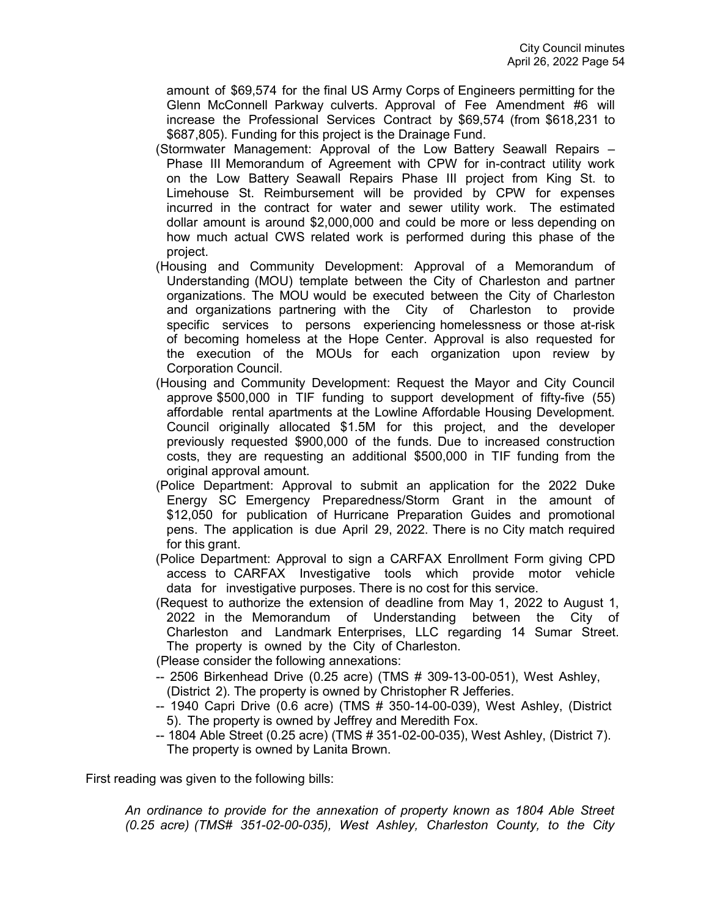amount of $69,574 for the final US Army Corps of Engineers permitting for the Glenn McConnell Parkway culverts. Approval of Fee Amendment #6 will increase the Professional Services Contract by $69,574 (from $618,231 to $687,805). Funding for this project is the Drainage Fund.

(Stormwater Management: Approval of the Low Battery Seawall Repairs – Phase III Memorandum of Agreement with CPW for in-contract utility work on the Low Battery Seawall Repairs Phase III project from King St. to Limehouse St. Reimbursement will be provided by CPW for expenses incurred in the contract for water and sewer utility work. The estimated dollar amount is around $2,000,000 and could be more or less depending on how much actual CWS related work is performed during this phase of the project.

(Housing and Community Development: Approval of a Memorandum of Understanding (MOU) template between the City of Charleston and partner organizations. The MOU would be executed between the City of Charleston and organizations partnering with the City of Charleston to provide specific services to persons experiencing homelessness or those at-risk of becoming homeless at the Hope Center. Approval is also requested for the execution of the MOUs for each organization upon review by Corporation Council.

(Housing and Community Development: Request the Mayor and City Council approve $500,000 in TIF funding to support development of fifty-five (55) affordable rental apartments at the Lowline Affordable Housing Development. Council originally allocated $1.5M for this project, and the developer previously requested $900,000 of the funds. Due to increased construction costs, they are requesting an additional $500,000 in TIF funding from the original approval amount.

(Police Department: Approval to submit an application for the 2022 Duke Energy SC Emergency Preparedness/Storm Grant in the amount of $12,050 for publication of Hurricane Preparation Guides and promotional pens. The application is due April 29, 2022. There is no City match required for this grant.

(Police Department: Approval to sign a CARFAX Enrollment Form giving CPD access to CARFAX Investigative tools which provide motor vehicle data for investigative purposes. There is no cost for this service.

(Request to authorize the extension of deadline from May 1, 2022 to August 1, 2022 in the Memorandum of Understanding between the City of Charleston and Landmark Enterprises, LLC regarding 14 Sumar Street. The property is owned by the City of Charleston.

(Please consider the following annexations:

-- 2506 Birkenhead Drive (0.25 acre) (TMS # 309-13-00-051), West Ashley, (District 2). The property is owned by Christopher R Jefferies.

-- 1940 Capri Drive (0.6 acre) (TMS # 350-14-00-039), West Ashley, (District 5). The property is owned by Jeffrey and Meredith Fox.

-- 1804 Able Street (0.25 acre) (TMS # 351-02-00-035), West Ashley, (District 7). The property is owned by Lanita Brown.

First reading was given to the following bills:

*An ordinance to provide for the annexation of property known as 1804 Able Street (0.25 acre) (TMS# 351-02-00-035), West Ashley, Charleston County, to the City*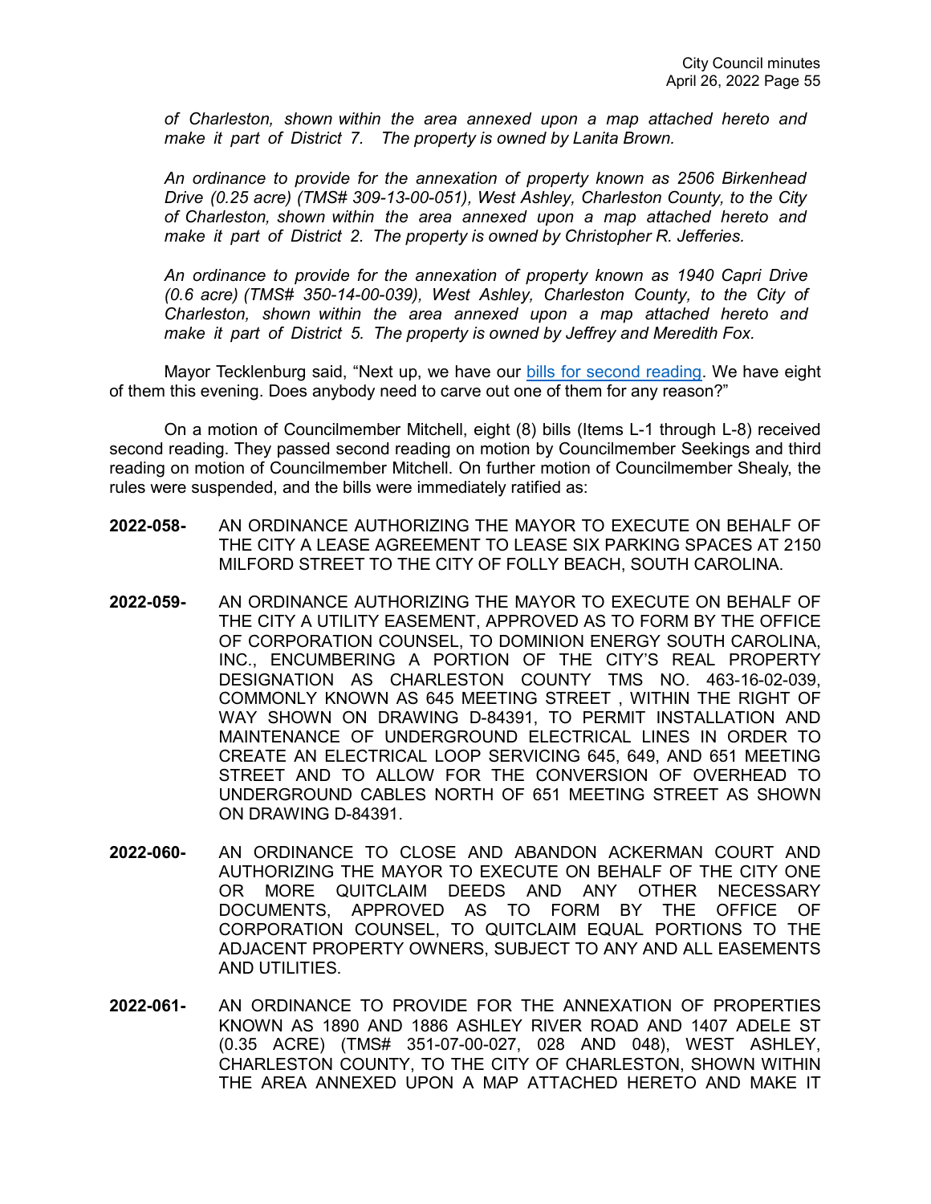*of Charleston, shown within the area annexed upon a map attached hereto and make it part of District 7. The property is owned by Lanita Brown.*

*An ordinance to provide for the annexation of property known as 2506 Birkenhead Drive (0.25 acre) (TMS# 309-13-00-051), West Ashley, Charleston County, to the City of Charleston, shown within the area annexed upon a map attached hereto and make it part of District 2. The property is owned by Christopher R. Jefferies.*

*An ordinance to provide for the annexation of property known as 1940 Capri Drive (0.6 acre) (TMS# 350-14-00-039), West Ashley, Charleston County, to the City of Charleston, shown within the area annexed upon a map attached hereto and make it part of District 5. The property is owned by Jeffrey and Meredith Fox.*

Mayor Tecklenburg said, "Next up, we have our bills for second reading. We have eight of them this evening. Does anybody need to carve out one of them for any reason?"

On a motion of Councilmember Mitchell, eight (8) bills (Items L-1 through L-8) received second reading. They passed second reading on motion by Councilmember Seekings and third reading on motion of Councilmember Mitchell. On further motion of Councilmember Shealy, the rules were suspended, and the bills were immediately ratified as:

**2022-058-** AN ORDINANCE AUTHORIZING THE MAYOR TO EXECUTE ON BEHALF OF THE CITY A LEASE AGREEMENT TO LEASE SIX PARKING SPACES AT 2150 MILFORD STREET TO THE CITY OF FOLLY BEACH, SOUTH CAROLINA.

**2022-059-** AN ORDINANCE AUTHORIZING THE MAYOR TO EXECUTE ON BEHALF OF THE CITY A UTILITY EASEMENT, APPROVED AS TO FORM BY THE OFFICE OF CORPORATION COUNSEL, TO DOMINION ENERGY SOUTH CAROLINA, INC., ENCUMBERING A PORTION OF THE CITY'S REAL PROPERTY DESIGNATION AS CHARLESTON COUNTY TMS NO. 463-16-02-039, COMMONLY KNOWN AS 645 MEETING STREET , WITHIN THE RIGHT OF WAY SHOWN ON DRAWING D-84391, TO PERMIT INSTALLATION AND MAINTENANCE OF UNDERGROUND ELECTRICAL LINES IN ORDER TO CREATE AN ELECTRICAL LOOP SERVICING 645, 649, AND 651 MEETING STREET AND TO ALLOW FOR THE CONVERSION OF OVERHEAD TO UNDERGROUND CABLES NORTH OF 651 MEETING STREET AS SHOWN ON DRAWING D-84391.

**2022-060-** AN ORDINANCE TO CLOSE AND ABANDON ACKERMAN COURT AND AUTHORIZING THE MAYOR TO EXECUTE ON BEHALF OF THE CITY ONE OR MORE QUITCLAIM DEEDS AND ANY OTHER NECESSARY DOCUMENTS, APPROVED AS TO FORM BY THE OFFICE OF CORPORATION COUNSEL, TO QUITCLAIM EQUAL PORTIONS TO THE ADJACENT PROPERTY OWNERS, SUBJECT TO ANY AND ALL EASEMENTS AND UTILITIES.

**2022-061-** AN ORDINANCE TO PROVIDE FOR THE ANNEXATION OF PROPERTIES KNOWN AS 1890 AND 1886 ASHLEY RIVER ROAD AND 1407 ADELE ST (0.35 ACRE) (TMS# 351-07-00-027, 028 AND 048), WEST ASHLEY, CHARLESTON COUNTY, TO THE CITY OF CHARLESTON, SHOWN WITHIN THE AREA ANNEXED UPON A MAP ATTACHED HERETO AND MAKE IT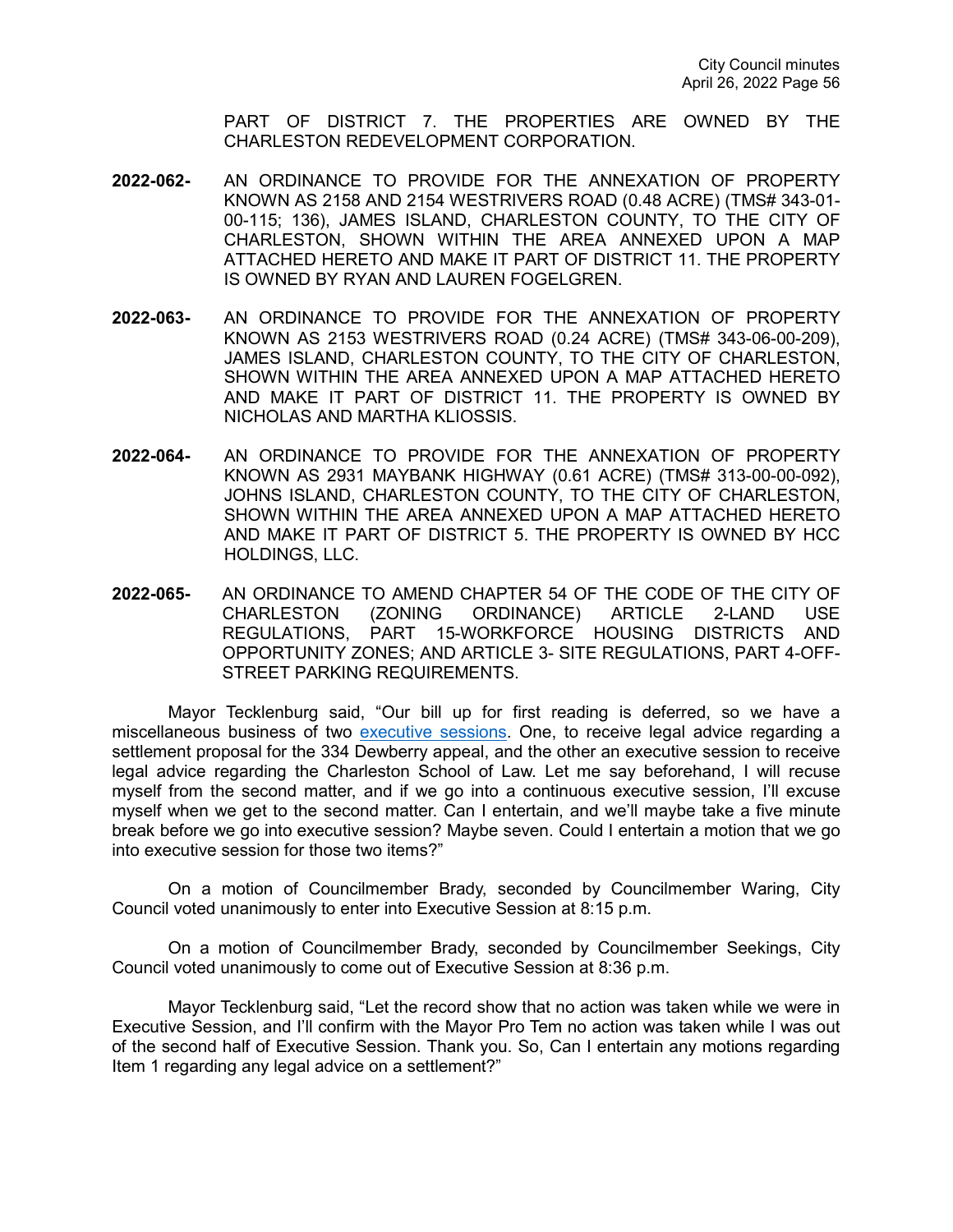PART OF DISTRICT 7. THE PROPERTIES ARE OWNED BY THE CHARLESTON REDEVELOPMENT CORPORATION.

**2022-062-** AN ORDINANCE TO PROVIDE FOR THE ANNEXATION OF PROPERTY KNOWN AS 2158 AND 2154 WESTRIVERS ROAD (0.48 ACRE) (TMS# 343-01-00-115; 136), JAMES ISLAND, CHARLESTON COUNTY, TO THE CITY OF CHARLESTON, SHOWN WITHIN THE AREA ANNEXED UPON A MAP ATTACHED HERETO AND MAKE IT PART OF DISTRICT 11. THE PROPERTY IS OWNED BY RYAN AND LAUREN FOGELGREN.

**2022-063-** AN ORDINANCE TO PROVIDE FOR THE ANNEXATION OF PROPERTY KNOWN AS 2153 WESTRIVERS ROAD (0.24 ACRE) (TMS# 343-06-00-209), JAMES ISLAND, CHARLESTON COUNTY, TO THE CITY OF CHARLESTON, SHOWN WITHIN THE AREA ANNEXED UPON A MAP ATTACHED HERETO AND MAKE IT PART OF DISTRICT 11. THE PROPERTY IS OWNED BY NICHOLAS AND MARTHA KLIOSSIS.

**2022-064-** AN ORDINANCE TO PROVIDE FOR THE ANNEXATION OF PROPERTY KNOWN AS 2931 MAYBANK HIGHWAY (0.61 ACRE) (TMS# 313-00-00-092), JOHNS ISLAND, CHARLESTON COUNTY, TO THE CITY OF CHARLESTON, SHOWN WITHIN THE AREA ANNEXED UPON A MAP ATTACHED HERETO AND MAKE IT PART OF DISTRICT 5. THE PROPERTY IS OWNED BY HCC HOLDINGS, LLC.

**2022-065-** AN ORDINANCE TO AMEND CHAPTER 54 OF THE CODE OF THE CITY OF CHARLESTON (ZONING ORDINANCE) ARTICLE 2-LAND USE REGULATIONS, PART 15-WORKFORCE HOUSING DISTRICTS AND OPPORTUNITY ZONES; AND ARTICLE 3- SITE REGULATIONS, PART 4-OFF-STREET PARKING REQUIREMENTS.

Mayor Tecklenburg said, "Our bill up for first reading is deferred, so we have a miscellaneous business of two executive sessions. One, to receive legal advice regarding a settlement proposal for the 334 Dewberry appeal, and the other an executive session to receive legal advice regarding the Charleston School of Law. Let me say beforehand, I will recuse myself from the second matter, and if we go into a continuous executive session, I'll excuse myself when we get to the second matter. Can I entertain, and we'll maybe take a five minute break before we go into executive session? Maybe seven. Could I entertain a motion that we go into executive session for those two items?"

On a motion of Councilmember Brady, seconded by Councilmember Waring, City Council voted unanimously to enter into Executive Session at 8:15 p.m.

On a motion of Councilmember Brady, seconded by Councilmember Seekings, City Council voted unanimously to come out of Executive Session at 8:36 p.m.

Mayor Tecklenburg said, "Let the record show that no action was taken while we were in Executive Session, and I'll confirm with the Mayor Pro Tem no action was taken while I was out of the second half of Executive Session. Thank you. So, Can I entertain any motions regarding Item 1 regarding any legal advice on a settlement?"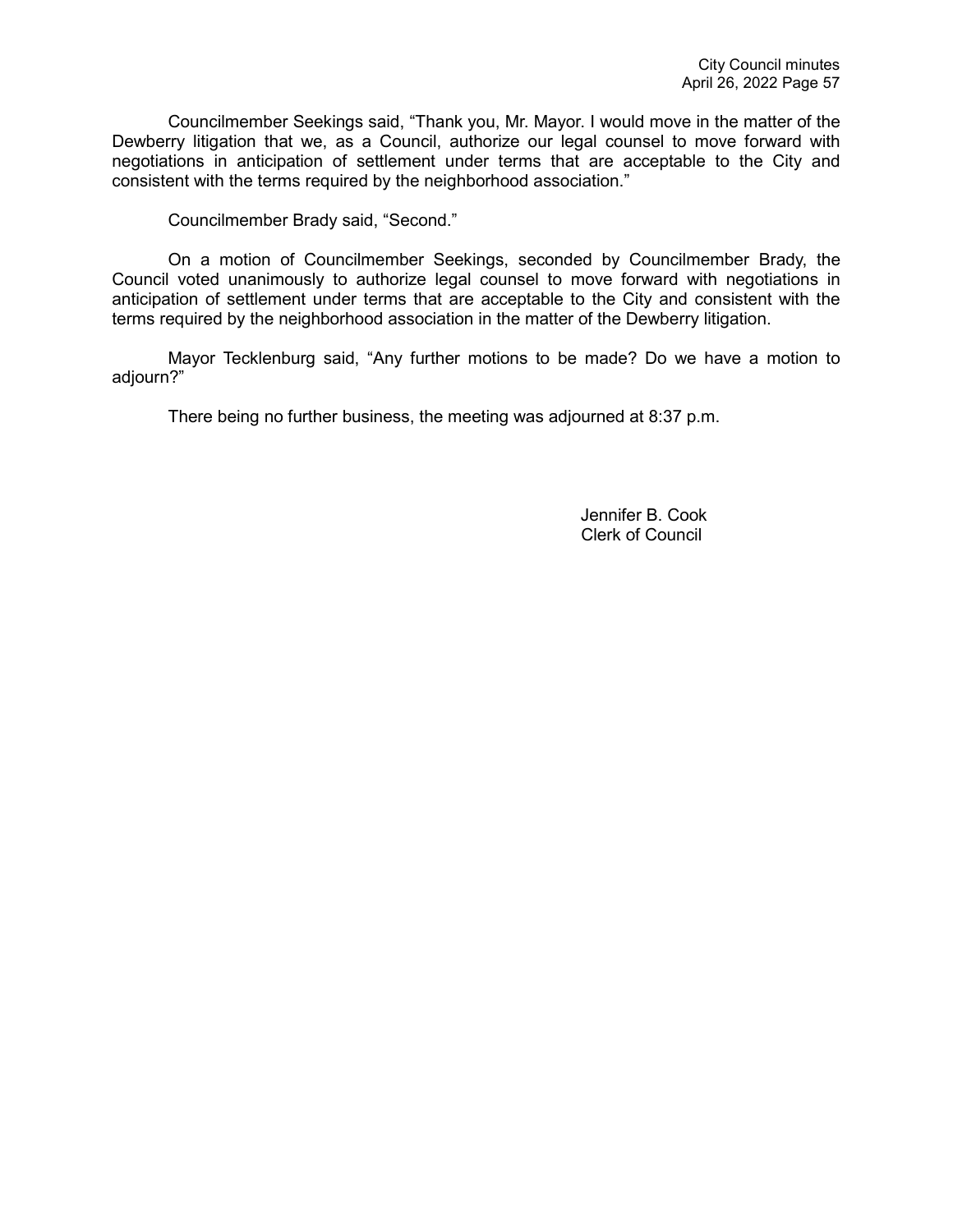Councilmember Seekings said, “Thank you, Mr. Mayor. I would move in the matter of the Dewberry litigation that we, as a Council, authorize our legal counsel to move forward with negotiations in anticipation of settlement under terms that are acceptable to the City and consistent with the terms required by the neighborhood association.”

Councilmember Brady said, “Second.”

On a motion of Councilmember Seekings, seconded by Councilmember Brady, the Council voted unanimously to authorize legal counsel to move forward with negotiations in anticipation of settlement under terms that are acceptable to the City and consistent with the terms required by the neighborhood association in the matter of the Dewberry litigation.

Mayor Tecklenburg said, “Any further motions to be made? Do we have a motion to adjourn?”

There being no further business, the meeting was adjourned at 8:37 p.m.

Jennifer B. Cook
Clerk of Council